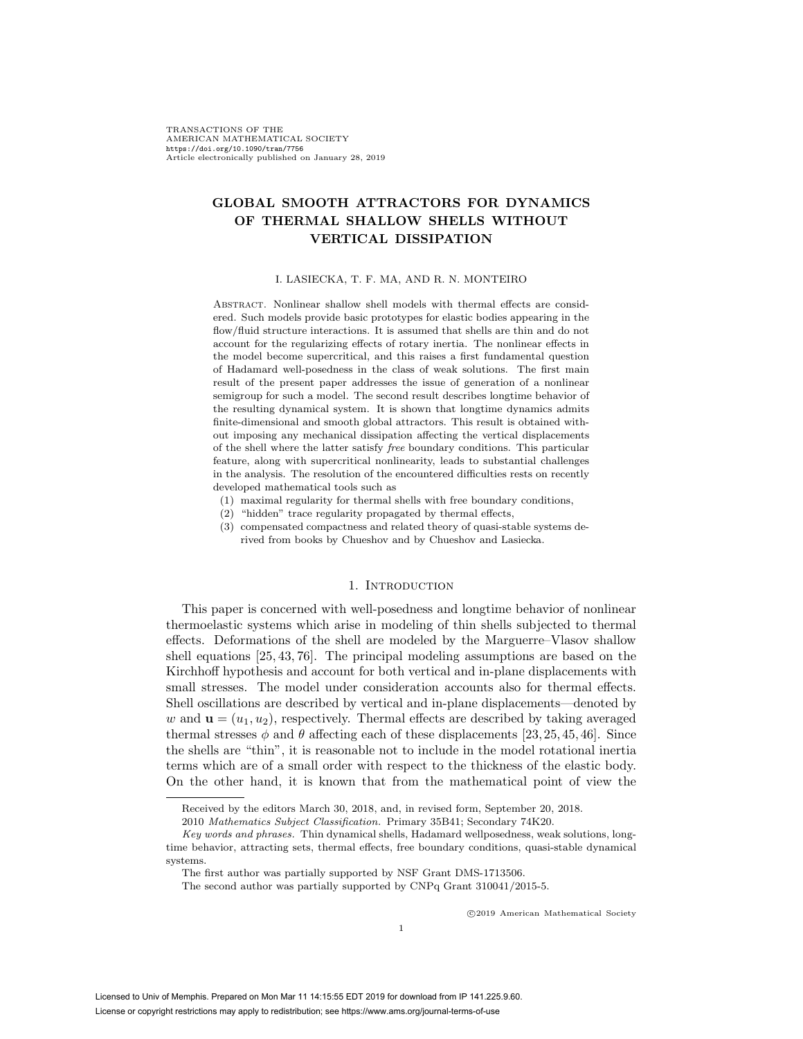TRANSACTIONS OF THE
AMERICAN MATHEMATICAL SOCIETY
https://doi.org/10.1090/tran/7756
Article electronically published on January 28, 2019

# GLOBAL SMOOTH ATTRACTORS FOR DYNAMICS OF THERMAL SHALLOW SHELLS WITHOUT VERTICAL DISSIPATION

I. LASIECKA, T. F. MA, AND R. N. MONTEIRO

Abstract. Nonlinear shallow shell models with thermal effects are considered. Such models provide basic prototypes for elastic bodies appearing in the flow/fluid structure interactions. It is assumed that shells are thin and do not account for the regularizing effects of rotary inertia. The nonlinear effects in the model become supercritical, and this raises a first fundamental question of Hadamard well-posedness in the class of weak solutions. The first main result of the present paper addresses the issue of generation of a nonlinear semigroup for such a model. The second result describes longtime behavior of the resulting dynamical system. It is shown that longtime dynamics admits finite-dimensional and smooth global attractors. This result is obtained without imposing any mechanical dissipation affecting the vertical displacements of the shell where the latter satisfy *free* boundary conditions. This particular feature, along with supercritical nonlinearity, leads to substantial challenges in the analysis. The resolution of the encountered difficulties rests on recently developed mathematical tools such as

1. maximal regularity for thermal shells with free boundary conditions,
2. "hidden" trace regularity propagated by thermal effects,
3. compensated compactness and related theory of quasi-stable systems derived from books by Chueshov and by Chueshov and Lasiecka.

## 1. Introduction

This paper is concerned with well-posedness and longtime behavior of nonlinear thermoelastic systems which arise in modeling of thin shells subjected to thermal effects. Deformations of the shell are modeled by the Marguerre–Vlasov shallow shell equations [25, 43, 76]. The principal modeling assumptions are based on the Kirchhoff hypothesis and account for both vertical and in-plane displacements with small stresses. The model under consideration accounts also for thermal effects. Shell oscillations are described by vertical and in-plane displacements—denoted by $w$ and $\mathbf{u} = (u_1, u_2)$, respectively. Thermal effects are described by taking averaged thermal stresses $\phi$ and $\theta$ affecting each of these displacements [23, 25, 45, 46]. Since the shells are "thin", it is reasonable not to include in the model rotational inertia terms which are of a small order with respect to the thickness of the elastic body. On the other hand, it is known that from the mathematical point of view the

---

Received by the editors March 30, 2018, and, in revised form, September 20, 2018.

2010 *Mathematics Subject Classification.* Primary 35B41; Secondary 74K20.

*Key words and phrases.* Thin dynamical shells, Hadamard wellposedness, weak solutions, longtime behavior, attracting sets, thermal effects, free boundary conditions, quasi-stable dynamical systems.

The first author was partially supported by NSF Grant DMS-1713506.

The second author was partially supported by CNPq Grant 310041/2015-5.

©2019 American Mathematical Society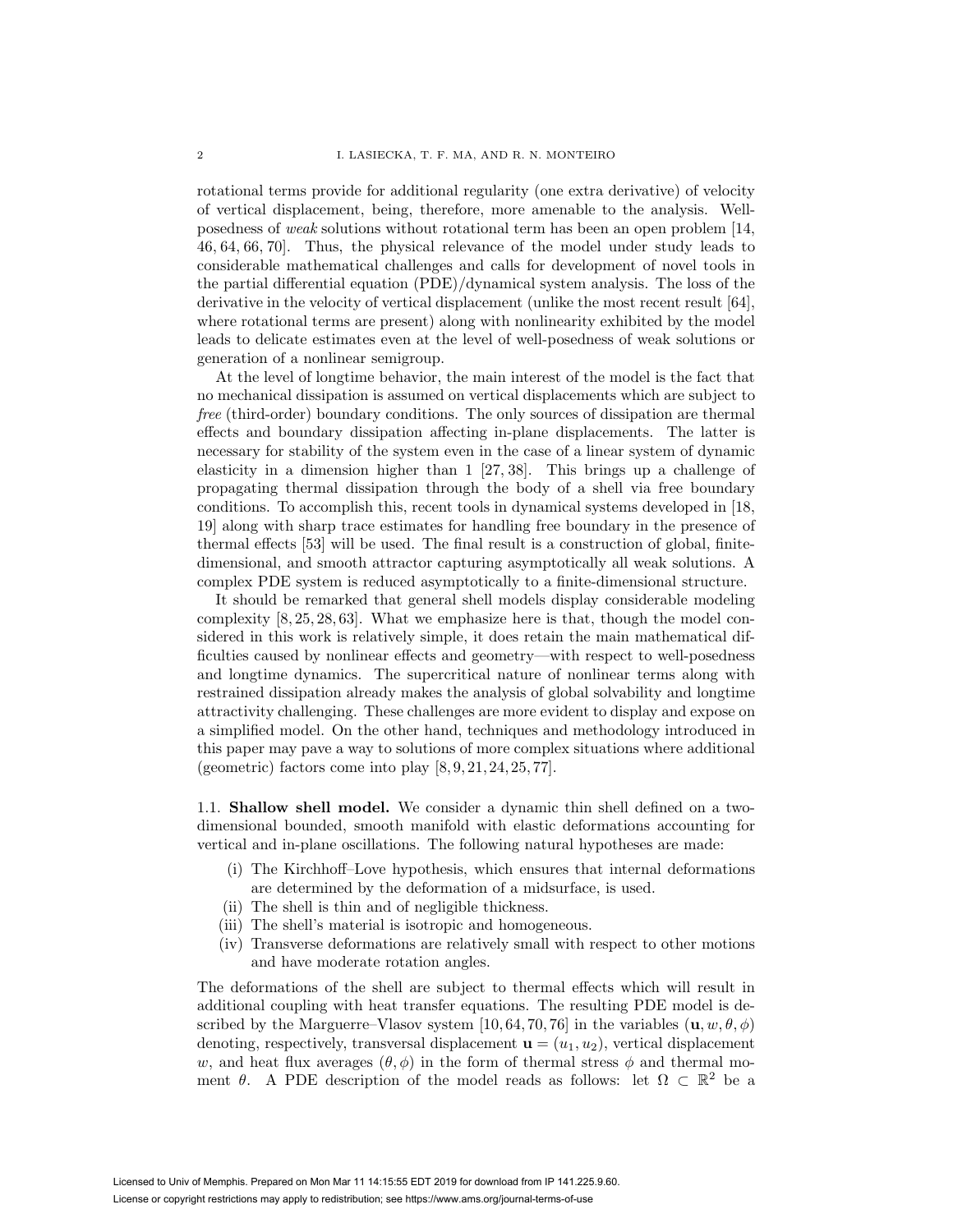rotational terms provide for additional regularity (one extra derivative) of velocity of vertical displacement, being, therefore, more amenable to the analysis. Well-posedness of *weak* solutions without rotational term has been an open problem [14, 46, 64, 66, 70]. Thus, the physical relevance of the model under study leads to considerable mathematical challenges and calls for development of novel tools in the partial differential equation (PDE)/dynamical system analysis. The loss of the derivative in the velocity of vertical displacement (unlike the most recent result [64], where rotational terms are present) along with nonlinearity exhibited by the model leads to delicate estimates even at the level of well-posedness of weak solutions or generation of a nonlinear semigroup.

At the level of longtime behavior, the main interest of the model is the fact that no mechanical dissipation is assumed on vertical displacements which are subject to *free* (third-order) boundary conditions. The only sources of dissipation are thermal effects and boundary dissipation affecting in-plane displacements. The latter is necessary for stability of the system even in the case of a linear system of dynamic elasticity in a dimension higher than 1 [27, 38]. This brings up a challenge of propagating thermal dissipation through the body of a shell via free boundary conditions. To accomplish this, recent tools in dynamical systems developed in [18, 19] along with sharp trace estimates for handling free boundary in the presence of thermal effects [53] will be used. The final result is a construction of global, finite-dimensional, and smooth attractor capturing asymptotically all weak solutions. A complex PDE system is reduced asymptotically to a finite-dimensional structure.

It should be remarked that general shell models display considerable modeling complexity [8, 25, 28, 63]. What we emphasize here is that, though the model considered in this work is relatively simple, it does retain the main mathematical difficulties caused by nonlinear effects and geometry—with respect to well-posedness and longtime dynamics. The supercritical nature of nonlinear terms along with restrained dissipation already makes the analysis of global solvability and longtime attractivity challenging. These challenges are more evident to display and expose on a simplified model. On the other hand, techniques and methodology introduced in this paper may pave a way to solutions of more complex situations where additional (geometric) factors come into play [8, 9, 21, 24, 25, 77].

### 1.1. Shallow shell model.

We consider a dynamic thin shell defined on a two-dimensional bounded, smooth manifold with elastic deformations accounting for vertical and in-plane oscillations. The following natural hypotheses are made:

(i) The Kirchhoff–Love hypothesis, which ensures that internal deformations are determined by the deformation of a midsurface, is used.
(ii) The shell is thin and of negligible thickness.
(iii) The shell's material is isotropic and homogeneous.
(iv) Transverse deformations are relatively small with respect to other motions and have moderate rotation angles.

The deformations of the shell are subject to thermal effects which will result in additional coupling with heat transfer equations. The resulting PDE model is described by the Marguerre–Vlasov system [10, 64, 70, 76] in the variables $(\mathbf{u}, w, \theta, \phi)$ denoting, respectively, transversal displacement $\mathbf{u} = (u_1, u_2)$, vertical displacement $w$, and heat flux averages $(\theta, \phi)$ in the form of thermal stress $\phi$ and thermal moment $\theta$. A PDE description of the model reads as follows: let $\Omega \subset \mathbb{R}^2$ be a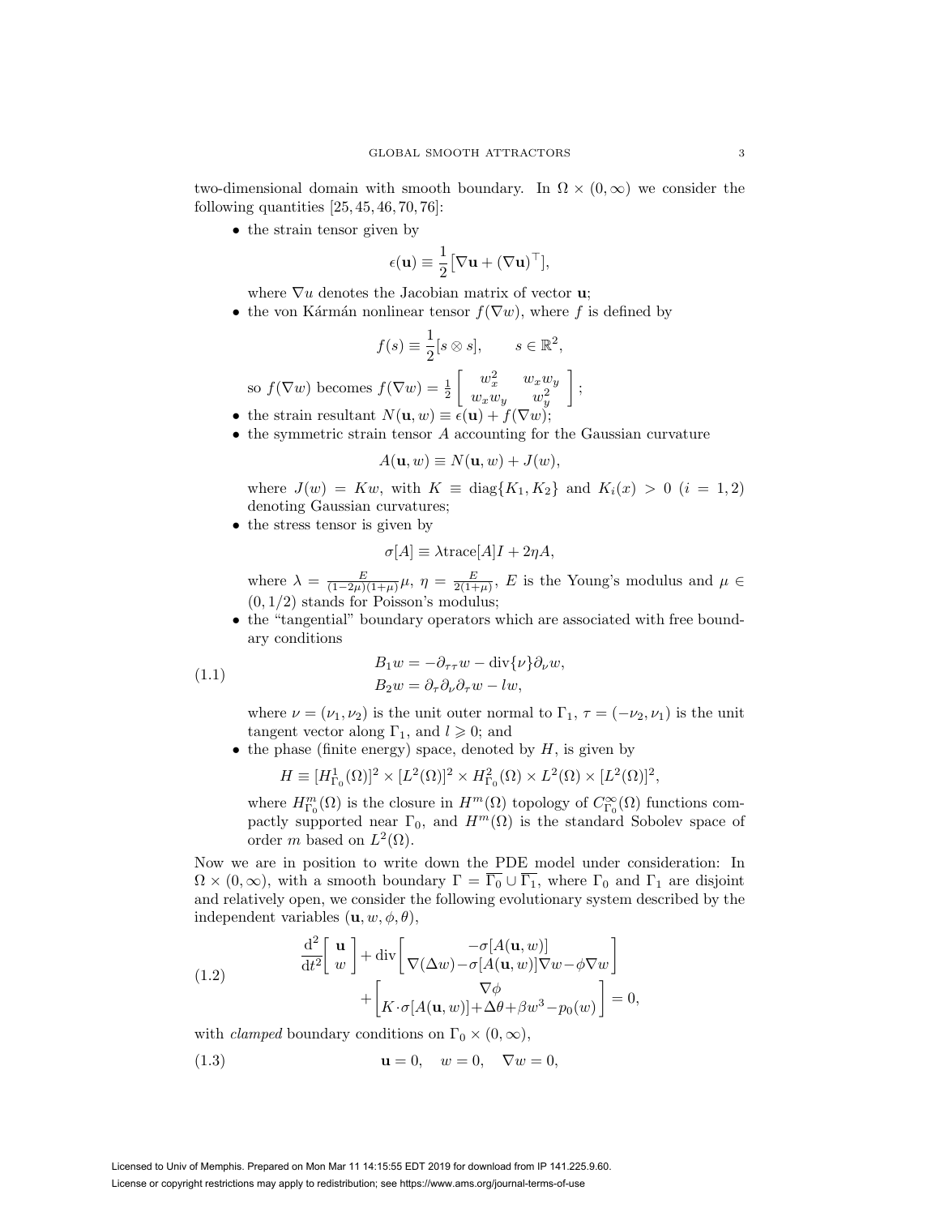two-dimensional domain with smooth boundary. In $\Omega \times (0, \infty)$ we consider the following quantities [25, 45, 46, 70, 76]:

- the strain tensor given by
$$\epsilon(\mathbf{u}) \equiv \frac{1}{2}[\nabla \mathbf{u} + (\nabla \mathbf{u})^\top],$$
where $\nabla u$ denotes the Jacobian matrix of vector $\mathbf{u}$;
- the von Kármán nonlinear tensor $f(\nabla w)$, where $f$ is defined by
$$f(s) \equiv \frac{1}{2}[s \otimes s], \qquad s \in \mathbb{R}^2,$$
so $f(\nabla w)$ becomes $f(\nabla w) = \frac{1}{2}\begin{bmatrix} w_x^2 & w_x w_y \\ w_x w_y & w_y^2 \end{bmatrix}$;
- the strain resultant $N(\mathbf{u}, w) \equiv \epsilon(\mathbf{u}) + f(\nabla w)$;
- the symmetric strain tensor $A$ accounting for the Gaussian curvature
$$A(\mathbf{u}, w) \equiv N(\mathbf{u}, w) + J(w),$$
where $J(w) = Kw$, with $K \equiv \operatorname{diag}\{K_1, K_2\}$ and $K_i(x) > 0$ $(i = 1, 2)$ denoting Gaussian curvatures;
- the stress tensor is given by
$$\sigma[A] \equiv \lambda \operatorname{trace}[A] I + 2\eta A,$$
where $\lambda = \frac{E}{(1-2\mu)(1+\mu)}\mu$, $\eta = \frac{E}{2(1+\mu)}$, $E$ is the Young's modulus and $\mu \in (0, 1/2)$ stands for Poisson's modulus;
- the "tangential" boundary operators which are associated with free boundary conditions
$$\begin{aligned} B_1 w &= -\partial_{\tau\tau} w - \operatorname{div}\{\nu\}\partial_\nu w, \\ B_2 w &= \partial_\tau \partial_\nu \partial_\tau w - l w, \end{aligned} \tag{1.1}$$
where $\nu = (\nu_1, \nu_2)$ is the unit outer normal to $\Gamma_1$, $\tau = (-\nu_2, \nu_1)$ is the unit tangent vector along $\Gamma_1$, and $l \geqslant 0$; and
- the phase (finite energy) space, denoted by $H$, is given by
$$H \equiv [H^1_{\Gamma_0}(\Omega)]^2 \times [L^2(\Omega)]^2 \times H^2_{\Gamma_0}(\Omega) \times L^2(\Omega) \times [L^2(\Omega)]^2,$$
where $H^m_{\Gamma_0}(\Omega)$ is the closure in $H^m(\Omega)$ topology of $C^\infty_{\Gamma_0}(\Omega)$ functions compactly supported near $\Gamma_0$, and $H^m(\Omega)$ is the standard Sobolev space of order $m$ based on $L^2(\Omega)$.

Now we are in position to write down the PDE model under consideration: In $\Omega \times (0, \infty)$, with a smooth boundary $\Gamma = \overline{\Gamma_0} \cup \overline{\Gamma_1}$, where $\Gamma_0$ and $\Gamma_1$ are disjoint and relatively open, we consider the following evolutionary system described by the independent variables $(\mathbf{u}, w, \phi, \theta)$,

$$\begin{aligned} \frac{\mathrm{d}^2}{\mathrm{d}t^2}\begin{bmatrix} \mathbf{u} \\ w \end{bmatrix} + \operatorname{div}\begin{bmatrix} -\sigma[A(\mathbf{u}, w)] \\ \nabla(\Delta w) - \sigma[A(\mathbf{u}, w)]\nabla w - \phi \nabla w \end{bmatrix} \\ + \begin{bmatrix} \nabla \phi \\ K \cdot \sigma[A(\mathbf{u}, w)] + \Delta\theta + \beta w^3 - p_0(w) \end{bmatrix} = 0, \end{aligned} \tag{1.2}$$

with *clamped* boundary conditions on $\Gamma_0 \times (0, \infty)$,

$$\mathbf{u} = 0, \quad w = 0, \quad \nabla w = 0, \tag{1.3}$$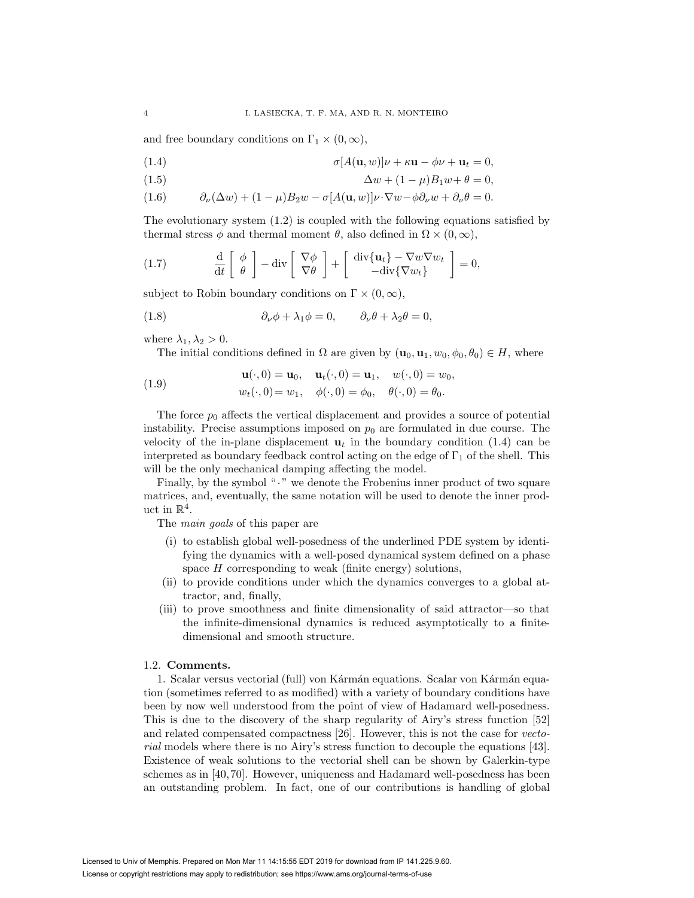and free boundary conditions on $\Gamma_1 \times (0, \infty)$,

$$\sigma[A(\mathbf{u}, w)]\nu + \kappa \mathbf{u} - \phi\nu + \mathbf{u}_t = 0, \tag{1.4}$$

$$\Delta w + (1-\mu)B_1 w + \theta = 0, \tag{1.5}$$

$$\partial_\nu(\Delta w) + (1-\mu)B_2 w - \sigma[A(\mathbf{u}, w)]\nu \cdot \nabla w - \phi\partial_\nu w + \partial_\nu \theta = 0. \tag{1.6}$$

The evolutionary system (1.2) is coupled with the following equations satisfied by thermal stress $\phi$ and thermal moment $\theta$, also defined in $\Omega \times (0, \infty)$,

$$\frac{\mathrm{d}}{\mathrm{d}t}\begin{bmatrix} \phi \\ \theta \end{bmatrix} - \operatorname{div}\begin{bmatrix} \nabla\phi \\ \nabla\theta \end{bmatrix} + \begin{bmatrix} \operatorname{div}\{\mathbf{u}_t\} - \nabla w \nabla w_t \\ -\operatorname{div}\{\nabla w_t\} \end{bmatrix} = 0, \tag{1.7}$$

subject to Robin boundary conditions on $\Gamma \times (0, \infty)$,

$$\partial_\nu \phi + \lambda_1 \phi = 0, \qquad \partial_\nu \theta + \lambda_2 \theta = 0, \tag{1.8}$$

where $\lambda_1, \lambda_2 > 0$.

The initial conditions defined in $\Omega$ are given by $(\mathbf{u}_0, \mathbf{u}_1, w_0, \phi_0, \theta_0) \in H$, where

$$\begin{gathered} \mathbf{u}(\cdot, 0) = \mathbf{u}_0, \quad \mathbf{u}_t(\cdot, 0) = \mathbf{u}_1, \quad w(\cdot, 0) = w_0, \\ w_t(\cdot, 0) = w_1, \quad \phi(\cdot, 0) = \phi_0, \quad \theta(\cdot, 0) = \theta_0. \end{gathered} \tag{1.9}$$

The force $p_0$ affects the vertical displacement and provides a source of potential instability. Precise assumptions imposed on $p_0$ are formulated in due course. The velocity of the in-plane displacement $\mathbf{u}_t$ in the boundary condition (1.4) can be interpreted as boundary feedback control acting on the edge of $\Gamma_1$ of the shell. This will be the only mechanical damping affecting the model.

Finally, by the symbol "$\cdot$" we denote the Frobenius inner product of two square matrices, and, eventually, the same notation will be used to denote the inner product in $\mathbb{R}^4$.

The *main goals* of this paper are

(i) to establish global well-posedness of the underlined PDE system by identifying the dynamics with a well-posed dynamical system defined on a phase space $H$ corresponding to weak (finite energy) solutions,

(ii) to provide conditions under which the dynamics converges to a global attractor, and, finally,

(iii) to prove smoothness and finite dimensionality of said attractor—so that the infinite-dimensional dynamics is reduced asymptotically to a finite-dimensional and smooth structure.

### 1.2. **Comments.**

1. Scalar versus vectorial (full) von Kármán equations. Scalar von Kármán equation (sometimes referred to as modified) with a variety of boundary conditions have been by now well understood from the point of view of Hadamard well-posedness. This is due to the discovery of the sharp regularity of Airy's stress function [52] and related compensated compactness [26]. However, this is not the case for *vectorial* models where there is no Airy's stress function to decouple the equations [43]. Existence of weak solutions to the vectorial shell can be shown by Galerkin-type schemes as in [40,70]. However, uniqueness and Hadamard well-posedness has been an outstanding problem. In fact, one of our contributions is handling of global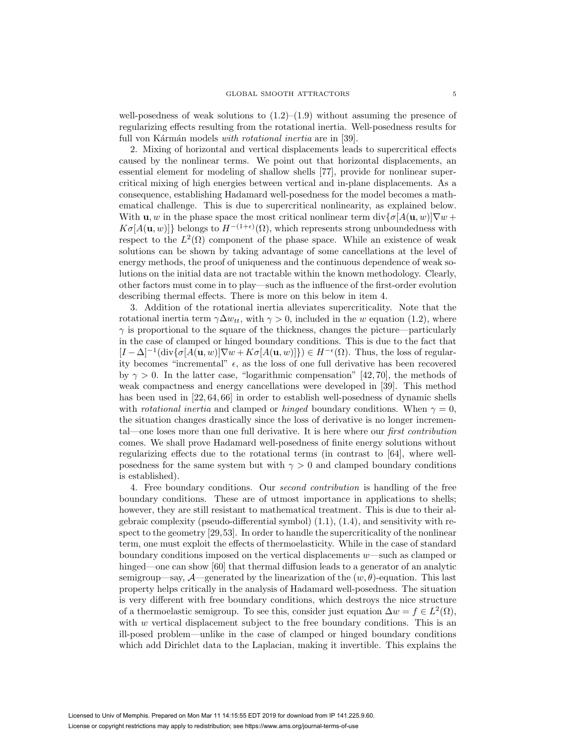well-posedness of weak solutions to (1.2)–(1.9) without assuming the presence of regularizing effects resulting from the rotational inertia. Well-posedness results for full von Kármán models *with rotational inertia* are in [39].

2. Mixing of horizontal and vertical displacements leads to supercritical effects caused by the nonlinear terms. We point out that horizontal displacements, an essential element for modeling of shallow shells [77], provide for nonlinear supercritical mixing of high energies between vertical and in-plane displacements. As a consequence, establishing Hadamard well-posedness for the model becomes a mathematical challenge. This is due to supercritical nonlinearity, as explained below. With $\mathbf{u}, w$ in the phase space the most critical nonlinear term $\operatorname{div}\{\sigma[A(\mathbf{u}, w)]\nabla w + K\sigma[A(\mathbf{u}, w)]\}$ belongs to $H^{-(1+\epsilon)}(\Omega)$, which represents strong unboundedness with respect to the $L^2(\Omega)$ component of the phase space. While an existence of weak solutions can be shown by taking advantage of some cancellations at the level of energy methods, the proof of uniqueness and the continuous dependence of weak solutions on the initial data are not tractable within the known methodology. Clearly, other factors must come in to play—such as the influence of the first-order evolution describing thermal effects. There is more on this below in item 4.

3. Addition of the rotational inertia alleviates supercriticality. Note that the rotational inertia term $\gamma \Delta w_{tt}$, with $\gamma > 0$, included in the $w$ equation (1.2), where $\gamma$ is proportional to the square of the thickness, changes the picture—particularly in the case of clamped or hinged boundary conditions. This is due to the fact that $[I - \Delta]^{-1}(\operatorname{div}\{\sigma[A(\mathbf{u}, w)]\nabla w + K\sigma[A(\mathbf{u}, w)]\}) \in H^{-\epsilon}(\Omega)$. Thus, the loss of regularity becomes "incremental" $\epsilon$, as the loss of one full derivative has been recovered by $\gamma > 0$. In the latter case, "logarithmic compensation" [42, 70], the methods of weak compactness and energy cancellations were developed in [39]. This method has been used in [22, 64, 66] in order to establish well-posedness of dynamic shells with *rotational inertia* and clamped or *hinged* boundary conditions. When $\gamma = 0$, the situation changes drastically since the loss of derivative is no longer incremental—one loses more than one full derivative. It is here where our *first contribution* comes. We shall prove Hadamard well-posedness of finite energy solutions without regularizing effects due to the rotational terms (in contrast to [64], where well-posedness for the same system but with $\gamma > 0$ and clamped boundary conditions is established).

4. Free boundary conditions. Our *second contribution* is handling of the free boundary conditions. These are of utmost importance in applications to shells; however, they are still resistant to mathematical treatment. This is due to their algebraic complexity (pseudo-differential symbol) (1.1), (1.4), and sensitivity with respect to the geometry [29, 53]. In order to handle the supercriticality of the nonlinear term, one must exploit the effects of thermoelasticity. While in the case of standard boundary conditions imposed on the vertical displacements $w$—such as clamped or hinged—one can show [60] that thermal diffusion leads to a generator of an analytic semigroup—say, $\mathcal{A}$—generated by the linearization of the $(w, \theta)$-equation. This last property helps critically in the analysis of Hadamard well-posedness. The situation is very different with free boundary conditions, which destroys the nice structure of a thermoelastic semigroup. To see this, consider just equation $\Delta w = f \in L^2(\Omega)$, with $w$ vertical displacement subject to the free boundary conditions. This is an ill-posed problem—unlike in the case of clamped or hinged boundary conditions which add Dirichlet data to the Laplacian, making it invertible. This explains the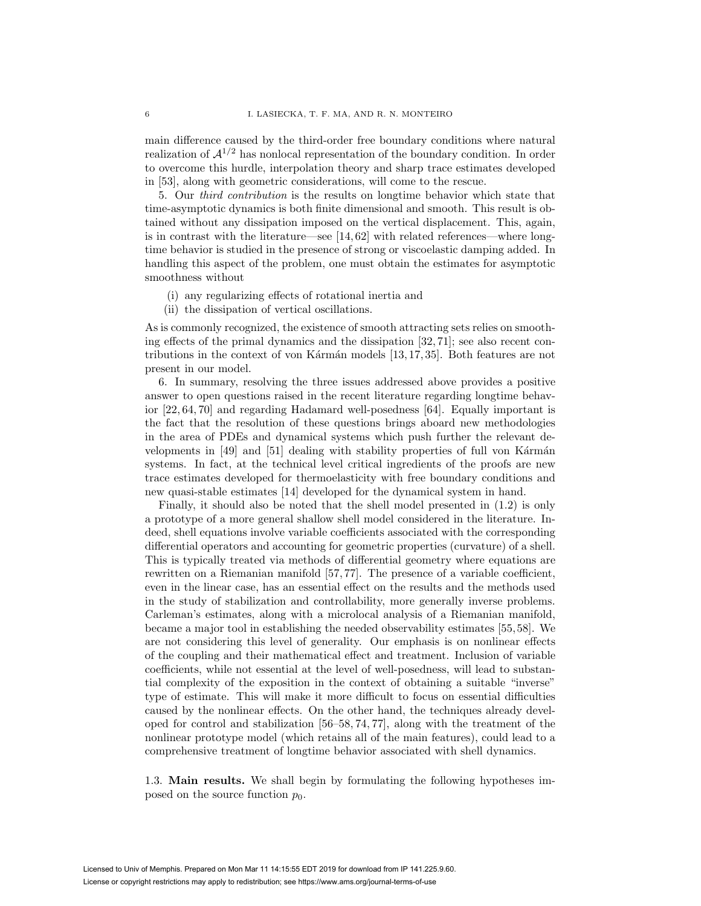main difference caused by the third-order free boundary conditions where natural realization of $\mathcal{A}^{1/2}$ has nonlocal representation of the boundary condition. In order to overcome this hurdle, interpolation theory and sharp trace estimates developed in [53], along with geometric considerations, will come to the rescue.

5. Our *third contribution* is the results on longtime behavior which state that time-asymptotic dynamics is both finite dimensional and smooth. This result is obtained without any dissipation imposed on the vertical displacement. This, again, is in contrast with the literature—see [14, 62] with related references—where longtime behavior is studied in the presence of strong or viscoelastic damping added. In handling this aspect of the problem, one must obtain the estimates for asymptotic smoothness without

- (i) any regularizing effects of rotational inertia and
- (ii) the dissipation of vertical oscillations.

As is commonly recognized, the existence of smooth attracting sets relies on smoothing effects of the primal dynamics and the dissipation [32, 71]; see also recent contributions in the context of von Kármán models [13, 17, 35]. Both features are not present in our model.

6. In summary, resolving the three issues addressed above provides a positive answer to open questions raised in the recent literature regarding longtime behavior [22, 64, 70] and regarding Hadamard well-posedness [64]. Equally important is the fact that the resolution of these questions brings aboard new methodologies in the area of PDEs and dynamical systems which push further the relevant developments in [49] and [51] dealing with stability properties of full von Kármán systems. In fact, at the technical level critical ingredients of the proofs are new trace estimates developed for thermoelasticity with free boundary conditions and new quasi-stable estimates [14] developed for the dynamical system in hand.

Finally, it should also be noted that the shell model presented in (1.2) is only a prototype of a more general shallow shell model considered in the literature. Indeed, shell equations involve variable coefficients associated with the corresponding differential operators and accounting for geometric properties (curvature) of a shell. This is typically treated via methods of differential geometry where equations are rewritten on a Riemanian manifold [57, 77]. The presence of a variable coefficient, even in the linear case, has an essential effect on the results and the methods used in the study of stabilization and controllability, more generally inverse problems. Carleman's estimates, along with a microlocal analysis of a Riemanian manifold, became a major tool in establishing the needed observability estimates [55, 58]. We are not considering this level of generality. Our emphasis is on nonlinear effects of the coupling and their mathematical effect and treatment. Inclusion of variable coefficients, while not essential at the level of well-posedness, will lead to substantial complexity of the exposition in the context of obtaining a suitable "inverse" type of estimate. This will make it more difficult to focus on essential difficulties caused by the nonlinear effects. On the other hand, the techniques already developed for control and stabilization [56–58, 74, 77], along with the treatment of the nonlinear prototype model (which retains all of the main features), could lead to a comprehensive treatment of longtime behavior associated with shell dynamics.

### 1.3. Main results.

We shall begin by formulating the following hypotheses imposed on the source function $p_0$.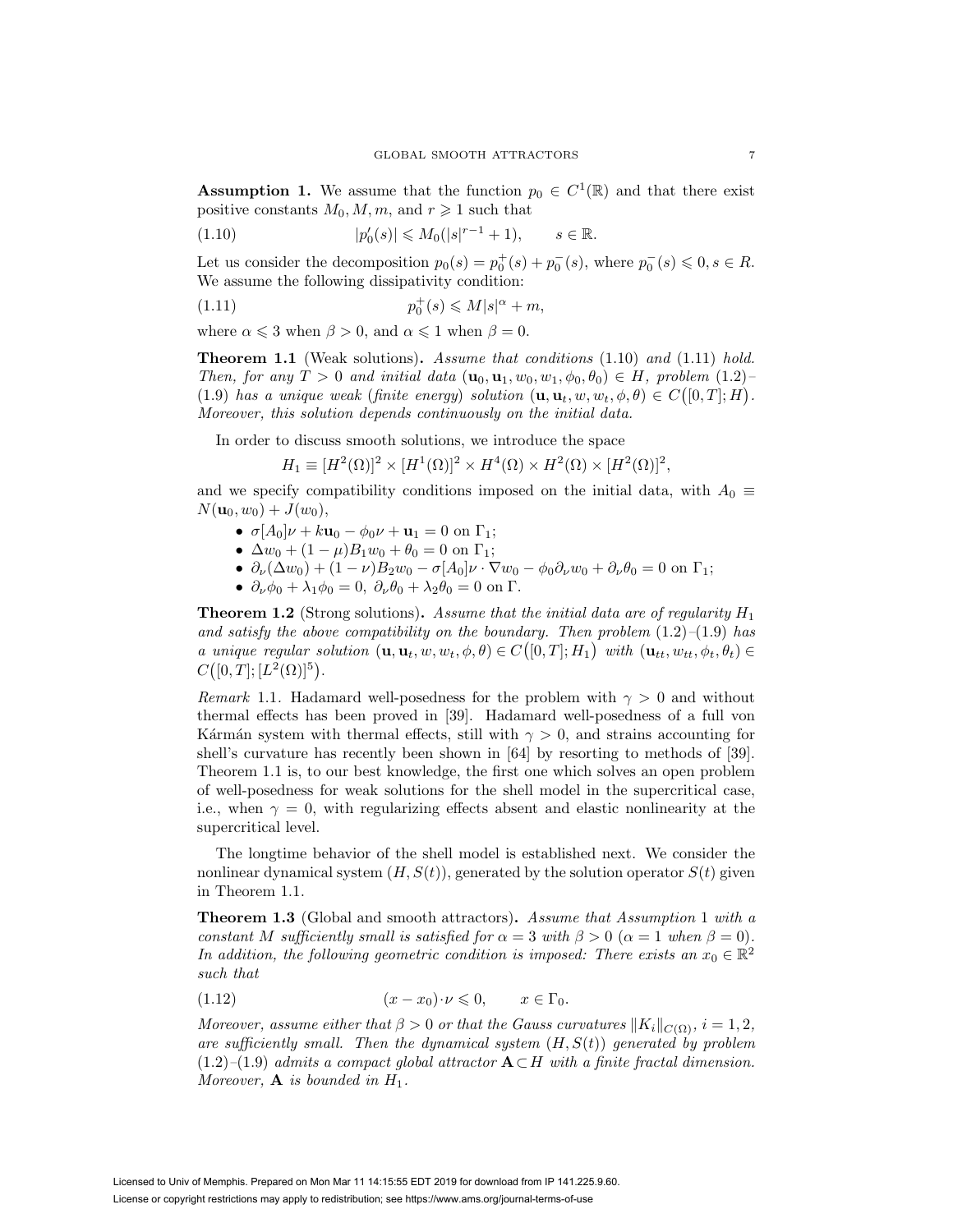**Assumption 1.** We assume that the function $p_0 \in C^1(\mathbb{R})$ and that there exist positive constants $M_0, M, m$, and $r \geqslant 1$ such that

$$|p_0'(s)| \leqslant M_0(|s|^{r-1} + 1), \qquad s \in \mathbb{R}. \tag{1.10}$$

Let us consider the decomposition $p_0(s) = p_0^+(s) + p_0^-(s)$, where $p_0^-(s) \leqslant 0, s \in R$. We assume the following dissipativity condition:

$$p_0^+(s) \leqslant M|s|^\alpha + m, \tag{1.11}$$

where $\alpha \leqslant 3$ when $\beta > 0$, and $\alpha \leqslant 1$ when $\beta = 0$.

**Theorem 1.1** (Weak solutions)**.** *Assume that conditions* (1.10) *and* (1.11) *hold. Then, for any $T > 0$ and initial data $(\mathbf{u}_0, \mathbf{u}_1, w_0, w_1, \phi_0, \theta_0) \in H$, problem* (1.2)*–*(1.9) *has a unique weak* (*finite energy*) *solution $(\mathbf{u}, \mathbf{u}_t, w, w_t, \phi, \theta) \in C([0,T]; H)$. Moreover, this solution depends continuously on the initial data.*

In order to discuss smooth solutions, we introduce the space

$$H_1 \equiv [H^2(\Omega)]^2 \times [H^1(\Omega)]^2 \times H^4(\Omega) \times H^2(\Omega) \times [H^2(\Omega)]^2,$$

and we specify compatibility conditions imposed on the initial data, with $A_0 \equiv N(\mathbf{u}_0, w_0) + J(w_0)$,

- $\sigma[A_0]\nu + k\mathbf{u}_0 - \phi_0\nu + \mathbf{u}_1 = 0$ on $\Gamma_1$;
- $\Delta w_0 + (1-\mu)B_1 w_0 + \theta_0 = 0$ on $\Gamma_1$;
- $\partial_\nu(\Delta w_0) + (1-\nu)B_2 w_0 - \sigma[A_0]\nu \cdot \nabla w_0 - \phi_0 \partial_\nu w_0 + \partial_\nu \theta_0 = 0$ on $\Gamma_1$;
- $\partial_\nu \phi_0 + \lambda_1 \phi_0 = 0$, $\partial_\nu \theta_0 + \lambda_2 \theta_0 = 0$ on $\Gamma$.

**Theorem 1.2** (Strong solutions)**.** *Assume that the initial data are of regularity $H_1$ and satisfy the above compatibility on the boundary. Then problem* (1.2)*–*(1.9) *has a unique regular solution $(\mathbf{u}, \mathbf{u}_t, w, w_t, \phi, \theta) \in C([0,T]; H_1)$ with $(\mathbf{u}_{tt}, w_{tt}, \phi_t, \theta_t) \in C([0,T]; [L^2(\Omega)]^5)$.*

*Remark* 1.1. Hadamard well-posedness for the problem with $\gamma > 0$ and without thermal effects has been proved in [39]. Hadamard well-posedness of a full von Kármán system with thermal effects, still with $\gamma > 0$, and strains accounting for shell's curvature has recently been shown in [64] by resorting to methods of [39]. Theorem 1.1 is, to our best knowledge, the first one which solves an open problem of well-posedness for weak solutions for the shell model in the supercritical case, i.e., when $\gamma = 0$, with regularizing effects absent and elastic nonlinearity at the supercritical level.

The longtime behavior of the shell model is established next. We consider the nonlinear dynamical system $(H, S(t))$, generated by the solution operator $S(t)$ given in Theorem 1.1.

**Theorem 1.3** (Global and smooth attractors)**.** *Assume that Assumption* 1 *with a constant $M$ sufficiently small is satisfied for $\alpha = 3$ with $\beta > 0$ ($\alpha = 1$ when $\beta = 0$). In addition, the following geometric condition is imposed: There exists an $x_0 \in \mathbb{R}^2$ such that*

$$(x - x_0) \cdot \nu \leqslant 0, \qquad x \in \Gamma_0. \tag{1.12}$$

*Moreover, assume either that $\beta > 0$ or that the Gauss curvatures $\|K_i\|_{C(\Omega)}$, $i = 1, 2$, are sufficiently small. Then the dynamical system $(H, S(t))$ generated by problem* (1.2)*–*(1.9) *admits a compact global attractor $\mathbf{A} \subset H$ with a finite fractal dimension. Moreover, $\mathbf{A}$ is bounded in $H_1$.*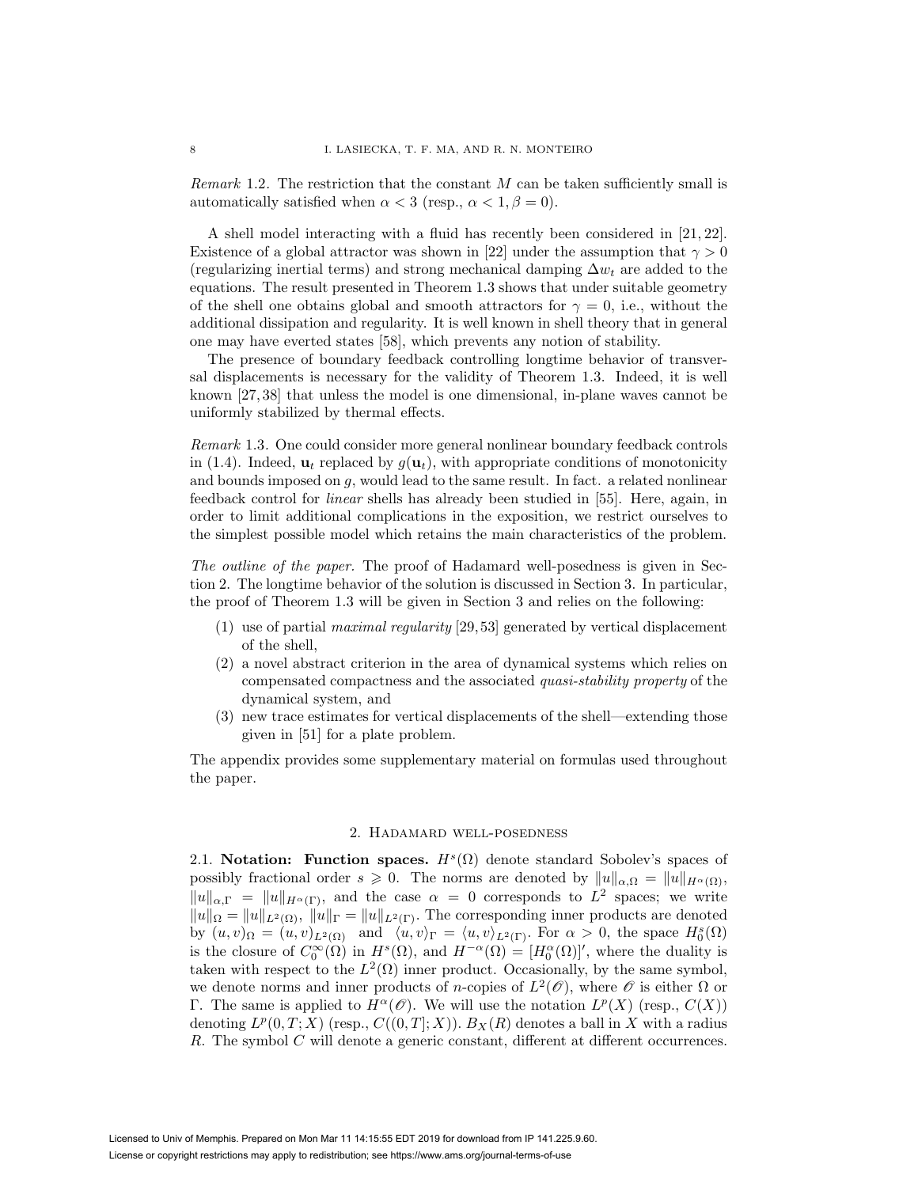*Remark* 1.2. The restriction that the constant $M$ can be taken sufficiently small is automatically satisfied when $\alpha < 3$ (resp., $\alpha < 1, \beta = 0$).

A shell model interacting with a fluid has recently been considered in [21, 22]. Existence of a global attractor was shown in [22] under the assumption that $\gamma > 0$ (regularizing inertial terms) and strong mechanical damping $\Delta w_t$ are added to the equations. The result presented in Theorem 1.3 shows that under suitable geometry of the shell one obtains global and smooth attractors for $\gamma = 0$, i.e., without the additional dissipation and regularity. It is well known in shell theory that in general one may have everted states [58], which prevents any notion of stability.

The presence of boundary feedback controlling longtime behavior of transversal displacements is necessary for the validity of Theorem 1.3. Indeed, it is well known [27, 38] that unless the model is one dimensional, in-plane waves cannot be uniformly stabilized by thermal effects.

*Remark* 1.3. One could consider more general nonlinear boundary feedback controls in (1.4). Indeed, $\mathbf{u}_t$ replaced by $g(\mathbf{u}_t)$, with appropriate conditions of monotonicity and bounds imposed on $g$, would lead to the same result. In fact. a related nonlinear feedback control for *linear* shells has already been studied in [55]. Here, again, in order to limit additional complications in the exposition, we restrict ourselves to the simplest possible model which retains the main characteristics of the problem.

*The outline of the paper.* The proof of Hadamard well-posedness is given in Section 2. The longtime behavior of the solution is discussed in Section 3. In particular, the proof of Theorem 1.3 will be given in Section 3 and relies on the following:

1. use of partial *maximal regularity* [29, 53] generated by vertical displacement of the shell,
2. a novel abstract criterion in the area of dynamical systems which relies on compensated compactness and the associated *quasi-stability property* of the dynamical system, and
3. new trace estimates for vertical displacements of the shell—extending those given in [51] for a plate problem.

The appendix provides some supplementary material on formulas used throughout the paper.

## 2. Hadamard well-posedness

**2.1. Notation: Function spaces.** $H^s(\Omega)$ denote standard Sobolev's spaces of possibly fractional order $s \geqslant 0$. The norms are denoted by $\|u\|_{\alpha,\Omega} = \|u\|_{H^\alpha(\Omega)}$, $\|u\|_{\alpha,\Gamma} = \|u\|_{H^\alpha(\Gamma)}$, and the case $\alpha = 0$ corresponds to $L^2$ spaces; we write $\|u\|_\Omega = \|u\|_{L^2(\Omega)}$, $\|u\|_\Gamma = \|u\|_{L^2(\Gamma)}$. The corresponding inner products are denoted by $(u, v)_\Omega = (u, v)_{L^2(\Omega)}$ and $\langle u, v\rangle_\Gamma = \langle u, v\rangle_{L^2(\Gamma)}$. For $\alpha > 0$, the space $H^s_0(\Omega)$ is the closure of $C_0^\infty(\Omega)$ in $H^s(\Omega)$, and $H^{-\alpha}(\Omega) = [H^\alpha_0(\Omega)]'$, where the duality is taken with respect to the $L^2(\Omega)$ inner product. Occasionally, by the same symbol, we denote norms and inner products of $n$-copies of $L^2(\mathscr{O})$, where $\mathscr{O}$ is either $\Omega$ or $\Gamma$. The same is applied to $H^\alpha(\mathscr{O})$. We will use the notation $L^p(X)$ (resp., $C(X)$) denoting $L^p(0, T; X)$ (resp., $C((0, T]; X)$). $B_X(R)$ denotes a ball in $X$ with a radius $R$. The symbol $C$ will denote a generic constant, different at different occurrences.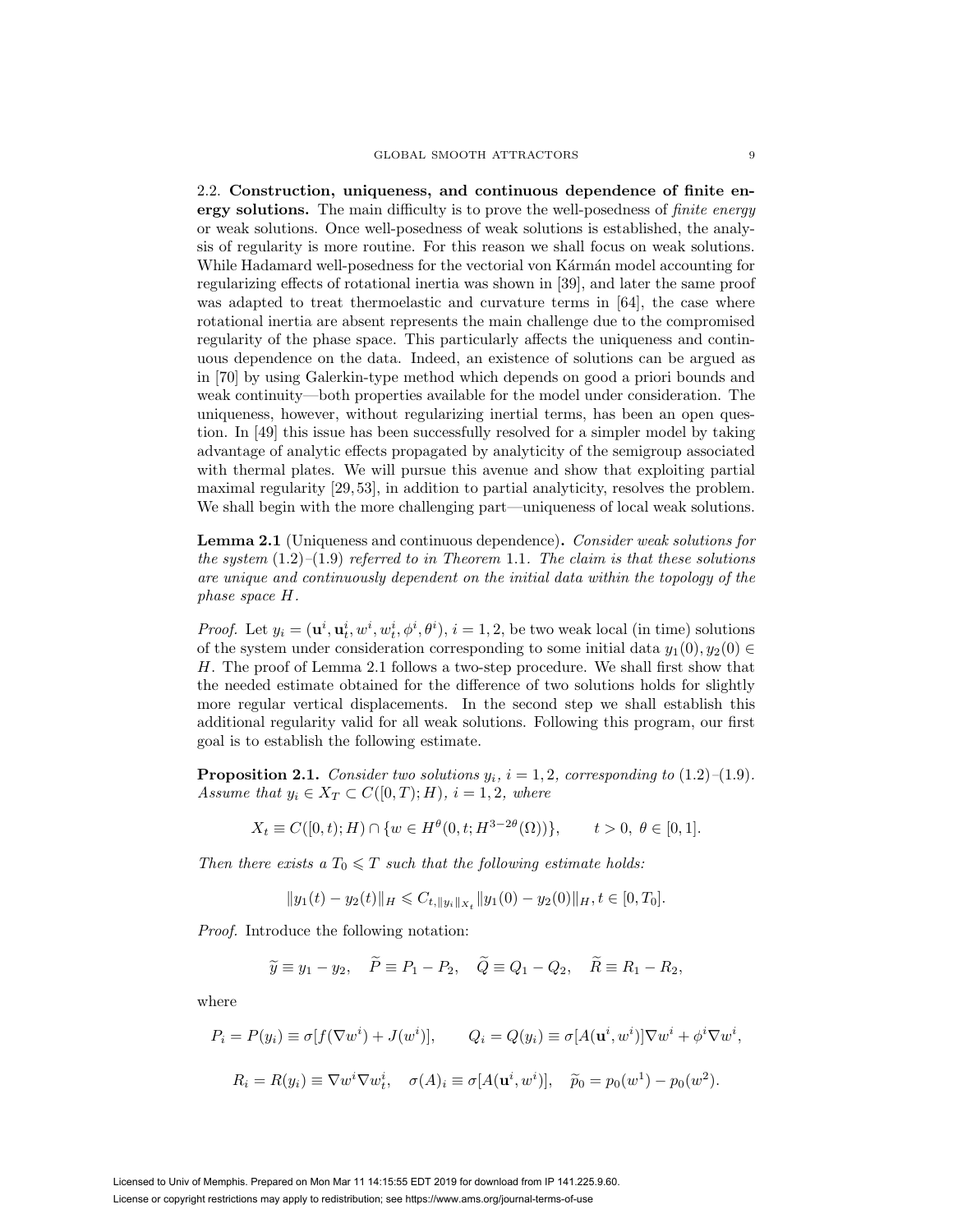2.2. **Construction, uniqueness, and continuous dependence of finite energy solutions.** The main difficulty is to prove the well-posedness of *finite energy* or weak solutions. Once well-posedness of weak solutions is established, the analysis of regularity is more routine. For this reason we shall focus on weak solutions. While Hadamard well-posedness for the vectorial von Kármán model accounting for regularizing effects of rotational inertia was shown in [39], and later the same proof was adapted to treat thermoelastic and curvature terms in [64], the case where rotational inertia are absent represents the main challenge due to the compromised regularity of the phase space. This particularly affects the uniqueness and continuous dependence on the data. Indeed, an existence of solutions can be argued as in [70] by using Galerkin-type method which depends on good a priori bounds and weak continuity—both properties available for the model under consideration. The uniqueness, however, without regularizing inertial terms, has been an open question. In [49] this issue has been successfully resolved for a simpler model by taking advantage of analytic effects propagated by analyticity of the semigroup associated with thermal plates. We will pursue this avenue and show that exploiting partial maximal regularity [29, 53], in addition to partial analyticity, resolves the problem. We shall begin with the more challenging part—uniqueness of local weak solutions.

**Lemma 2.1** (Uniqueness and continuous dependence)**.** *Consider weak solutions for the system* (1.2)–(1.9) *referred to in Theorem* 1.1*. The claim is that these solutions are unique and continuously dependent on the initial data within the topology of the phase space $H$.*

*Proof.* Let $y_i = (\mathbf{u}^i, \mathbf{u}^i_t, w^i, w^i_t, \phi^i, \theta^i)$, $i = 1, 2$, be two weak local (in time) solutions of the system under consideration corresponding to some initial data $y_1(0), y_2(0) \in H$. The proof of Lemma 2.1 follows a two-step procedure. We shall first show that the needed estimate obtained for the difference of two solutions holds for slightly more regular vertical displacements. In the second step we shall establish this additional regularity valid for all weak solutions. Following this program, our first goal is to establish the following estimate.

**Proposition 2.1.** *Consider two solutions $y_i$, $i = 1, 2$, corresponding to* (1.2)–(1.9)*. Assume that $y_i \in X_T \subset C([0, T); H)$, $i = 1, 2$, where*

$$X_t \equiv C([0, t); H) \cap \{w \in H^\theta(0, t; H^{3-2\theta}(\Omega))\}, \qquad t > 0,\ \theta \in [0, 1].$$

*Then there exists a $T_0 \leqslant T$ such that the following estimate holds:*

$$\|y_1(t) - y_2(t)\|_H \leqslant C_{t, \|y_i\|_{X_t}} \|y_1(0) - y_2(0)\|_H, t \in [0, T_0].$$

*Proof.* Introduce the following notation:

$$\widetilde{y} \equiv y_1 - y_2, \quad \widetilde{P} \equiv P_1 - P_2, \quad \widetilde{Q} \equiv Q_1 - Q_2, \quad \widetilde{R} \equiv R_1 - R_2,$$

where

$$P_i = P(y_i) \equiv \sigma[f(\nabla w^i) + J(w^i)], \qquad Q_i = Q(y_i) \equiv \sigma[A(\mathbf{u}^i, w^i)]\nabla w^i + \phi^i \nabla w^i,$$

$$R_i = R(y_i) \equiv \nabla w^i \nabla w^i_t, \quad \sigma(A)_i \equiv \sigma[A(\mathbf{u}^i, w^i)], \quad \widetilde{p}_0 = p_0(w^1) - p_0(w^2).$$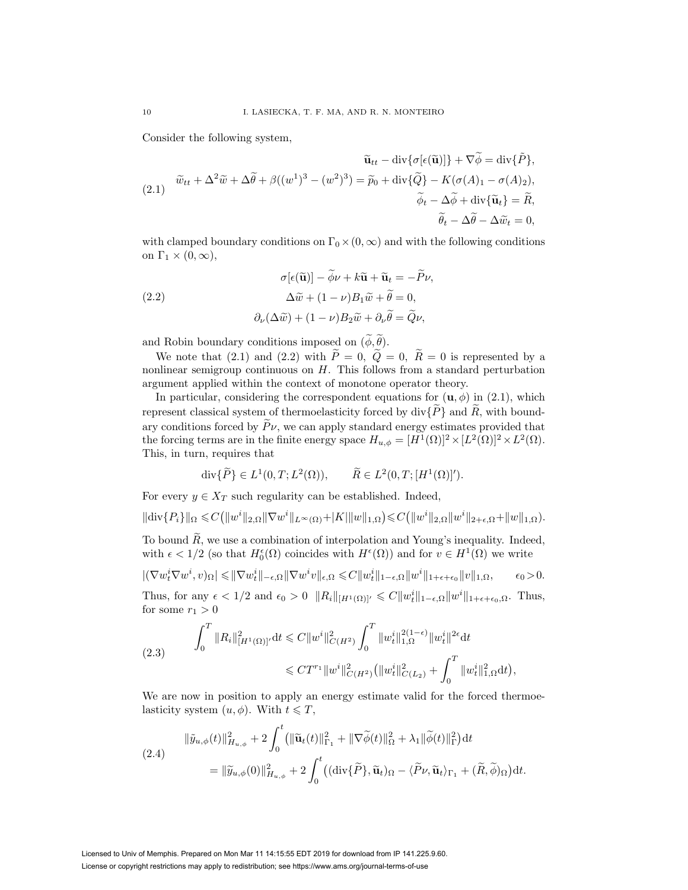Consider the following system,

$$
\begin{aligned}
&\widetilde{\mathbf{u}}_{tt} - \operatorname{div}\{\sigma[\epsilon(\widetilde{\mathbf{u}})]\} + \nabla\widetilde{\phi} = \operatorname{div}\{\widetilde{P}\},\\
&\widetilde{w}_{tt} + \Delta^2\widetilde{w} + \Delta\widetilde{\theta} + \beta((w^1)^3 - (w^2)^3) = \widetilde{p}_0 + \operatorname{div}\{\widetilde{Q}\} - K(\sigma(A)_1 - \sigma(A)_2),\\
&\widetilde{\phi}_t - \Delta\widetilde{\phi} + \operatorname{div}\{\widetilde{\mathbf{u}}_t\} = \widetilde{R},\\
&\widetilde{\theta}_t - \Delta\widetilde{\theta} - \Delta\widetilde{w}_t = 0,
\end{aligned}
\tag{2.1}
$$

with clamped boundary conditions on $\Gamma_0 \times (0,\infty)$ and with the following conditions on $\Gamma_1 \times (0,\infty)$,

$$
\begin{aligned}
&\sigma[\epsilon(\widetilde{\mathbf{u}})] - \widetilde{\phi}\nu + k\widetilde{\mathbf{u}} + \widetilde{\mathbf{u}}_t = -\widetilde{P}\nu,\\
&\Delta\widetilde{w} + (1-\nu)B_1\widetilde{w} + \widetilde{\theta} = 0,\\
&\partial_\nu(\Delta\widetilde{w}) + (1-\nu)B_2\widetilde{w} + \partial_\nu\widetilde{\theta} = \widetilde{Q}\nu,
\end{aligned}
\tag{2.2}
$$

and Robin boundary conditions imposed on $(\widetilde{\phi},\widetilde{\theta})$.

We note that (2.1) and (2.2) with $\widetilde{P} = 0,\ \widetilde{Q} = 0,\ \widetilde{R} = 0$ is represented by a nonlinear semigroup continuous on $H$. This follows from a standard perturbation argument applied within the context of monotone operator theory.

In particular, considering the correspondent equations for $(\mathbf{u},\phi)$ in (2.1), which represent classical system of thermoelasticity forced by $\operatorname{div}\{\widetilde{P}\}$ and $\widetilde{R}$, with boundary conditions forced by $\widetilde{P}\nu$, we can apply standard energy estimates provided that the forcing terms are in the finite energy space $H_{u,\phi} = [H^1(\Omega)]^2 \times [L^2(\Omega)]^2 \times L^2(\Omega)$. This, in turn, requires that

$$
\operatorname{div}\{\widetilde{P}\} \in L^1(0,T;L^2(\Omega)), \qquad \widetilde{R} \in L^2(0,T;[H^1(\Omega)]').
$$

For every $y \in X_T$ such regularity can be established. Indeed,

$$
\|\operatorname{div}\{P_i\}\|_\Omega \leqslant C\big(\|w^i\|_{2,\Omega}\|\nabla w^i\|_{L^\infty(\Omega)} + |K|\|w\|_{1,\Omega}\big) \leqslant C\big(\|w^i\|_{2,\Omega}\|w^i\|_{2+\epsilon,\Omega} + \|w\|_{1,\Omega}\big).
$$

To bound $\widetilde{R}$, we use a combination of interpolation and Young's inequality. Indeed, with $\epsilon < 1/2$ (so that $H_0^\epsilon(\Omega)$ coincides with $H^\epsilon(\Omega)$) and for $v \in H^1(\Omega)$ we write

$$
|(\nabla w_t^i \nabla w^i, v)_\Omega| \leqslant \|\nabla w_t^i\|_{-\epsilon,\Omega}\|\nabla w^i v\|_{\epsilon,\Omega} \leqslant C\|w_t^i\|_{1-\epsilon,\Omega}\|w^i\|_{1+\epsilon+\epsilon_0}\|v\|_{1,\Omega}, \qquad \epsilon_0 > 0.
$$

Thus, for any $\epsilon < 1/2$ and $\epsilon_0 > 0$ $\|R_i\|_{[H^1(\Omega)]'} \leqslant C\|w_t^i\|_{1-\epsilon,\Omega}\|w^i\|_{1+\epsilon+\epsilon_0,\Omega}$. Thus, for some $r_1 > 0$

$$
\begin{aligned}
\int_0^T \|R_i\|^2_{[H^1(\Omega)]'}\mathrm{d}t &\leqslant C\|w^i\|^2_{C(H^2)}\int_0^T \|w_t^i\|_{1,\Omega}^{2(1-\epsilon)}\|w_t^i\|^{2\epsilon}\mathrm{d}t\\
&\leqslant CT^{r_1}\|w^i\|^2_{C(H^2)}\big(\|w_t^i\|^2_{C(L_2)} + \int_0^T \|w_t^i\|^2_{1,\Omega}\mathrm{d}t\big),
\end{aligned}
\tag{2.3}
$$

We are now in position to apply an energy estimate valid for the forced thermoelasticity system $(u,\phi)$. With $t \leqslant T$,

$$
\begin{aligned}
&\|\tilde{y}_{u,\phi}(t)\|^2_{H_{u,\phi}} + 2\int_0^t \big(\|\widetilde{\mathbf{u}}_t(t)\|^2_{\Gamma_1} + \|\nabla\widetilde{\phi}(t)\|^2_\Omega + \lambda_1\|\widetilde{\phi}(t)\|^2_\Gamma\big)\mathrm{d}t\\
&\quad = \|\widetilde{y}_{u,\phi}(0)\|^2_{H_{u,\phi}} + 2\int_0^t \big((\operatorname{div}\{\widetilde{P}\},\widetilde{\mathbf{u}}_t)_\Omega - \langle\widetilde{P}\nu,\widetilde{\mathbf{u}}_t\rangle_{\Gamma_1} + (\widetilde{R},\widetilde{\phi})_\Omega\big)\mathrm{d}t.
\end{aligned}
\tag{2.4}
$$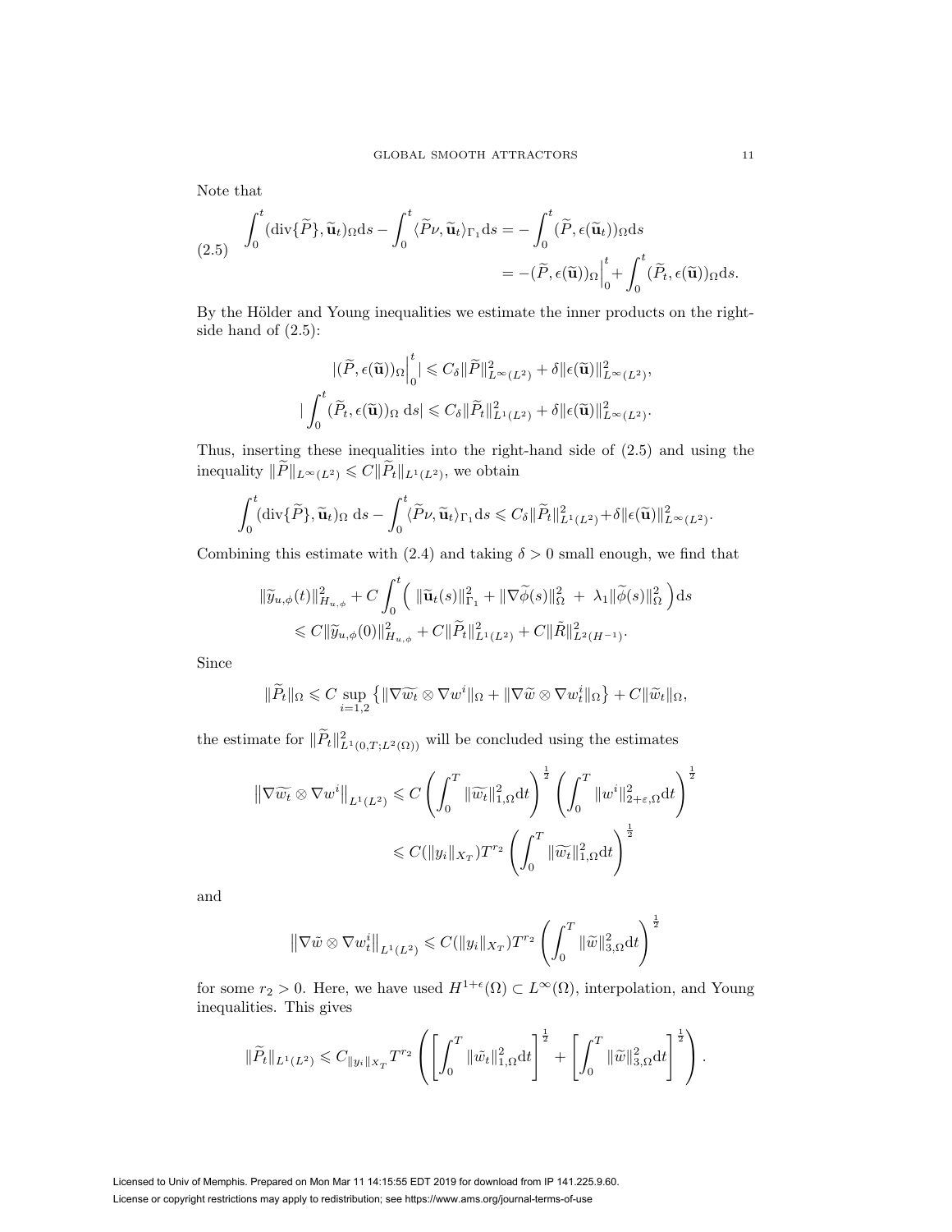Note that

$$
\begin{aligned}
\int_0^t (\operatorname{div}\{\widetilde{P}\}, \widetilde{\mathbf{u}}_t)_\Omega \mathrm{d}s - \int_0^t \langle \widetilde{P}\nu, \widetilde{\mathbf{u}}_t \rangle_{\Gamma_1} \mathrm{d}s &= -\int_0^t (\widetilde{P}, \epsilon(\widetilde{\mathbf{u}}_t))_\Omega \mathrm{d}s \\
&= -(\widetilde{P}, \epsilon(\widetilde{\mathbf{u}}))_\Omega \Big|_0^t + \int_0^t (\widetilde{P}_t, \epsilon(\widetilde{\mathbf{u}}))_\Omega \mathrm{d}s.
\end{aligned} \tag{2.5}
$$

By the Hölder and Young inequalities we estimate the inner products on the right-side hand of (2.5):

$$
|(\widetilde{P}, \epsilon(\widetilde{\mathbf{u}}))_\Omega \Big|_0^t| \leqslant C_\delta \|\widetilde{P}\|^2_{L^\infty(L^2)} + \delta \|\epsilon(\widetilde{\mathbf{u}})\|^2_{L^\infty(L^2)},
$$

$$
|\int_0^t (\widetilde{P}_t, \epsilon(\widetilde{\mathbf{u}}))_\Omega \; \mathrm{d}s| \leqslant C_\delta \|\widetilde{P}_t\|^2_{L^1(L^2)} + \delta \|\epsilon(\widetilde{\mathbf{u}})\|^2_{L^\infty(L^2)}.
$$

Thus, inserting these inequalities into the right-hand side of (2.5) and using the inequality $\|\widetilde{P}\|_{L^\infty(L^2)} \leqslant C\|\widetilde{P}_t\|_{L^1(L^2)}$, we obtain

$$
\int_0^t (\operatorname{div}\{\widetilde{P}\}, \widetilde{\mathbf{u}}_t)_\Omega \; \mathrm{d}s - \int_0^t \langle \widetilde{P}\nu, \widetilde{\mathbf{u}}_t \rangle_{\Gamma_1} \mathrm{d}s \leqslant C_\delta \|\widetilde{P}_t\|^2_{L^1(L^2)} + \delta \|\epsilon(\widetilde{\mathbf{u}})\|^2_{L^\infty(L^2)}.
$$

Combining this estimate with (2.4) and taking $\delta > 0$ small enough, we find that

$$
\begin{aligned}
&\|\widetilde{y}_{u,\phi}(t)\|^2_{H_{u,\phi}} + C \int_0^t \Big( \|\widetilde{\mathbf{u}}_t(s)\|^2_{\Gamma_1} + \|\nabla \widetilde{\phi}(s)\|^2_\Omega \; + \; \lambda_1 \|\widetilde{\phi}(s)\|^2_\Omega \Big) \mathrm{d}s \\
&\quad \leqslant C\|\widetilde{y}_{u,\phi}(0)\|^2_{H_{u,\phi}} + C\|\widetilde{P}_t\|^2_{L^1(L^2)} + C\|\tilde{R}\|^2_{L^2(H^{-1})}.
\end{aligned}
$$

Since

$$
\|\widetilde{P}_t\|_\Omega \leqslant C \sup_{i=1,2} \left\{ \|\nabla \widetilde{w_t} \otimes \nabla w^i\|_\Omega + \|\nabla \widetilde{w} \otimes \nabla w^i_t\|_\Omega \right\} + C\|\widetilde{w}_t\|_\Omega,
$$

the estimate for $\|\widetilde{P}_t\|^2_{L^1(0,T;L^2(\Omega))}$ will be concluded using the estimates

$$
\begin{aligned}
\left\|\nabla \widetilde{w_t} \otimes \nabla w^i\right\|_{L^1(L^2)} &\leqslant C \left( \int_0^T \|\widetilde{w_t}\|^2_{1,\Omega} \mathrm{d}t \right)^{\frac{1}{2}} \left( \int_0^T \|w^i\|^2_{2+\varepsilon,\Omega} \mathrm{d}t \right)^{\frac{1}{2}} \\
&\leqslant C(\|y_i\|_{X_T}) T^{r_2} \left( \int_0^T \|\widetilde{w_t}\|^2_{1,\Omega} \mathrm{d}t \right)^{\frac{1}{2}}
\end{aligned}
$$

and

$$
\left\|\nabla \tilde{w} \otimes \nabla w^i_t\right\|_{L^1(L^2)} \leqslant C(\|y_i\|_{X_T}) T^{r_2} \left( \int_0^T \|\widetilde{w}\|^2_{3,\Omega} \mathrm{d}t \right)^{\frac{1}{2}}
$$

for some $r_2 > 0$. Here, we have used $H^{1+\epsilon}(\Omega) \subset L^\infty(\Omega)$, interpolation, and Young inequalities. This gives

$$
\|\widetilde{P}_t\|_{L^1(L^2)} \leqslant C_{\|y_i\|_{X_T}} T^{r_2} \left( \left[ \int_0^T \|\tilde{w}_t\|^2_{1,\Omega} \mathrm{d}t \right]^{\frac{1}{2}} + \left[ \int_0^T \|\widetilde{w}\|^2_{3,\Omega} \mathrm{d}t \right]^{\frac{1}{2}} \right).
$$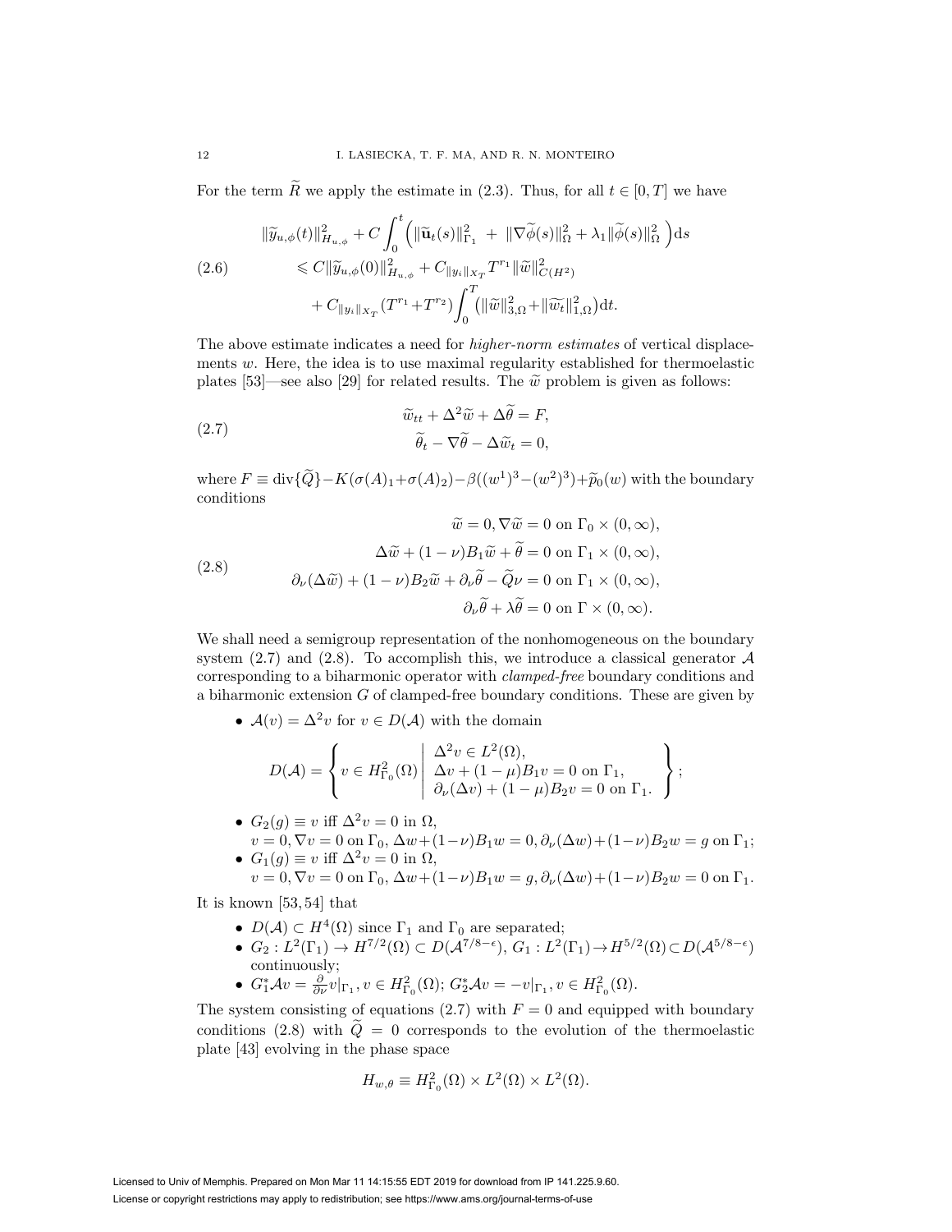For the term $\widetilde{R}$ we apply the estimate in (2.3). Thus, for all $t \in [0,T]$ we have

$$
\begin{aligned}
&\|\widetilde{y}_{u,\phi}(t)\|^2_{H_{u,\phi}} + C\int_0^t \Big( \|\widetilde{\mathbf{u}}_t(s)\|^2_{\Gamma_1} \ + \ \|\nabla\widetilde{\phi}(s)\|^2_{\Omega} + \lambda_1 \|\widetilde{\phi}(s)\|^2_{\Omega} \ \Big)\mathrm{d}s \\
(2.6) \qquad &\leqslant C\|\widetilde{y}_{u,\phi}(0)\|^2_{H_{u,\phi}} + C_{\|y_i\|_{X_T}} T^{r_1}\|\widetilde{w}\|^2_{C(H^2)} \\
&\quad + C_{\|y_i\|_{X_T}}(T^{r_1}+T^{r_2})\int_0^T \big( \|\widetilde{w}\|^2_{3,\Omega} + \|\widetilde{w_t}\|^2_{1,\Omega} \big)\mathrm{d}t.
\end{aligned}
$$

The above estimate indicates a need for *higher-norm estimates* of vertical displacements $w$. Here, the idea is to use maximal regularity established for thermoelastic plates [53]—see also [29] for related results. The $\widetilde{w}$ problem is given as follows:

$$
(2.7) \qquad
\begin{aligned}
&\widetilde{w}_{tt} + \Delta^2 \widetilde{w} + \Delta\widetilde{\theta} = F, \\
&\widetilde{\theta}_t - \nabla\widetilde{\theta} - \Delta\widetilde{w}_t = 0,
\end{aligned}
$$

where $F \equiv \operatorname{div}\{\widetilde{Q}\} - K(\sigma(A)_1 + \sigma(A)_2) - \beta((w^1)^3 - (w^2)^3) + \widetilde{p}_0(w)$ with the boundary conditions

$$
(2.8) \qquad
\begin{aligned}
&\widetilde{w} = 0, \nabla\widetilde{w} = 0 \text{ on } \Gamma_0 \times (0,\infty), \\
&\Delta\widetilde{w} + (1-\nu)B_1\widetilde{w} + \widetilde{\theta} = 0 \text{ on } \Gamma_1 \times (0,\infty), \\
&\partial_\nu(\Delta\widetilde{w}) + (1-\nu)B_2\widetilde{w} + \partial_\nu\widetilde{\theta} - \widetilde{Q}\nu = 0 \text{ on } \Gamma_1 \times (0,\infty), \\
&\partial_\nu\widetilde{\theta} + \lambda\widetilde{\theta} = 0 \text{ on } \Gamma \times (0,\infty).
\end{aligned}
$$

We shall need a semigroup representation of the nonhomogeneous on the boundary system (2.7) and (2.8). To accomplish this, we introduce a classical generator $\mathcal{A}$ corresponding to a biharmonic operator with *clamped-free* boundary conditions and a biharmonic extension $G$ of clamped-free boundary conditions. These are given by

- $\mathcal{A}(v) = \Delta^2 v$ for $v \in D(\mathcal{A})$ with the domain

$$
D(\mathcal{A}) = \left\{ v \in H^2_{\Gamma_0}(\Omega) \;\middle|\; \begin{array}{l} \Delta^2 v \in L^2(\Omega), \\ \Delta v + (1-\mu)B_1 v = 0 \text{ on } \Gamma_1, \\ \partial_\nu(\Delta v) + (1-\mu)B_2 v = 0 \text{ on } \Gamma_1. \end{array} \right\};
$$

- $G_2(g) \equiv v$ iff $\Delta^2 v = 0$ in $\Omega$,
  $v = 0, \nabla v = 0$ on $\Gamma_0$, $\Delta w + (1-\nu)B_1 w = 0, \partial_\nu(\Delta w) + (1-\nu)B_2 w = g$ on $\Gamma_1$;
- $G_1(g) \equiv v$ iff $\Delta^2 v = 0$ in $\Omega$,
  $v = 0, \nabla v = 0$ on $\Gamma_0$, $\Delta w + (1-\nu)B_1 w = g, \partial_\nu(\Delta w) + (1-\nu)B_2 w = 0$ on $\Gamma_1$.

It is known [53, 54] that

- $D(\mathcal{A}) \subset H^4(\Omega)$ since $\Gamma_1$ and $\Gamma_0$ are separated;
- $G_2 : L^2(\Gamma_1) \to H^{7/2}(\Omega) \subset D(\mathcal{A}^{7/8-\epsilon})$, $G_1 : L^2(\Gamma_1) \to H^{5/2}(\Omega) \subset D(\mathcal{A}^{5/8-\epsilon})$ continuously;
- $G_1^* \mathcal{A} v = \frac{\partial}{\partial\nu} v|_{\Gamma_1}, v \in H^2_{\Gamma_0}(\Omega)$; $G_2^* \mathcal{A} v = -v|_{\Gamma_1}, v \in H^2_{\Gamma_0}(\Omega)$.

The system consisting of equations (2.7) with $F = 0$ and equipped with boundary conditions (2.8) with $\widetilde{Q} = 0$ corresponds to the evolution of the thermoelastic plate [43] evolving in the phase space

$$
H_{w,\theta} \equiv H^2_{\Gamma_0}(\Omega) \times L^2(\Omega) \times L^2(\Omega).
$$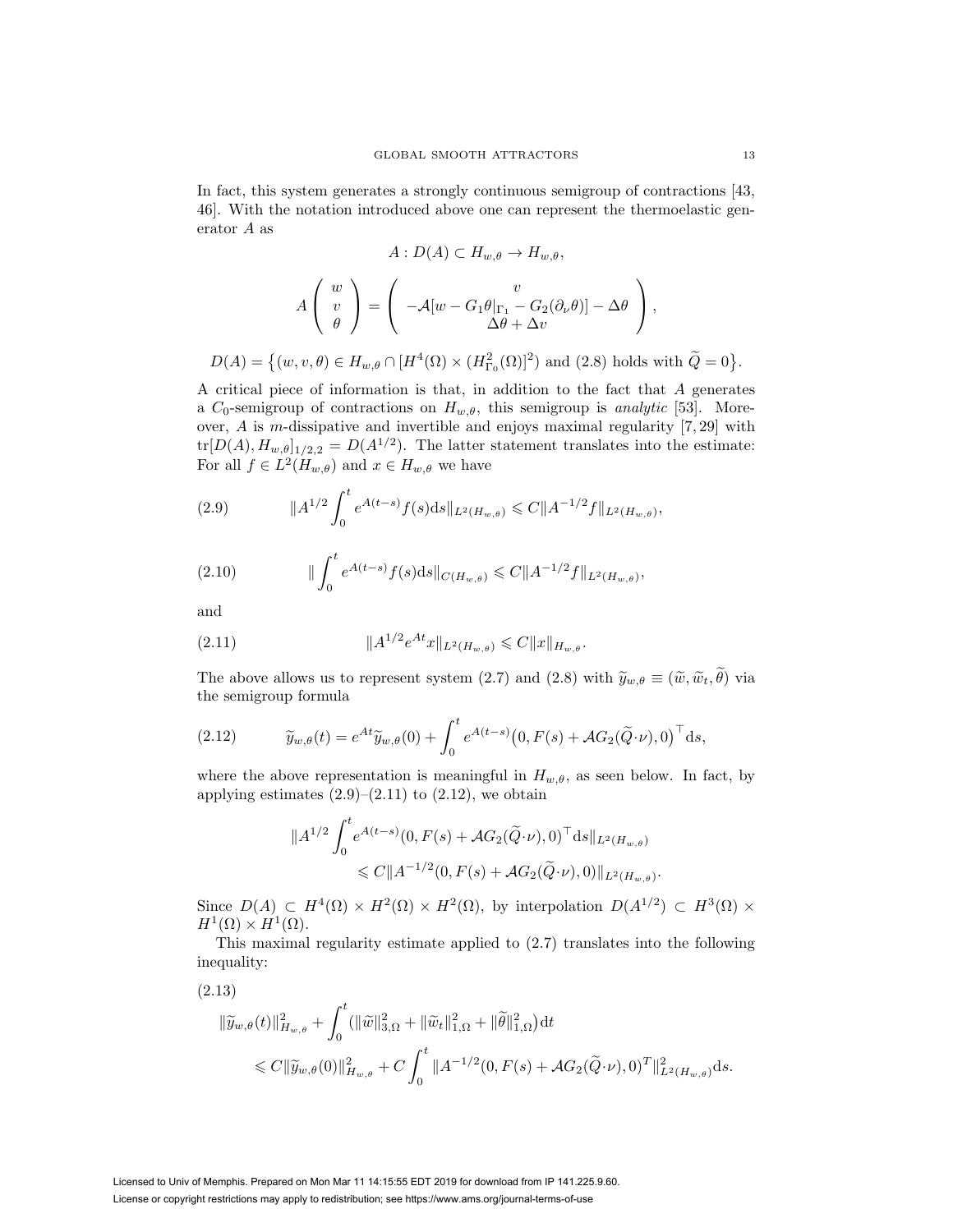In fact, this system generates a strongly continuous semigroup of contractions [43, 46]. With the notation introduced above one can represent the thermoelastic generator $A$ as

$$A : D(A) \subset H_{w,\theta} \to H_{w,\theta},$$

$$A \begin{pmatrix} w \\ v \\ \theta \end{pmatrix} = \begin{pmatrix} v \\ -\mathcal{A}[w - G_1\theta|_{\Gamma_1} - G_2(\partial_\nu \theta)] - \Delta\theta \\ \Delta\theta + \Delta v \end{pmatrix},$$

$$D(A) = \big\{(w, v, \theta) \in H_{w,\theta} \cap [H^4(\Omega) \times (H^2_{\Gamma_0}(\Omega))^2) \text{ and (2.8) holds with } \widetilde{Q} = 0\big\}.$$

A critical piece of information is that, in addition to the fact that $A$ generates a $C_0$-semigroup of contractions on $H_{w,\theta}$, this semigroup is *analytic* [53]. Moreover, $A$ is $m$-dissipative and invertible and enjoys maximal regularity [7, 29] with $\mathrm{tr}[D(A), H_{w,\theta}]_{1/2,2} = D(A^{1/2})$. The latter statement translates into the estimate: For all $f \in L^2(H_{w,\theta})$ and $x \in H_{w,\theta}$ we have

$$\|A^{1/2}\int_0^t e^{A(t-s)} f(s)\mathrm{d}s\|_{L^2(H_{w,\theta})} \leqslant C\|A^{-1/2}f\|_{L^2(H_{w,\theta})}, \tag{2.9}$$

$$\|\int_0^t e^{A(t-s)} f(s)\mathrm{d}s\|_{C(H_{w,\theta})} \leqslant C\|A^{-1/2}f\|_{L^2(H_{w,\theta})}, \tag{2.10}$$

and

$$\|A^{1/2}e^{At}x\|_{L^2(H_{w,\theta})} \leqslant C\|x\|_{H_{w,\theta}}. \tag{2.11}$$

The above allows us to represent system (2.7) and (2.8) with $\widetilde{y}_{w,\theta} \equiv (\widetilde{w}, \widetilde{w}_t, \widetilde{\theta})$ via the semigroup formula

$$\widetilde{y}_{w,\theta}(t) = e^{At}\widetilde{y}_{w,\theta}(0) + \int_0^t e^{A(t-s)}\big(0, F(s) + \mathcal{A}G_2(\widetilde{Q}\cdot\nu), 0\big)^\top \mathrm{d}s, \tag{2.12}$$

where the above representation is meaningful in $H_{w,\theta}$, as seen below. In fact, by applying estimates (2.9)–(2.11) to (2.12), we obtain

$$\begin{aligned}
&\|A^{1/2}\int_0^t e^{A(t-s)}(0, F(s) + \mathcal{A}G_2(\widetilde{Q}\cdot\nu), 0)^\top \mathrm{d}s\|_{L^2(H_{w,\theta})} \\
&\qquad\qquad \leqslant C\|A^{-1/2}(0, F(s) + \mathcal{A}G_2(\widetilde{Q}\cdot\nu), 0)\|_{L^2(H_{w,\theta})}.
\end{aligned}$$

Since $D(A) \subset H^4(\Omega) \times H^2(\Omega) \times H^2(\Omega)$, by interpolation $D(A^{1/2}) \subset H^3(\Omega) \times H^1(\Omega) \times H^1(\Omega)$.

This maximal regularity estimate applied to (2.7) translates into the following inequality:

$$\begin{aligned}
&\|\widetilde{y}_{w,\theta}(t)\|^2_{H_{w,\theta}} + \int_0^t (\|\widetilde{w}\|^2_{3,\Omega} + \|\widetilde{w}_t\|^2_{1,\Omega} + \|\widetilde{\theta}\|^2_{1,\Omega})\mathrm{d}t \\
&\qquad \leqslant C\|\widetilde{y}_{w,\theta}(0)\|^2_{H_{w,\theta}} + C\int_0^t \|A^{-1/2}(0, F(s) + \mathcal{A}G_2(\widetilde{Q}\cdot\nu), 0)^T\|^2_{L^2(H_{w,\theta})}\mathrm{d}s.
\end{aligned} \tag{2.13}$$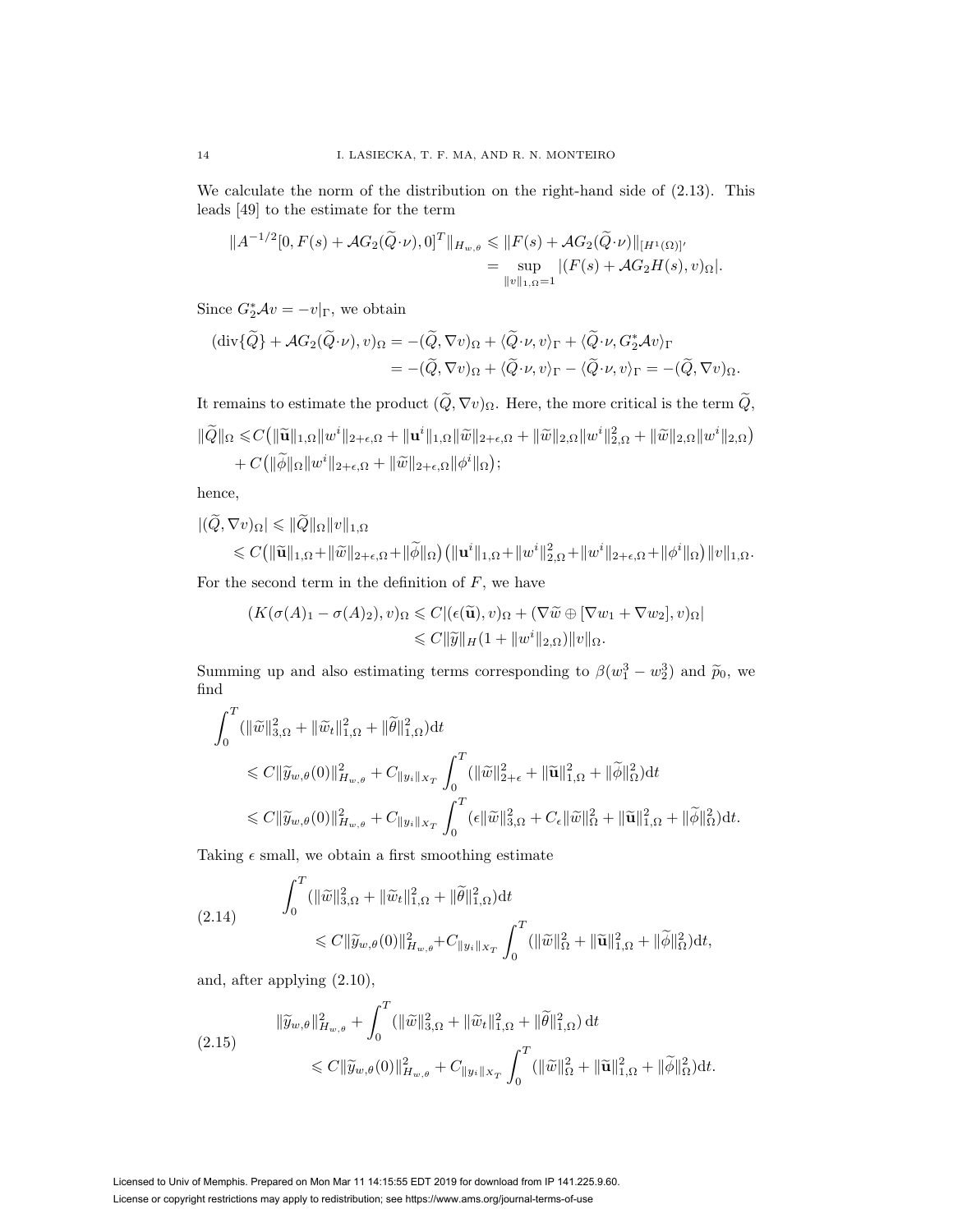We calculate the norm of the distribution on the right-hand side of (2.13). This leads [49] to the estimate for the term

$$
\begin{aligned}
\|A^{-1/2}[0, F(s) + \mathcal{A}G_2(\widetilde{Q}\cdot\nu), 0]^T\|_{H_{w,\theta}} &\leqslant \|F(s) + \mathcal{A}G_2(\widetilde{Q}\cdot\nu)\|_{[H^1(\Omega)]'} \\
&= \sup_{\|v\|_{1,\Omega}=1} |(F(s) + \mathcal{A}G_2 H(s), v)_\Omega|.
\end{aligned}
$$

Since $G_2^*\mathcal{A}v = -v|_\Gamma$, we obtain

$$
\begin{aligned}
(\operatorname{div}\{\widetilde{Q}\} + \mathcal{A}G_2(\widetilde{Q}\cdot\nu), v)_\Omega &= -(\widetilde{Q}, \nabla v)_\Omega + \langle \widetilde{Q}\cdot\nu, v\rangle_\Gamma + \langle \widetilde{Q}\cdot\nu, G_2^*\mathcal{A}v\rangle_\Gamma \\
&= -(\widetilde{Q}, \nabla v)_\Omega + \langle \widetilde{Q}\cdot\nu, v\rangle_\Gamma - \langle \widetilde{Q}\cdot\nu, v\rangle_\Gamma = -(\widetilde{Q}, \nabla v)_\Omega.
\end{aligned}
$$

It remains to estimate the product $(\widetilde{Q}, \nabla v)_\Omega$. Here, the more critical is the term $\widetilde{Q}$,

$$
\begin{aligned}
\|\widetilde{Q}\|_\Omega \leqslant & C\big(\|\widetilde{\mathbf{u}}\|_{1,\Omega}\|w^i\|_{2+\epsilon,\Omega} + \|\mathbf{u}^i\|_{1,\Omega}\|\widetilde{w}\|_{2+\epsilon,\Omega} + \|\widetilde{w}\|_{2,\Omega}\|w^i\|_{2,\Omega}^2 + \|\widetilde{w}\|_{2,\Omega}\|w^i\|_{2,\Omega}\big) \\
&+ C\big(\|\widetilde{\phi}\|_\Omega\|w^i\|_{2+\epsilon,\Omega} + \|\widetilde{w}\|_{2+\epsilon,\Omega}\|\phi^i\|_\Omega\big);
\end{aligned}
$$

hence,

$$
\begin{aligned}
|(\widetilde{Q}, \nabla v)_\Omega| &\leqslant \|\widetilde{Q}\|_\Omega \|v\|_{1,\Omega} \\
&\leqslant C\big(\|\widetilde{\mathbf{u}}\|_{1,\Omega} + \|\widetilde{w}\|_{2+\epsilon,\Omega} + \|\widetilde{\phi}\|_\Omega\big)\big(\|\mathbf{u}^i\|_{1,\Omega} + \|w^i\|_{2,\Omega}^2 + \|w^i\|_{2+\epsilon,\Omega} + \|\phi^i\|_\Omega\big)\|v\|_{1,\Omega}.
\end{aligned}
$$

For the second term in the definition of $F$, we have

$$
\begin{aligned}
(K(\sigma(A)_1 - \sigma(A)_2), v)_\Omega &\leqslant C|(\epsilon(\widetilde{\mathbf{u}}), v)_\Omega + (\nabla\widetilde{w} \oplus [\nabla w_1 + \nabla w_2], v)_\Omega| \\
&\leqslant C\|\widetilde{y}\|_H (1 + \|w^i\|_{2,\Omega})\|v\|_\Omega.
\end{aligned}
$$

Summing up and also estimating terms corresponding to $\beta(w_1^3 - w_2^3)$ and $\widetilde{p}_0$, we find

$$
\begin{aligned}
&\int_0^T (\|\widetilde{w}\|_{3,\Omega}^2 + \|\widetilde{w}_t\|_{1,\Omega}^2 + \|\widetilde{\theta}\|_{1,\Omega}^2)\mathrm{d}t \\
&\quad \leqslant C\|\widetilde{y}_{w,\theta}(0)\|_{H_{w,\theta}}^2 + C_{\|y_i\|_{X_T}} \int_0^T (\|\widetilde{w}\|_{2+\epsilon}^2 + \|\widetilde{\mathbf{u}}\|_{1,\Omega}^2 + \|\widetilde{\phi}\|_\Omega^2)\mathrm{d}t \\
&\quad \leqslant C\|\widetilde{y}_{w,\theta}(0)\|_{H_{w,\theta}}^2 + C_{\|y_i\|_{X_T}} \int_0^T (\epsilon\|\widetilde{w}\|_{3,\Omega}^2 + C_\epsilon\|\widetilde{w}\|_\Omega^2 + \|\widetilde{\mathbf{u}}\|_{1,\Omega}^2 + \|\widetilde{\phi}\|_\Omega^2)\mathrm{d}t.
\end{aligned}
$$

Taking $\epsilon$ small, we obtain a first smoothing estimate

$$
\begin{aligned}
&\int_0^T (\|\widetilde{w}\|_{3,\Omega}^2 + \|\widetilde{w}_t\|_{1,\Omega}^2 + \|\widetilde{\theta}\|_{1,\Omega}^2)\mathrm{d}t \\
&\quad \leqslant C\|\widetilde{y}_{w,\theta}(0)\|_{H_{w,\theta}}^2 + C_{\|y_i\|_{X_T}} \int_0^T (\|\widetilde{w}\|_\Omega^2 + \|\widetilde{\mathbf{u}}\|_{1,\Omega}^2 + \|\widetilde{\phi}\|_\Omega^2)\mathrm{d}t,
\end{aligned} \tag{2.14}
$$

and, after applying (2.10),

$$
\begin{aligned}
&\|\widetilde{y}_{w,\theta}\|_{H_{w,\theta}}^2 + \int_0^T (\|\widetilde{w}\|_{3,\Omega}^2 + \|\widetilde{w}_t\|_{1,\Omega}^2 + \|\widetilde{\theta}\|_{1,\Omega}^2)\,\mathrm{d}t \\
&\quad \leqslant C\|\widetilde{y}_{w,\theta}(0)\|_{H_{w,\theta}}^2 + C_{\|y_i\|_{X_T}} \int_0^T (\|\widetilde{w}\|_\Omega^2 + \|\widetilde{\mathbf{u}}\|_{1,\Omega}^2 + \|\widetilde{\phi}\|_\Omega^2)\mathrm{d}t.
\end{aligned} \tag{2.15}
$$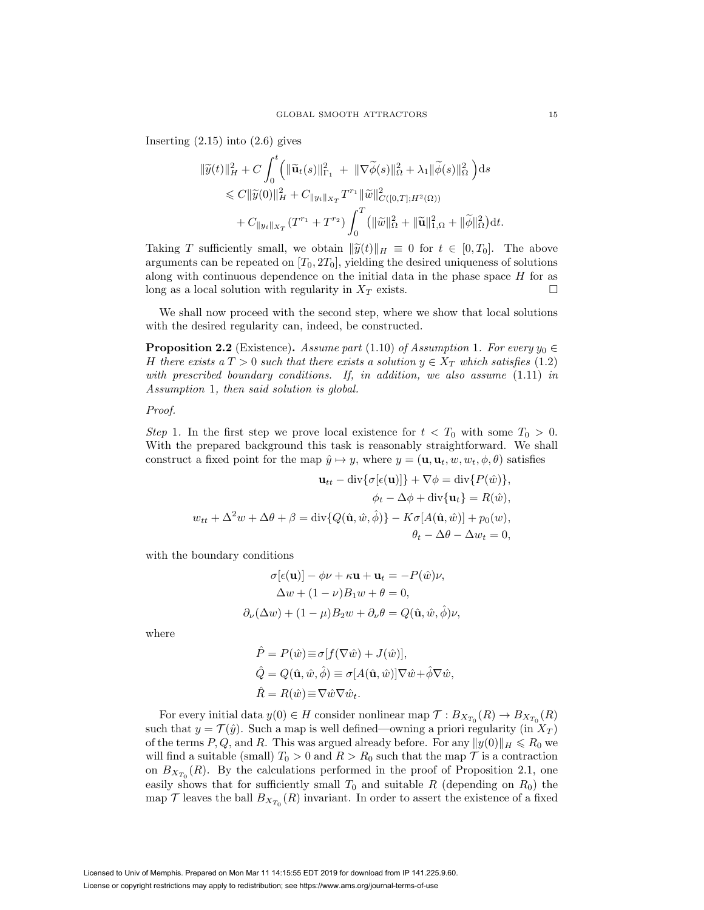Inserting (2.15) into (2.6) gives

$$
\begin{aligned}
\|\widetilde{y}(t)\|_H^2 + C\int_0^t \Big( \|\widetilde{\mathbf{u}}_t(s)\|_{\Gamma_1}^2 \; + \; \|\nabla\widetilde{\phi}(s)\|_\Omega^2 + \lambda_1 \|\widetilde{\phi}(s)\|_\Omega^2 \Big) \mathrm{d}s \\
\leqslant C\|\widetilde{y}(0)\|_H^2 + C_{\|y_i\|_{X_T}} T^{r_1} \|\widetilde{w}\|^2_{C([0,T];H^2(\Omega))} \\
+ C_{\|y_i\|_{X_T}} (T^{r_1} + T^{r_2}) \int_0^T \big( \|\widetilde{w}\|_\Omega^2 + \|\widetilde{\mathbf{u}}\|_{1,\Omega}^2 + \|\widetilde{\phi}\|_\Omega^2 \big) \mathrm{d}t.
\end{aligned}
$$

Taking $T$ sufficiently small, we obtain $\|\widetilde{y}(t)\|_H \equiv 0$ for $t \in [0, T_0]$. The above arguments can be repeated on $[T_0, 2T_0]$, yielding the desired uniqueness of solutions along with continuous dependence on the initial data in the phase space $H$ for as long as a local solution with regularity in $X_T$ exists. $\square$

We shall now proceed with the second step, where we show that local solutions with the desired regularity can, indeed, be constructed.

**Proposition 2.2** (Existence)**.** *Assume part* (1.10) *of Assumption* 1*. For every $y_0 \in H$ there exists a $T > 0$ such that there exists a solution $y \in X_T$ which satisfies* (1.2) *with prescribed boundary conditions. If, in addition, we also assume* (1.11) *in Assumption* 1*, then said solution is global.*

*Proof.*

*Step* 1. In the first step we prove local existence for $t < T_0$ with some $T_0 > 0$. With the prepared background this task is reasonably straightforward. We shall construct a fixed point for the map $\hat{y} \mapsto y$, where $y = (\mathbf{u}, \mathbf{u}_t, w, w_t, \phi, \theta)$ satisfies

$$
\begin{aligned}
\mathbf{u}_{tt} - \operatorname{div}\{\sigma[\epsilon(\mathbf{u})]\} + \nabla\phi &= \operatorname{div}\{P(\hat{w})\}, \\
\phi_t - \Delta\phi + \operatorname{div}\{\mathbf{u}_t\} &= R(\hat{w}), \\
w_{tt} + \Delta^2 w + \Delta\theta + \beta &= \operatorname{div}\{Q(\hat{\mathbf{u}}, \hat{w}, \hat{\phi})\} - K\sigma[A(\hat{\mathbf{u}}, \hat{w})] + p_0(w), \\
\theta_t - \Delta\theta - \Delta w_t &= 0,
\end{aligned}
$$

with the boundary conditions

$$
\begin{aligned}
\sigma[\epsilon(\mathbf{u})] - \phi\nu + \kappa\mathbf{u} + \mathbf{u}_t &= -P(\hat{w})\nu, \\
\Delta w + (1-\nu)B_1 w + \theta &= 0, \\
\partial_\nu(\Delta w) + (1-\mu)B_2 w + \partial_\nu\theta &= Q(\hat{\mathbf{u}}, \hat{w}, \hat{\phi})\nu,
\end{aligned}
$$

where

$$
\begin{aligned}
\hat{P} &= P(\hat{w}) \equiv \sigma[f(\nabla\hat{w}) + J(\hat{w})], \\
\hat{Q} &= Q(\hat{\mathbf{u}}, \hat{w}, \hat{\phi}) \equiv \sigma[A(\hat{\mathbf{u}}, \hat{w})]\nabla\hat{w} + \hat{\phi}\nabla\hat{w}, \\
\hat{R} &= R(\hat{w}) \equiv \nabla\hat{w}\nabla\hat{w}_t.
\end{aligned}
$$

For every initial data $y(0) \in H$ consider nonlinear map $\mathcal{T} : B_{X_{T_0}}(R) \to B_{X_{T_0}}(R)$ such that $y = \mathcal{T}(\hat{y})$. Such a map is well defined—owning a priori regularity (in $X_T$) of the terms $P, Q$, and $R$. This was argued already before. For any $\|y(0)\|_H \leqslant R_0$ we will find a suitable (small) $T_0 > 0$ and $R > R_0$ such that the map $\mathcal{T}$ is a contraction on $B_{X_{T_0}}(R)$. By the calculations performed in the proof of Proposition 2.1, one easily shows that for sufficiently small $T_0$ and suitable $R$ (depending on $R_0$) the map $\mathcal{T}$ leaves the ball $B_{X_{T_0}}(R)$ invariant. In order to assert the existence of a fixed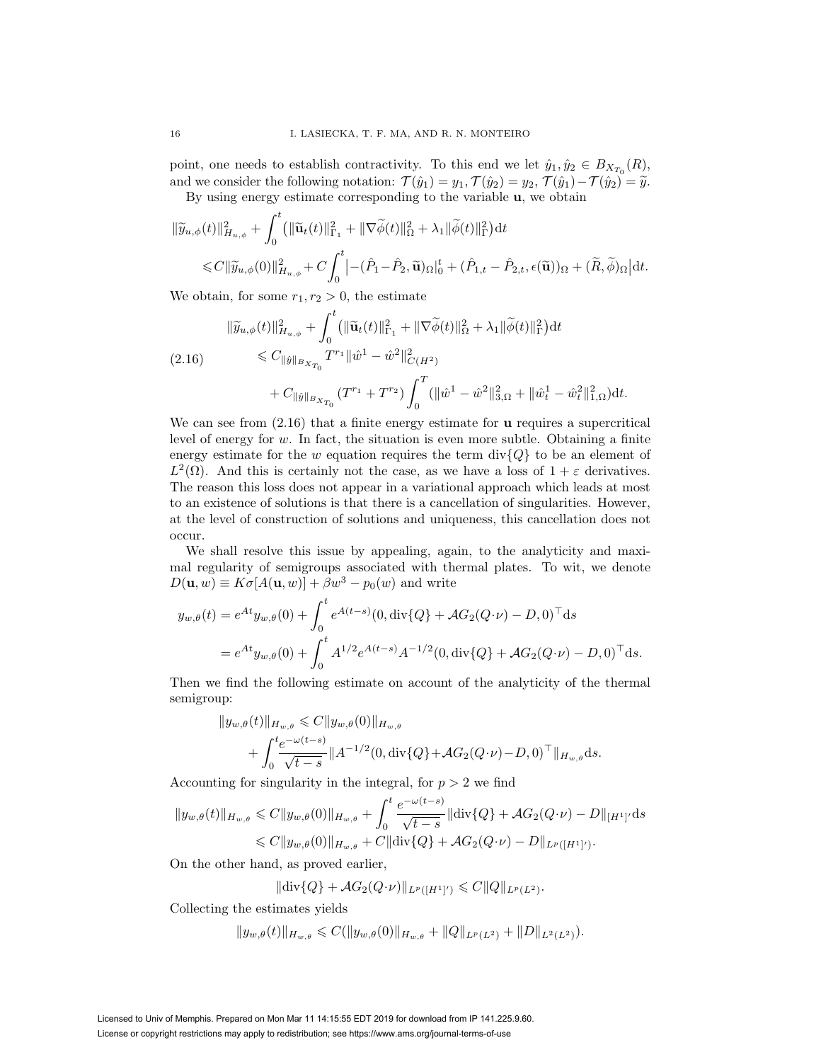point, one needs to establish contractivity. To this end we let $\hat{y}_1, \hat{y}_2 \in B_{X_{T_0}}(R)$, and we consider the following notation: $\mathcal{T}(\hat{y}_1) = y_1, \mathcal{T}(\hat{y}_2) = y_2, \mathcal{T}(\hat{y}_1) - \mathcal{T}(\hat{y}_2) = \widetilde{y}$.

By using energy estimate corresponding to the variable $\mathbf{u}$, we obtain

$$
\begin{aligned}
\|\widetilde{y}_{u,\phi}(t)\|^2_{H_{u,\phi}} &+ \int_0^t \big(\|\widetilde{\mathbf{u}}_t(t)\|^2_{\Gamma_1} + \|\nabla\widetilde{\phi}(t)\|^2_{\Omega} + \lambda_1\|\widetilde{\phi}(t)\|^2_{\Gamma}\big)\mathrm{d}t \\
&\leqslant C\|\widetilde{y}_{u,\phi}(0)\|^2_{H_{u,\phi}} + C\int_0^t \Big|-(\hat{P}_1 - \hat{P}_2, \widetilde{\mathbf{u}})_{\Omega}\big|_0^t + (\hat{P}_{1,t} - \hat{P}_{2,t}, \epsilon(\widetilde{\mathbf{u}}))_{\Omega} + (\widetilde{R}, \widetilde{\phi})_{\Omega}\Big|\mathrm{d}t.
\end{aligned}
$$

We obtain, for some $r_1, r_2 > 0$, the estimate

$$
\begin{aligned}
\|\widetilde{y}_{u,\phi}(t)\|^2_{H_{u,\phi}} &+ \int_0^t \big(\|\widetilde{\mathbf{u}}_t(t)\|^2_{\Gamma_1} + \|\nabla\widetilde{\phi}(t)\|^2_{\Omega} + \lambda_1\|\widetilde{\phi}(t)\|^2_{\Gamma}\big)\mathrm{d}t \\
&\leqslant C_{\|\hat{y}\|_{B_{X_{T_0}}}} T^{r_1}\|\hat{w}^1 - \hat{w}^2\|^2_{C(H^2)} \\
&\quad + C_{\|\hat{y}\|_{B_{X_{T_0}}}}(T^{r_1} + T^{r_2})\int_0^T (\|\hat{w}^1 - \hat{w}^2\|^2_{3,\Omega} + \|\hat{w}^1_t - \hat{w}^2_t\|^2_{1,\Omega})\mathrm{d}t.
\end{aligned}
\tag{2.16}
$$

We can see from (2.16) that a finite energy estimate for $\mathbf{u}$ requires a supercritical level of energy for $w$. In fact, the situation is even more subtle. Obtaining a finite energy estimate for the $w$ equation requires the term $\operatorname{div}\{Q\}$ to be an element of $L^2(\Omega)$. And this is certainly not the case, as we have a loss of $1+\varepsilon$ derivatives. The reason this loss does not appear in a variational approach which leads at most to an existence of solutions is that there is a cancellation of singularities. However, at the level of construction of solutions and uniqueness, this cancellation does not occur.

We shall resolve this issue by appealing, again, to the analyticity and maximal regularity of semigroups associated with thermal plates. To wit, we denote $D(\mathbf{u}, w) \equiv K\sigma[A(\mathbf{u}, w)] + \beta w^3 - p_0(w)$ and write

$$
\begin{aligned}
y_{w,\theta}(t) &= e^{At}y_{w,\theta}(0) + \int_0^t e^{A(t-s)}(0, \operatorname{div}\{Q\} + \mathcal{A}G_2(Q\cdot\nu) - D, 0)^\top \mathrm{d}s \\
&= e^{At}y_{w,\theta}(0) + \int_0^t A^{1/2}e^{A(t-s)}A^{-1/2}(0, \operatorname{div}\{Q\} + \mathcal{A}G_2(Q\cdot\nu) - D, 0)^\top \mathrm{d}s.
\end{aligned}
$$

Then we find the following estimate on account of the analyticity of the thermal semigroup:

$$
\begin{aligned}
\|y_{w,\theta}(t)\|_{H_{w,\theta}} &\leqslant C\|y_{w,\theta}(0)\|_{H_{w,\theta}} \\
&\quad + \int_0^t \frac{e^{-\omega(t-s)}}{\sqrt{t-s}}\|A^{-1/2}(0, \operatorname{div}\{Q\} + \mathcal{A}G_2(Q\cdot\nu) - D, 0)^\top\|_{H_{w,\theta}}\mathrm{d}s.
\end{aligned}
$$

Accounting for singularity in the integral, for $p > 2$ we find

$$
\begin{aligned}
\|y_{w,\theta}(t)\|_{H_{w,\theta}} &\leqslant C\|y_{w,\theta}(0)\|_{H_{w,\theta}} + \int_0^t \frac{e^{-\omega(t-s)}}{\sqrt{t-s}}\|\operatorname{div}\{Q\} + \mathcal{A}G_2(Q\cdot\nu) - D\|_{[H^1]'}\mathrm{d}s \\
&\leqslant C\|y_{w,\theta}(0)\|_{H_{w,\theta}} + C\|\operatorname{div}\{Q\} + \mathcal{A}G_2(Q\cdot\nu) - D\|_{L^p([H^1]')}.
\end{aligned}
$$

On the other hand, as proved earlier,

$$
\|\operatorname{div}\{Q\} + \mathcal{A}G_2(Q\cdot\nu)\|_{L^p([H^1]')} \leqslant C\|Q\|_{L^p(L^2)}.
$$

Collecting the estimates yields

$$
\|y_{w,\theta}(t)\|_{H_{w,\theta}} \leqslant C(\|y_{w,\theta}(0)\|_{H_{w,\theta}} + \|Q\|_{L^p(L^2)} + \|D\|_{L^2(L^2)}).
$$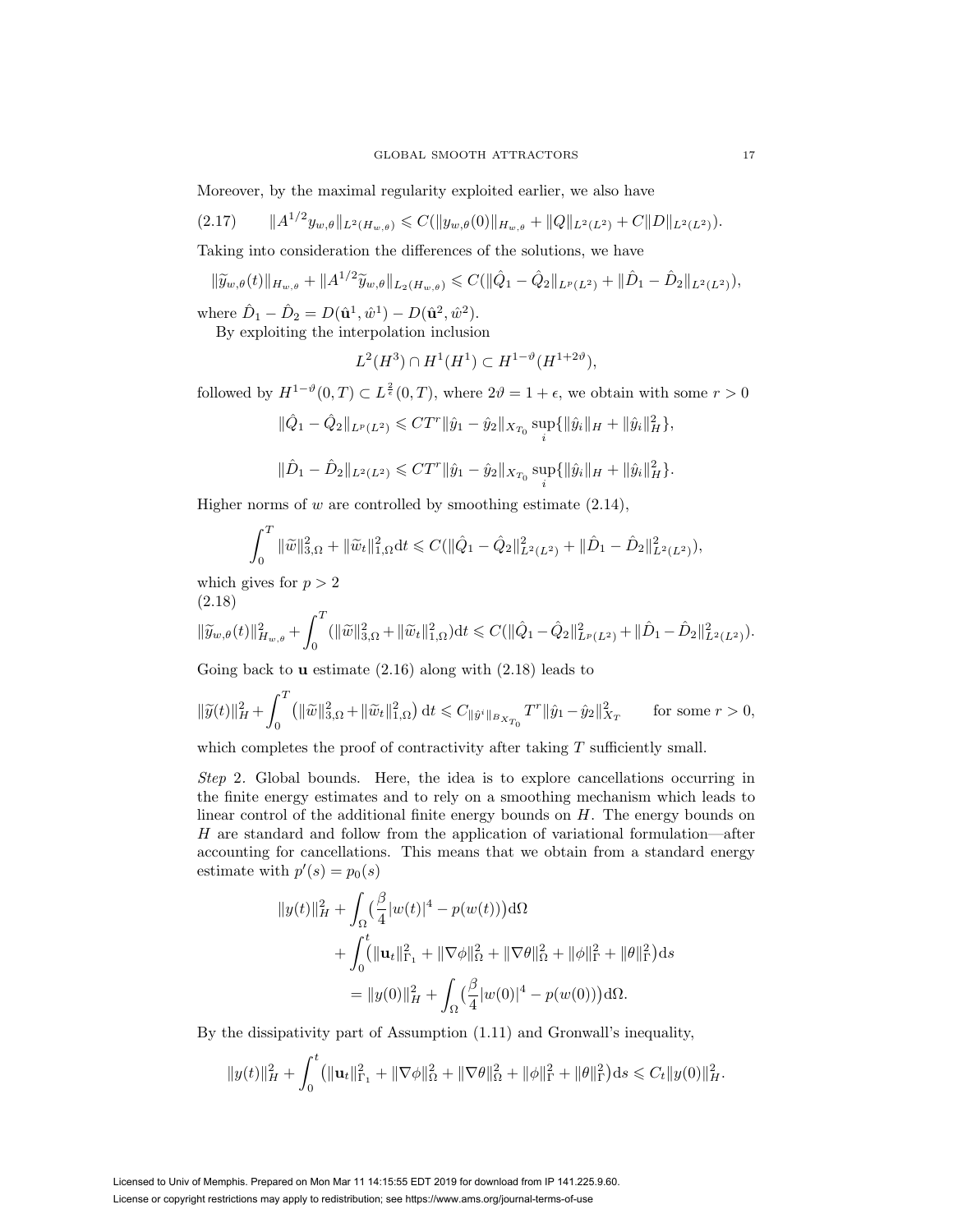Moreover, by the maximal regularity exploited earlier, we also have

$$\|A^{1/2} y_{w,\theta}\|_{L^2(H_{w,\theta})} \leqslant C(\|y_{w,\theta}(0)\|_{H_{w,\theta}} + \|Q\|_{L^2(L^2)} + C\|D\|_{L^2(L^2)}). \tag{2.17}$$

Taking into consideration the differences of the solutions, we have

$$\|\widetilde{y}_{w,\theta}(t)\|_{H_{w,\theta}} + \|A^{1/2}\widetilde{y}_{w,\theta}\|_{L_2(H_{w,\theta})} \leqslant C(\|\hat{Q}_1 - \hat{Q}_2\|_{L^p(L^2)} + \|\hat{D}_1 - \hat{D}_2\|_{L^2(L^2)}),$$

where $\hat{D}_1 - \hat{D}_2 = D(\hat{\mathbf{u}}^1, \hat{w}^1) - D(\hat{\mathbf{u}}^2, \hat{w}^2)$.

By exploiting the interpolation inclusion

$$L^2(H^3) \cap H^1(H^1) \subset H^{1-\vartheta}(H^{1+2\vartheta}),$$

followed by $H^{1-\vartheta}(0,T) \subset L^{\frac{2}{\epsilon}}(0,T)$, where $2\vartheta = 1 + \epsilon$, we obtain with some $r > 0$

$$\|\hat{Q}_1 - \hat{Q}_2\|_{L^p(L^2)} \leqslant CT^r \|\hat{y}_1 - \hat{y}_2\|_{X_{T_0}} \sup_i \{\|\hat{y}_i\|_H + \|\hat{y}_i\|_H^2\},$$

$$\|\hat{D}_1 - \hat{D}_2\|_{L^2(L^2)} \leqslant CT^r \|\hat{y}_1 - \hat{y}_2\|_{X_{T_0}} \sup_i \{\|\hat{y}_i\|_H + \|\hat{y}_i\|_H^2\}.$$

Higher norms of $w$ are controlled by smoothing estimate (2.14),

$$\int_0^T \|\widetilde{w}\|_{3,\Omega}^2 + \|\widetilde{w}_t\|_{1,\Omega}^2 \mathrm{d}t \leqslant C(\|\hat{Q}_1 - \hat{Q}_2\|_{L^2(L^2)}^2 + \|\hat{D}_1 - \hat{D}_2\|_{L^2(L^2)}^2),$$

which gives for $p > 2$

$$\|\widetilde{y}_{w,\theta}(t)\|_{H_{w,\theta}}^2 + \int_0^T (\|\widetilde{w}\|_{3,\Omega}^2 + \|\widetilde{w}_t\|_{1,\Omega}^2) \mathrm{d}t \leqslant C(\|\hat{Q}_1 - \hat{Q}_2\|_{L^p(L^2)}^2 + \|\hat{D}_1 - \hat{D}_2\|_{L^2(L^2)}^2). \tag{2.18}$$

Going back to $\mathbf{u}$ estimate (2.16) along with (2.18) leads to

$$\|\widetilde{y}(t)\|_H^2 + \int_0^T \big(\|\widetilde{w}\|_{3,\Omega}^2 + \|\widetilde{w}_t\|_{1,\Omega}^2\big)\,\mathrm{d}t \leqslant C_{\|\hat{y}^i\|_{B_{X_{T_0}}}} T^r \|\hat{y}_1 - \hat{y}_2\|_{X_T}^2 \qquad \text{for some } r > 0,$$

which completes the proof of contractivity after taking $T$ sufficiently small.

*Step* 2. Global bounds. Here, the idea is to explore cancellations occurring in the finite energy estimates and to rely on a smoothing mechanism which leads to linear control of the additional finite energy bounds on $H$. The energy bounds on $H$ are standard and follow from the application of variational formulation—after accounting for cancellations. This means that we obtain from a standard energy estimate with $p'(s) = p_0(s)$

$$\begin{aligned}
\|y(t)\|_H^2 &+ \int_\Omega \big(\frac{\beta}{4}|w(t)|^4 - p(w(t))\big)\mathrm{d}\Omega \\
&+ \int_0^t \big(\|\mathbf{u}_t\|_{\Gamma_1}^2 + \|\nabla\phi\|_\Omega^2 + \|\nabla\theta\|_\Omega^2 + \|\phi\|_\Gamma^2 + \|\theta\|_\Gamma^2\big)\mathrm{d}s \\
&= \|y(0)\|_H^2 + \int_\Omega \big(\frac{\beta}{4}|w(0)|^4 - p(w(0))\big)\mathrm{d}\Omega.
\end{aligned}$$

By the dissipativity part of Assumption (1.11) and Gronwall's inequality,

$$\|y(t)\|_H^2 + \int_0^t \big(\|\mathbf{u}_t\|_{\Gamma_1}^2 + \|\nabla\phi\|_\Omega^2 + \|\nabla\theta\|_\Omega^2 + \|\phi\|_\Gamma^2 + \|\theta\|_\Gamma^2\big)\mathrm{d}s \leqslant C_t \|y(0)\|_H^2.$$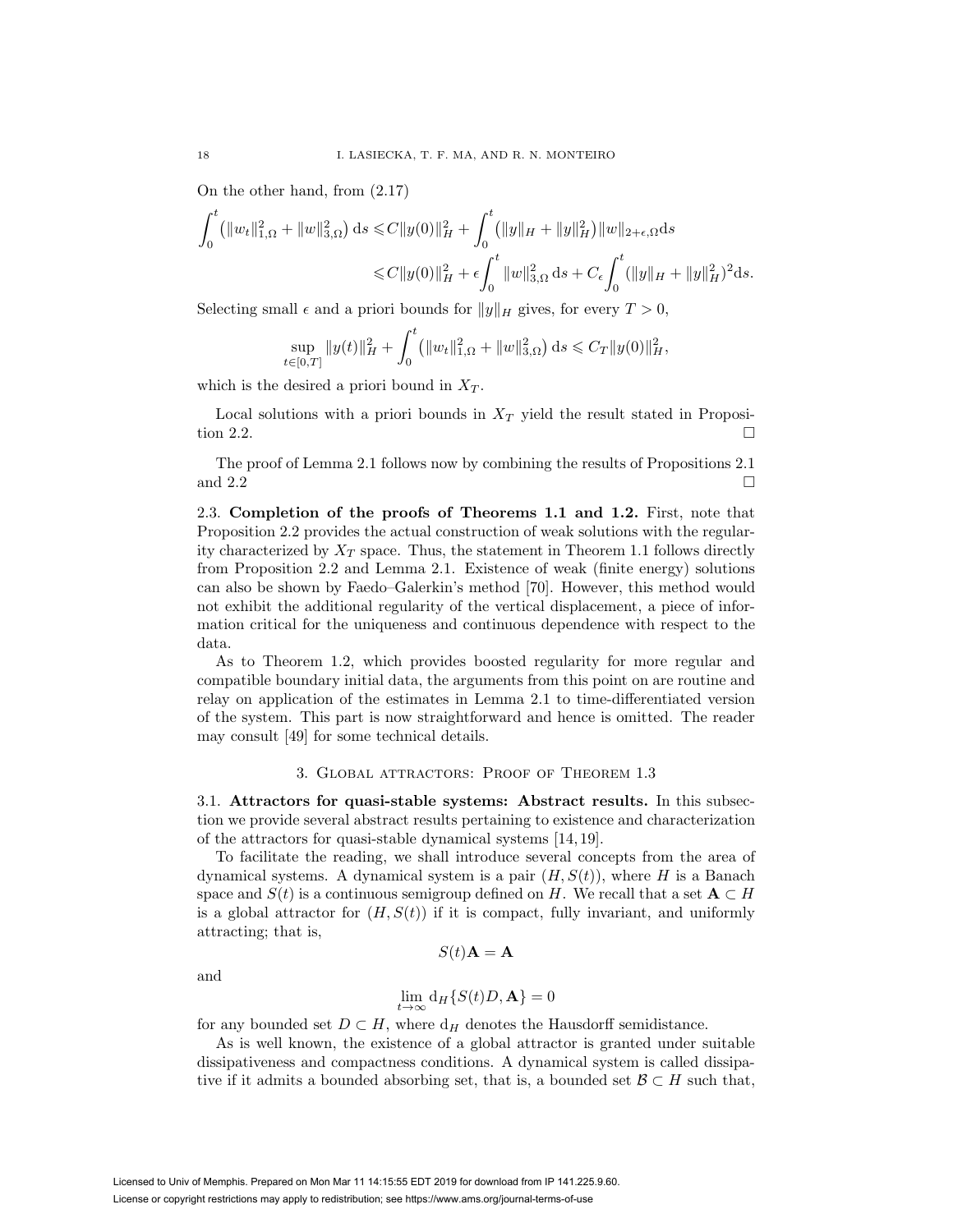On the other hand, from (2.17)

$$\int_0^t \big(\|w_t\|_{1,\Omega}^2 + \|w\|_{3,\Omega}^2\big)\,\mathrm{d}s \leqslant C\|y(0)\|_H^2 + \int_0^t \big(\|y\|_H + \|y\|_H^2\big)\|w\|_{2+\epsilon,\Omega}\mathrm{d}s$$
$$\leqslant C\|y(0)\|_H^2 + \epsilon\int_0^t \|w\|_{3,\Omega}^2\,\mathrm{d}s + C_\epsilon\int_0^t (\|y\|_H + \|y\|_H^2)^2\mathrm{d}s.$$

Selecting small $\epsilon$ and a priori bounds for $\|y\|_H$ gives, for every $T>0$,

$$\sup_{t\in[0,T]}\|y(t)\|_H^2 + \int_0^t \big(\|w_t\|_{1,\Omega}^2 + \|w\|_{3,\Omega}^2\big)\,\mathrm{d}s \leqslant C_T\|y(0)\|_H^2,$$

which is the desired a priori bound in $X_T$.

Local solutions with a priori bounds in $X_T$ yield the result stated in Proposition 2.2. $\square$

The proof of Lemma 2.1 follows now by combining the results of Propositions 2.1 and 2.2 $\square$

2.3. **Completion of the proofs of Theorems 1.1 and 1.2.** First, note that Proposition 2.2 provides the actual construction of weak solutions with the regularity characterized by $X_T$ space. Thus, the statement in Theorem 1.1 follows directly from Proposition 2.2 and Lemma 2.1. Existence of weak (finite energy) solutions can also be shown by Faedo–Galerkin's method [70]. However, this method would not exhibit the additional regularity of the vertical displacement, a piece of information critical for the uniqueness and continuous dependence with respect to the data.

As to Theorem 1.2, which provides boosted regularity for more regular and compatible boundary initial data, the arguments from this point on are routine and relay on application of the estimates in Lemma 2.1 to time-differentiated version of the system. This part is now straightforward and hence is omitted. The reader may consult [49] for some technical details.

## 3. Global attractors: Proof of Theorem 1.3

3.1. **Attractors for quasi-stable systems: Abstract results.** In this subsection we provide several abstract results pertaining to existence and characterization of the attractors for quasi-stable dynamical systems [14, 19].

To facilitate the reading, we shall introduce several concepts from the area of dynamical systems. A dynamical system is a pair $(H, S(t))$, where $H$ is a Banach space and $S(t)$ is a continuous semigroup defined on $H$. We recall that a set $\mathbf{A}\subset H$ is a global attractor for $(H, S(t))$ if it is compact, fully invariant, and uniformly attracting; that is,

$$S(t)\mathbf{A} = \mathbf{A}$$

and

$$\lim_{t\to\infty} \mathrm{d}_H\{S(t)D, \mathbf{A}\} = 0$$

for any bounded set $D\subset H$, where $\mathrm{d}_H$ denotes the Hausdorff semidistance.

As is well known, the existence of a global attractor is granted under suitable dissipativeness and compactness conditions. A dynamical system is called dissipative if it admits a bounded absorbing set, that is, a bounded set $\mathcal{B}\subset H$ such that,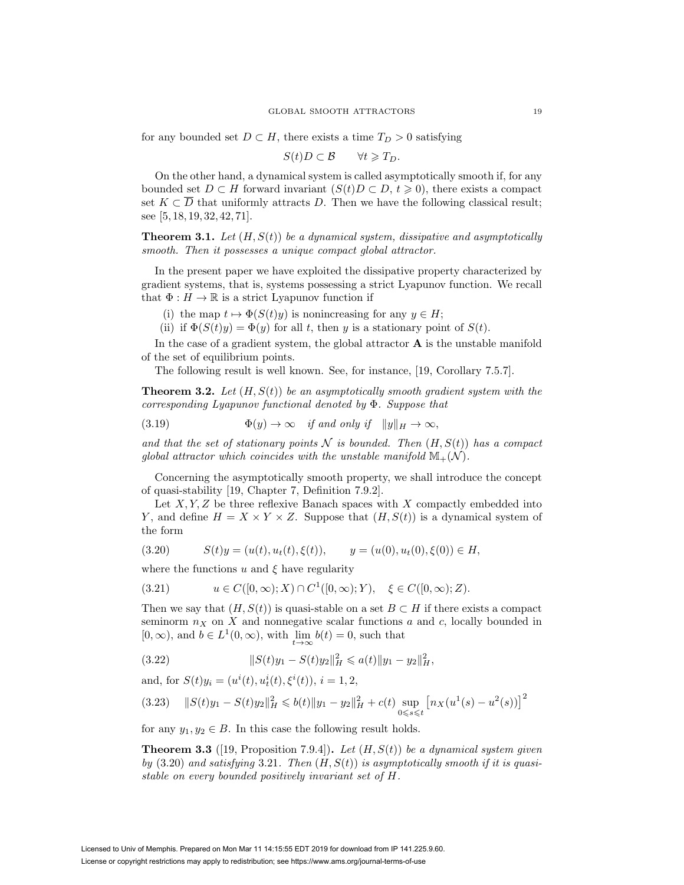for any bounded set $D \subset H$, there exists a time $T_D > 0$ satisfying

$$S(t)D \subset \mathcal{B} \qquad \forall t \geqslant T_D.$$

On the other hand, a dynamical system is called asymptotically smooth if, for any bounded set $D \subset H$ forward invariant ($S(t)D \subset D$, $t \geqslant 0$), there exists a compact set $K \subset \overline{D}$ that uniformly attracts $D$. Then we have the following classical result; see [5, 18, 19, 32, 42, 71].

**Theorem 3.1.** *Let $(H, S(t))$ be a dynamical system, dissipative and asymptotically smooth. Then it possesses a unique compact global attractor.*

In the present paper we have exploited the dissipative property characterized by gradient systems, that is, systems possessing a strict Lyapunov function. We recall that $\Phi : H \to \mathbb{R}$ is a strict Lyapunov function if

(i) the map $t \mapsto \Phi(S(t)y)$ is nonincreasing for any $y \in H$;
(ii) if $\Phi(S(t)y) = \Phi(y)$ for all $t$, then $y$ is a stationary point of $S(t)$.

In the case of a gradient system, the global attractor $\mathbf{A}$ is the unstable manifold of the set of equilibrium points.

The following result is well known. See, for instance, [19, Corollary 7.5.7].

**Theorem 3.2.** *Let $(H, S(t))$ be an asymptotically smooth gradient system with the corresponding Lyapunov functional denoted by $\Phi$. Suppose that*

$$\Phi(y) \to \infty \quad \text{if and only if} \quad \|y\|_H \to \infty, \tag{3.19}$$

*and that the set of stationary points $\mathcal{N}$ is bounded. Then $(H, S(t))$ has a compact global attractor which coincides with the unstable manifold $\mathbb{M}_+(\mathcal{N})$.*

Concerning the asymptotically smooth property, we shall introduce the concept of quasi-stability [19, Chapter 7, Definition 7.9.2].

Let $X, Y, Z$ be three reflexive Banach spaces with $X$ compactly embedded into $Y$, and define $H = X \times Y \times Z$. Suppose that $(H, S(t))$ is a dynamical system of the form

$$S(t)y = (u(t), u_t(t), \xi(t)), \qquad y = (u(0), u_t(0), \xi(0)) \in H, \tag{3.20}$$

where the functions $u$ and $\xi$ have regularity

$$u \in C([0, \infty); X) \cap C^1([0, \infty); Y), \quad \xi \in C([0, \infty); Z). \tag{3.21}$$

Then we say that $(H, S(t))$ is quasi-stable on a set $B \subset H$ if there exists a compact seminorm $n_X$ on $X$ and nonnegative scalar functions $a$ and $c$, locally bounded in $[0, \infty)$, and $b \in L^1(0, \infty)$, with $\lim\limits_{t\to\infty} b(t) = 0$, such that

$$\|S(t)y_1 - S(t)y_2\|_H^2 \leqslant a(t)\|y_1 - y_2\|_H^2, \tag{3.22}$$

and, for $S(t)y_i = (u^i(t), u_t^i(t), \xi^i(t))$, $i = 1, 2$,

$$\|S(t)y_1 - S(t)y_2\|_H^2 \leqslant b(t)\|y_1 - y_2\|_H^2 + c(t) \sup_{0 \leqslant s \leqslant t} \left[n_X(u^1(s) - u^2(s))\right]^2 \tag{3.23}$$

for any $y_1, y_2 \in B$. In this case the following result holds.

**Theorem 3.3** ([19, Proposition 7.9.4])**.** *Let $(H, S(t))$ be a dynamical system given by (3.20) and satisfying 3.21. Then $(H, S(t))$ is asymptotically smooth if it is quasi-stable on every bounded positively invariant set of $H$.*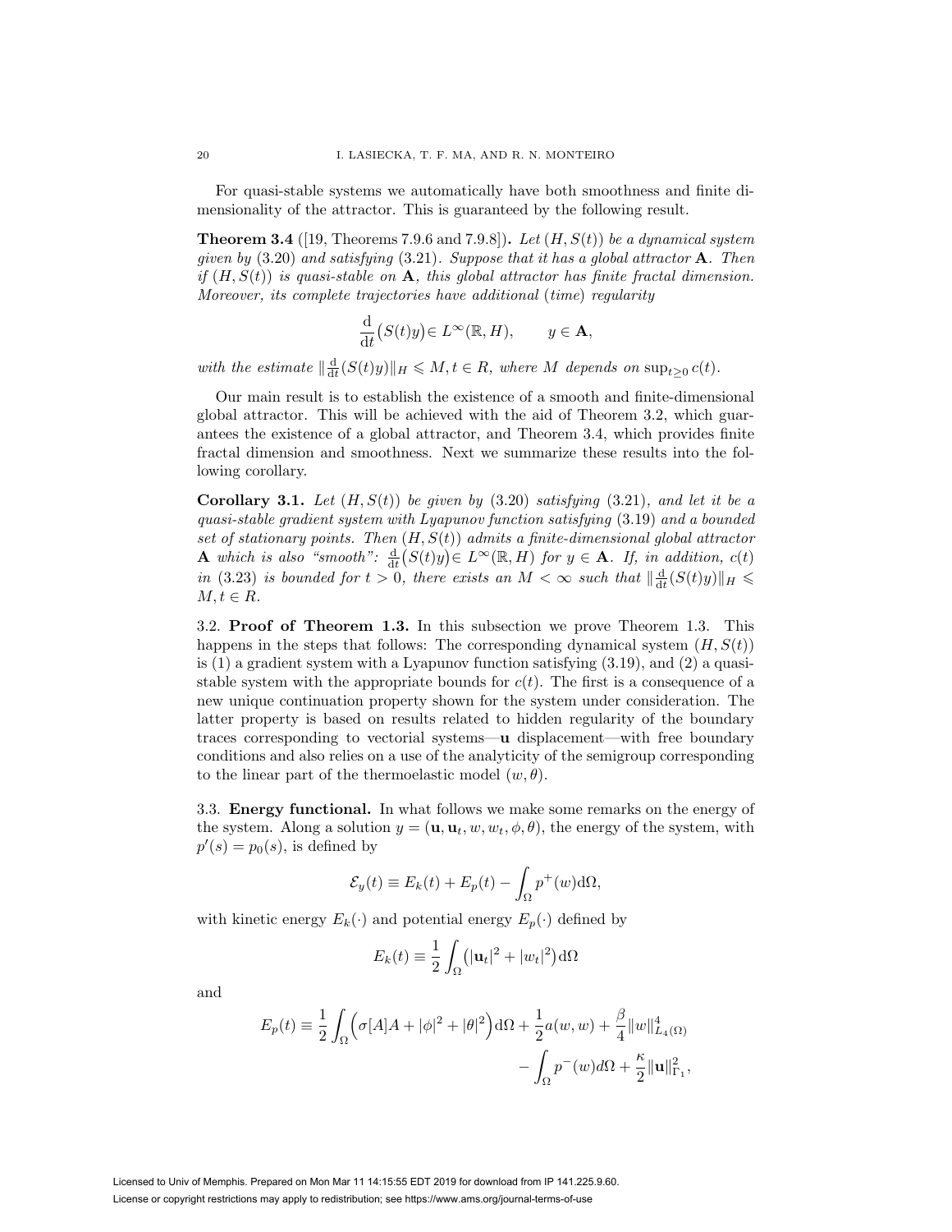For quasi-stable systems we automatically have both smoothness and finite dimensionality of the attractor. This is guaranteed by the following result.

**Theorem 3.4** ([19, Theorems 7.9.6 and 7.9.8])**.** *Let $(H, S(t))$ be a dynamical system given by* (3.20) *and satisfying* (3.21)*. Suppose that it has a global attractor* $\mathbf{A}$*. Then if $(H, S(t))$ is quasi-stable on* $\mathbf{A}$*, this global attractor has finite fractal dimension. Moreover, its complete trajectories have additional* (*time*) *regularity*

$$\frac{\mathrm{d}}{\mathrm{d}t}\big(S(t)y\big)\in L^{\infty}(\mathbb{R}, H), \qquad y \in \mathbf{A},$$

*with the estimate* $\|\frac{\mathrm{d}}{\mathrm{d}t}(S(t)y)\|_H \leqslant M, t \in R$*, where $M$ depends on* $\sup_{t\geq 0} c(t)$*.*

Our main result is to establish the existence of a smooth and finite-dimensional global attractor. This will be achieved with the aid of Theorem 3.2, which guarantees the existence of a global attractor, and Theorem 3.4, which provides finite fractal dimension and smoothness. Next we summarize these results into the following corollary.

**Corollary 3.1.** *Let $(H, S(t))$ be given by* (3.20) *satisfying* (3.21)*, and let it be a quasi-stable gradient system with Lyapunov function satisfying* (3.19) *and a bounded set of stationary points. Then $(H, S(t))$ admits a finite-dimensional global attractor* $\mathbf{A}$ *which is also "smooth":* $\frac{\mathrm{d}}{\mathrm{d}t}\big(S(t)y\big)\in L^{\infty}(\mathbb{R}, H)$ *for* $y \in \mathbf{A}$*. If, in addition, $c(t)$ in* (3.23) *is bounded for $t > 0$, there exists an $M < \infty$ such that* $\|\frac{\mathrm{d}}{\mathrm{d}t}(S(t)y)\|_H \leqslant M, t \in R$*.*

## 3.2. Proof of Theorem 1.3.

In this subsection we prove Theorem 1.3. This happens in the steps that follows: The corresponding dynamical system $(H, S(t))$ is (1) a gradient system with a Lyapunov function satisfying (3.19), and (2) a quasi-stable system with the appropriate bounds for $c(t)$. The first is a consequence of a new unique continuation property shown for the system under consideration. The latter property is based on results related to hidden regularity of the boundary traces corresponding to vectorial systems—$\mathbf{u}$ displacement—with free boundary conditions and also relies on a use of the analyticity of the semigroup corresponding to the linear part of the thermoelastic model $(w, \theta)$.

## 3.3. Energy functional.

In what follows we make some remarks on the energy of the system. Along a solution $y = (\mathbf{u}, \mathbf{u}_t, w, w_t, \phi, \theta)$, the energy of the system, with $p'(s) = p_0(s)$, is defined by

$$\mathcal{E}_y(t) \equiv E_k(t) + E_p(t) - \int_\Omega p^+(w)\mathrm{d}\Omega,$$

with kinetic energy $E_k(\cdot)$ and potential energy $E_p(\cdot)$ defined by

$$E_k(t) \equiv \frac{1}{2}\int_\Omega \big(|\mathbf{u}_t|^2 + |w_t|^2\big)\mathrm{d}\Omega$$

and

$$E_p(t) \equiv \frac{1}{2}\int_\Omega \Big(\sigma[A]A + |\phi|^2 + |\theta|^2\Big)\mathrm{d}\Omega + \frac{1}{2}a(w,w) + \frac{\beta}{4}\|w\|^4_{L_4(\Omega)} - \int_\Omega p^-(w)d\Omega + \frac{\kappa}{2}\|\mathbf{u}\|^2_{\Gamma_1},$$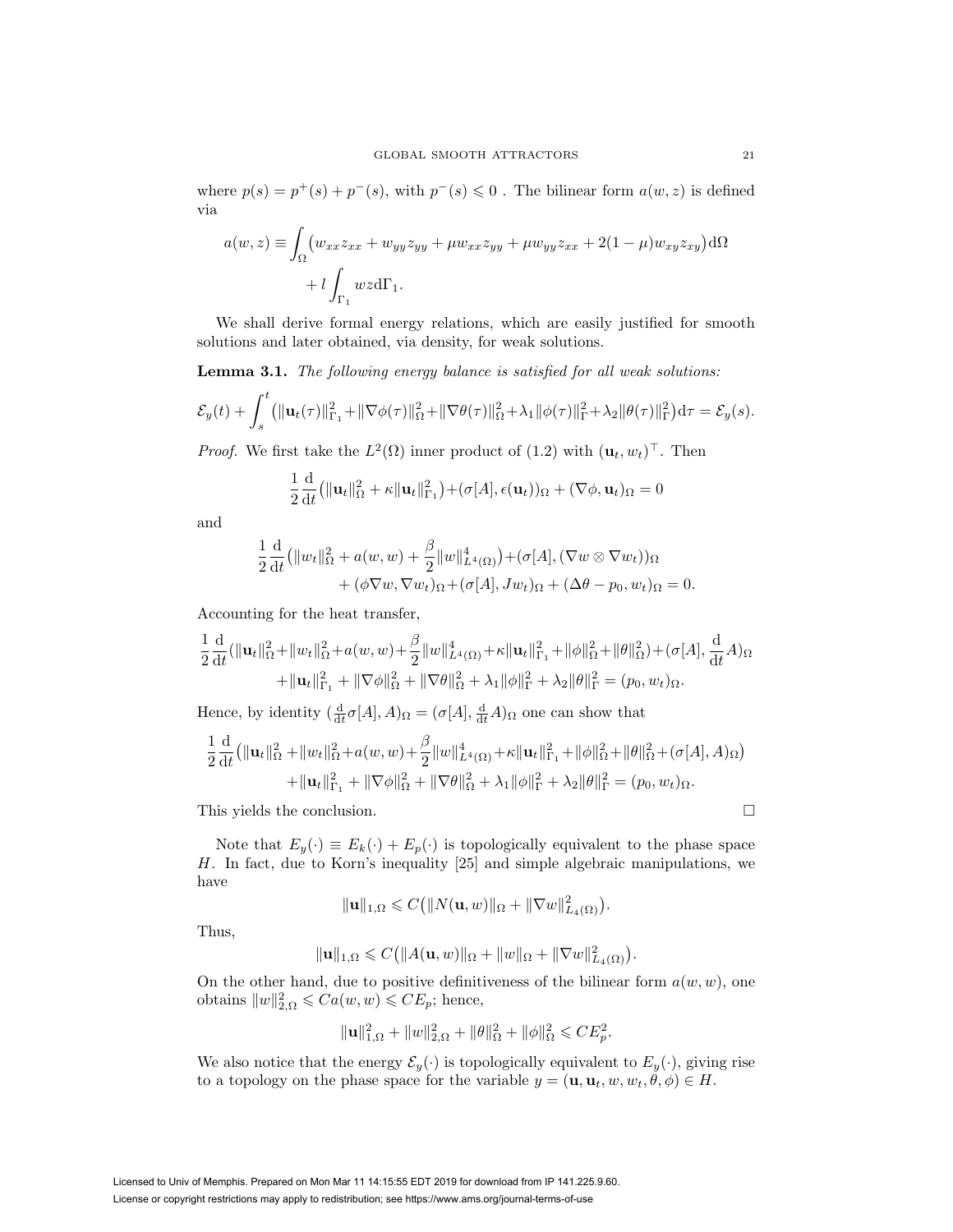where $p(s) = p^+(s) + p^-(s)$, with $p^-(s) \leqslant 0$ . The bilinear form $a(w, z)$ is defined via

$$a(w, z) \equiv \int_\Omega \big(w_{xx} z_{xx} + w_{yy} z_{yy} + \mu w_{xx} z_{yy} + \mu w_{yy} z_{xx} + 2(1-\mu) w_{xy} z_{xy}\big) \mathrm{d}\Omega + l \int_{\Gamma_1} wz \mathrm{d}\Gamma_1.$$

We shall derive formal energy relations, which are easily justified for smooth solutions and later obtained, via density, for weak solutions.

**Lemma 3.1.** *The following energy balance is satisfied for all weak solutions:*

$$\mathcal{E}_y(t) + \int_s^t \big(\|\mathbf{u}_t(\tau)\|^2_{\Gamma_1} + \|\nabla \phi(\tau)\|^2_\Omega + \|\nabla \theta(\tau)\|^2_\Omega + \lambda_1 \|\phi(\tau)\|^2_\Gamma + \lambda_2 \|\theta(\tau)\|^2_\Gamma\big) \mathrm{d}\tau = \mathcal{E}_y(s).$$

*Proof.* We first take the $L^2(\Omega)$ inner product of (1.2) with $(\mathbf{u}_t, w_t)^\top$. Then

$$\frac{1}{2} \frac{\mathrm{d}}{\mathrm{d}t} \big(\|\mathbf{u}_t\|^2_\Omega + \kappa \|\mathbf{u}_t\|^2_{\Gamma_1}\big) + (\sigma[A], \epsilon(\mathbf{u}_t))_\Omega + (\nabla \phi, \mathbf{u}_t)_\Omega = 0$$

and

$$\frac{1}{2} \frac{\mathrm{d}}{\mathrm{d}t} \big(\|w_t\|^2_\Omega + a(w, w) + \frac{\beta}{2} \|w\|^4_{L^4(\Omega)}\big) + (\sigma[A], (\nabla w \otimes \nabla w_t))_\Omega + (\phi \nabla w, \nabla w_t)_\Omega + (\sigma[A], J w_t)_\Omega + (\Delta \theta - p_0, w_t)_\Omega = 0.$$

Accounting for the heat transfer,

$$\frac{1}{2} \frac{\mathrm{d}}{\mathrm{d}t} (\|\mathbf{u}_t\|^2_\Omega + \|w_t\|^2_\Omega + a(w, w) + \frac{\beta}{2} \|w\|^4_{L^4(\Omega)} + \kappa \|\mathbf{u}_t\|^2_{\Gamma_1} + \|\phi\|^2_\Omega + \|\theta\|^2_\Omega) + (\sigma[A], \frac{\mathrm{d}}{\mathrm{d}t} A)_\Omega + \|\mathbf{u}_t\|^2_{\Gamma_1} + \|\nabla \phi\|^2_\Omega + \|\nabla \theta\|^2_\Omega + \lambda_1 \|\phi\|^2_\Gamma + \lambda_2 \|\theta\|^2_\Gamma = (p_0, w_t)_\Omega.$$

Hence, by identity $(\frac{\mathrm{d}}{\mathrm{d}t} \sigma[A], A)_\Omega = (\sigma[A], \frac{\mathrm{d}}{\mathrm{d}t} A)_\Omega$ one can show that

$$\frac{1}{2} \frac{\mathrm{d}}{\mathrm{d}t} \big(\|\mathbf{u}_t\|^2_\Omega + \|w_t\|^2_\Omega + a(w, w) + \frac{\beta}{2} \|w\|^4_{L^4(\Omega)} + \kappa \|\mathbf{u}_t\|^2_{\Gamma_1} + \|\phi\|^2_\Omega + \|\theta\|^2_\Omega + (\sigma[A], A)_\Omega\big) + \|\mathbf{u}_t\|^2_{\Gamma_1} + \|\nabla \phi\|^2_\Omega + \|\nabla \theta\|^2_\Omega + \lambda_1 \|\phi\|^2_\Gamma + \lambda_2 \|\theta\|^2_\Gamma = (p_0, w_t)_\Omega.$$

This yields the conclusion. $\square$

Note that $E_y(\cdot) \equiv E_k(\cdot) + E_p(\cdot)$ is topologically equivalent to the phase space $H$. In fact, due to Korn's inequality [25] and simple algebraic manipulations, we have

$$\|\mathbf{u}\|_{1,\Omega} \leqslant C\big(\|N(\mathbf{u}, w)\|_\Omega + \|\nabla w\|^2_{L_4(\Omega)}\big).$$

Thus,

$$\|\mathbf{u}\|_{1,\Omega} \leqslant C\big(\|A(\mathbf{u}, w)\|_\Omega + \|w\|_\Omega + \|\nabla w\|^2_{L_4(\Omega)}\big).$$

On the other hand, due to positive definitiveness of the bilinear form $a(w, w)$, one obtains $\|w\|^2_{2,\Omega} \leqslant C a(w, w) \leqslant C E_p$; hence,

$$\|\mathbf{u}\|^2_{1,\Omega} + \|w\|^2_{2,\Omega} + \|\theta\|^2_\Omega + \|\phi\|^2_\Omega \leqslant C E_p^2.$$

We also notice that the energy $\mathcal{E}_y(\cdot)$ is topologically equivalent to $E_y(\cdot)$, giving rise to a topology on the phase space for the variable $y = (\mathbf{u}, \mathbf{u}_t, w, w_t, \theta, \phi) \in H$.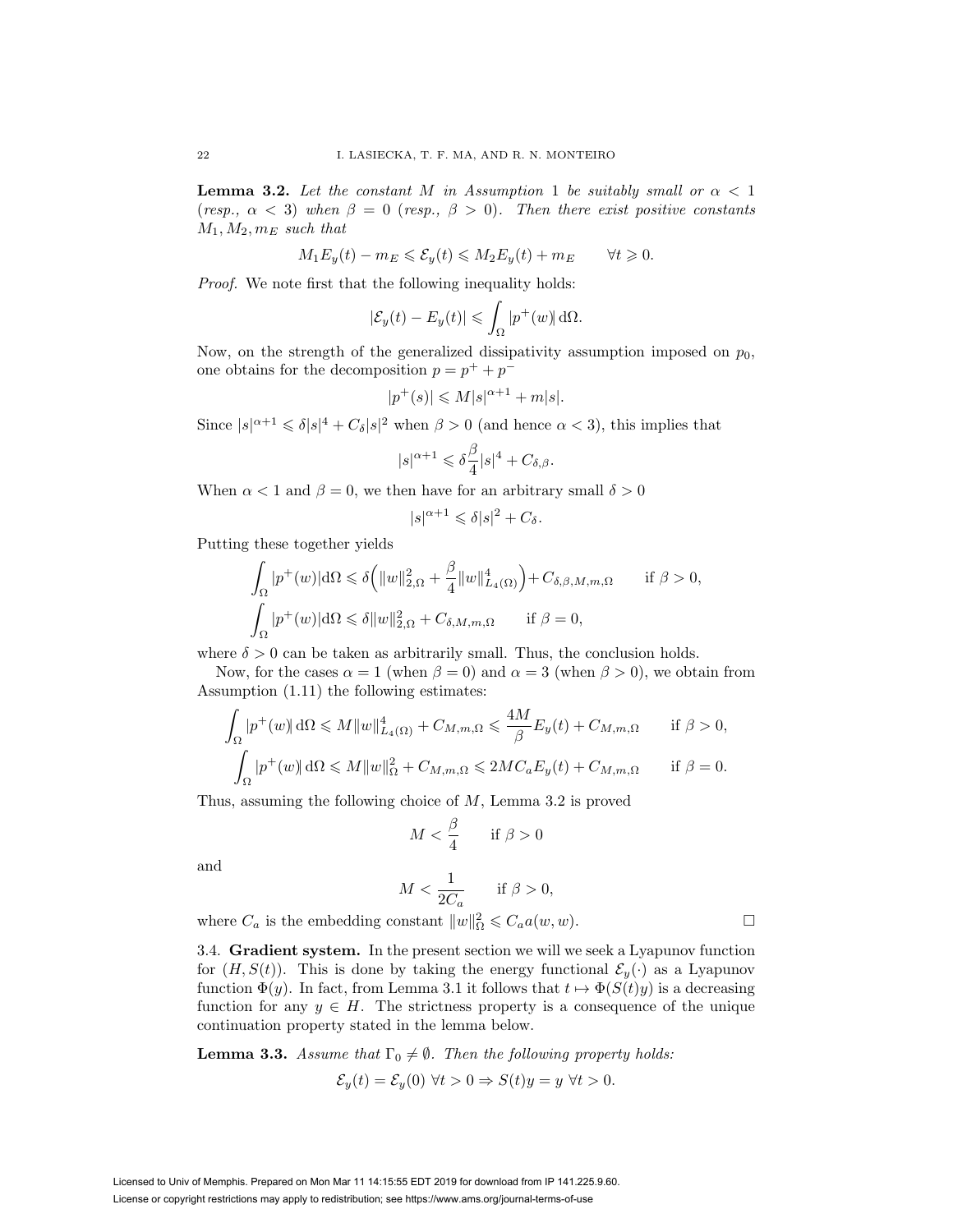**Lemma 3.2.** *Let the constant $M$ in Assumption 1 be suitably small or $\alpha < 1$ (resp., $\alpha < 3$) when $\beta = 0$ (resp., $\beta > 0$). Then there exist positive constants $M_1, M_2, m_E$ such that*

$$M_1 E_y(t) - m_E \leqslant \mathcal{E}_y(t) \leqslant M_2 E_y(t) + m_E \qquad \forall t \geqslant 0.$$

*Proof.* We note first that the following inequality holds:

$$|\mathcal{E}_y(t) - E_y(t)| \leqslant \int_\Omega |p^+(w)| \, d\Omega.$$

Now, on the strength of the generalized dissipativity assumption imposed on $p_0$, one obtains for the decomposition $p = p^+ + p^-$

$$|p^+(s)| \leqslant M|s|^{\alpha+1} + m|s|.$$

Since $|s|^{\alpha+1} \leqslant \delta|s|^4 + C_\delta |s|^2$ when $\beta > 0$ (and hence $\alpha < 3$), this implies that

$$|s|^{\alpha+1} \leqslant \delta \frac{\beta}{4}|s|^4 + C_{\delta,\beta}.$$

When $\alpha < 1$ and $\beta = 0$, we then have for an arbitrary small $\delta > 0$

$$|s|^{\alpha+1} \leqslant \delta|s|^2 + C_\delta.$$

Putting these together yields

$$\int_\Omega |p^+(w)| d\Omega \leqslant \delta\Big(\|w\|_{2,\Omega}^2 + \frac{\beta}{4}\|w\|_{L_4(\Omega)}^4\Big) + C_{\delta,\beta,M,m,\Omega} \qquad \text{if } \beta > 0,$$
$$\int_\Omega |p^+(w)| d\Omega \leqslant \delta\|w\|_{2,\Omega}^2 + C_{\delta,M,m,\Omega} \qquad \text{if } \beta = 0,$$

where $\delta > 0$ can be taken as arbitrarily small. Thus, the conclusion holds.

Now, for the cases $\alpha = 1$ (when $\beta = 0$) and $\alpha = 3$ (when $\beta > 0$), we obtain from Assumption (1.11) the following estimates:

$$\int_\Omega |p^+(w)| \, d\Omega \leqslant M\|w\|_{L_4(\Omega)}^4 + C_{M,m,\Omega} \leqslant \frac{4M}{\beta}E_y(t) + C_{M,m,\Omega} \qquad \text{if } \beta > 0,$$
$$\int_\Omega |p^+(w)| \, d\Omega \leqslant M\|w\|_\Omega^2 + C_{M,m,\Omega} \leqslant 2MC_a E_y(t) + C_{M,m,\Omega} \qquad \text{if } \beta = 0.$$

Thus, assuming the following choice of $M$, Lemma 3.2 is proved

$$M < \frac{\beta}{4} \qquad \text{if } \beta > 0$$

and

$$M < \frac{1}{2C_a} \qquad \text{if } \beta > 0,$$

where $C_a$ is the embedding constant $\|w\|_\Omega^2 \leqslant C_a a(w,w)$. $\square$

3.4. **Gradient system.** In the present section we will we seek a Lyapunov function for $(H, S(t))$. This is done by taking the energy functional $\mathcal{E}_y(\cdot)$ as a Lyapunov function $\Phi(y)$. In fact, from Lemma 3.1 it follows that $t \mapsto \Phi(S(t)y)$ is a decreasing function for any $y \in H$. The strictness property is a consequence of the unique continuation property stated in the lemma below.

**Lemma 3.3.** *Assume that $\Gamma_0 \neq \emptyset$. Then the following property holds:*

$$\mathcal{E}_y(t) = \mathcal{E}_y(0) \ \forall t > 0 \Rightarrow S(t)y = y \ \forall t > 0.$$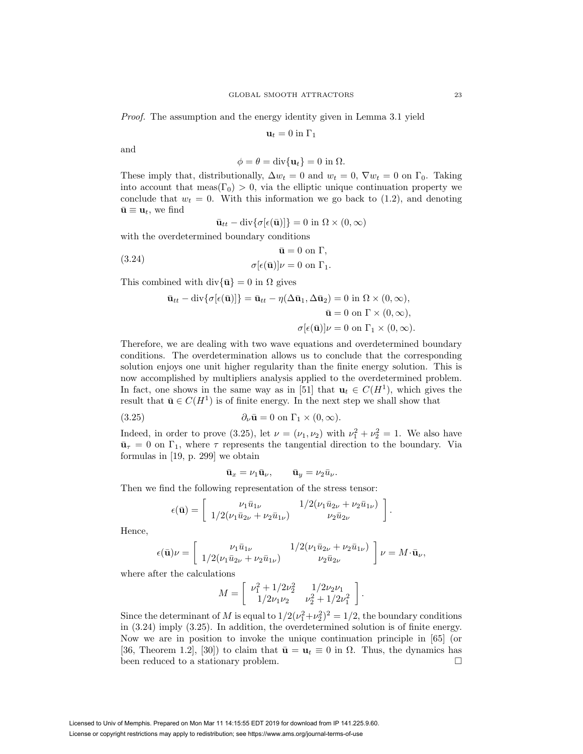*Proof.* The assumption and the energy identity given in Lemma 3.1 yield

$$\mathbf{u}_t = 0 \text{ in } \Gamma_1$$

and

$$\phi = \theta = \operatorname{div}\{\mathbf{u}_t\} = 0 \text{ in } \Omega.$$

These imply that, distributionally, $\Delta w_t = 0$ and $w_t = 0$, $\nabla w_t = 0$ on $\Gamma_0$. Taking into account that $\operatorname{meas}(\Gamma_0) > 0$, via the elliptic unique continuation property we conclude that $w_t = 0$. With this information we go back to (1.2), and denoting $\bar{\mathbf{u}} \equiv \mathbf{u}_t$, we find

$$\bar{\mathbf{u}}_{tt} - \operatorname{div}\{\sigma[\epsilon(\bar{\mathbf{u}})]\} = 0 \text{ in } \Omega \times (0, \infty)$$

with the overdetermined boundary conditions

$$\begin{aligned} \bar{\mathbf{u}} &= 0 \text{ on } \Gamma, \\ \sigma[\epsilon(\bar{\mathbf{u}})]\nu &= 0 \text{ on } \Gamma_1. \end{aligned} \tag{3.24}$$

This combined with $\operatorname{div}\{\bar{\mathbf{u}}\} = 0$ in $\Omega$ gives

$$\begin{aligned} \bar{\mathbf{u}}_{tt} - \operatorname{div}\{\sigma[\epsilon(\bar{\mathbf{u}})]\} = \bar{\mathbf{u}}_{tt} - \eta(\Delta\bar{\mathbf{u}}_1, \Delta\bar{\mathbf{u}}_2) &= 0 \text{ in } \Omega \times (0, \infty), \\ \bar{\mathbf{u}} &= 0 \text{ on } \Gamma \times (0, \infty), \\ \sigma[\epsilon(\bar{\mathbf{u}})]\nu &= 0 \text{ on } \Gamma_1 \times (0, \infty). \end{aligned}$$

Therefore, we are dealing with two wave equations and overdetermined boundary conditions. The overdetermination allows us to conclude that the corresponding solution enjoys one unit higher regularity than the finite energy solution. This is now accomplished by multipliers analysis applied to the overdetermined problem. In fact, one shows in the same way as in [51] that $\mathbf{u}_t \in C(H^1)$, which gives the result that $\bar{\mathbf{u}} \in C(H^1)$ is of finite energy. In the next step we shall show that

$$\partial_\nu \bar{\mathbf{u}} = 0 \text{ on } \Gamma_1 \times (0, \infty). \tag{3.25}$$

Indeed, in order to prove (3.25), let $\nu = (\nu_1, \nu_2)$ with $\nu_1^2 + \nu_2^2 = 1$. We also have $\bar{\mathbf{u}}_\tau = 0$ on $\Gamma_1$, where $\tau$ represents the tangential direction to the boundary. Via formulas in [19, p. 299] we obtain

$$\bar{\mathbf{u}}_x = \nu_1 \bar{\mathbf{u}}_\nu, \qquad \bar{\mathbf{u}}_y = \nu_2 \bar{u}_\nu.$$

Then we find the following representation of the stress tensor:

$$\epsilon(\bar{\mathbf{u}}) = \begin{bmatrix} \nu_1 \bar{u}_{1\nu} & 1/2(\nu_1 \bar{u}_{2\nu} + \nu_2 \bar{u}_{1\nu}) \\ 1/2(\nu_1 \bar{u}_{2\nu} + \nu_2 \bar{u}_{1\nu}) & \nu_2 \bar{u}_{2\nu} \end{bmatrix}.$$

Hence,

$$\epsilon(\bar{\mathbf{u}})\nu = \begin{bmatrix} \nu_1 \bar{u}_{1\nu} & 1/2(\nu_1 \bar{u}_{2\nu} + \nu_2 \bar{u}_{1\nu}) \\ 1/2(\nu_1 \bar{u}_{2\nu} + \nu_2 \bar{u}_{1\nu}) & \nu_2 \bar{u}_{2\nu} \end{bmatrix} \nu = M \cdot \bar{\mathbf{u}}_\nu,$$

where after the calculations

$$M = \begin{bmatrix} \nu_1^2 + 1/2\nu_2^2 & 1/2\nu_2\nu_1 \\ 1/2\nu_1\nu_2 & \nu_2^2 + 1/2\nu_1^2 \end{bmatrix}.$$

Since the determinant of $M$ is equal to $1/2(\nu_1^2 + \nu_2^2)^2 = 1/2$, the boundary conditions in (3.24) imply (3.25). In addition, the overdetermined solution is of finite energy. Now we are in position to invoke the unique continuation principle in [65] (or [36, Theorem 1.2], [30]) to claim that $\bar{\mathbf{u}} = \mathbf{u}_t \equiv 0$ in $\Omega$. Thus, the dynamics has been reduced to a stationary problem. $\square$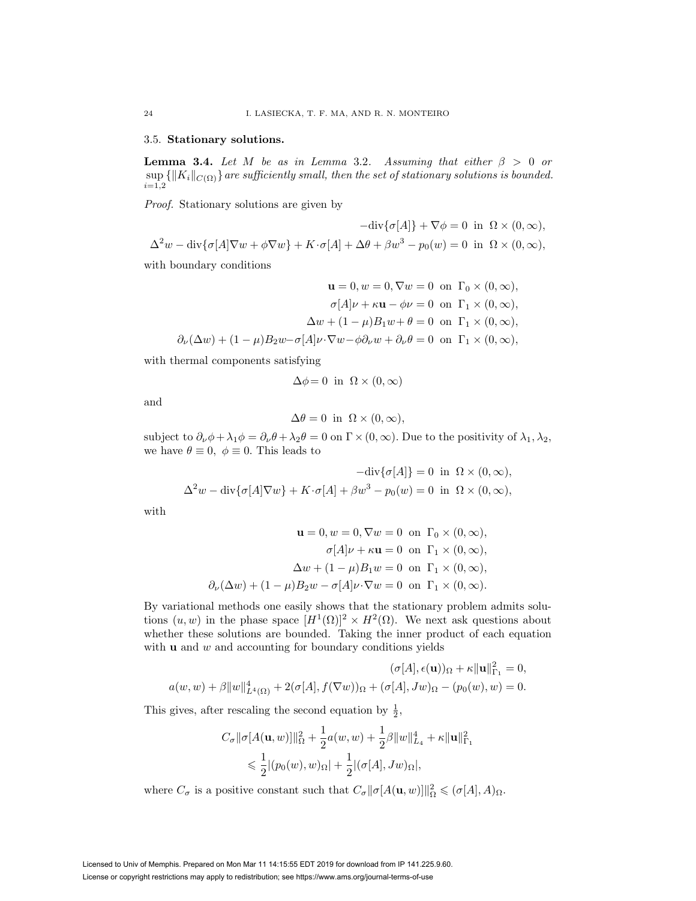### 3.5. Stationary solutions.

**Lemma 3.4.** *Let $M$ be as in Lemma 3.2. Assuming that either $\beta > 0$ or $\sup_{i=1,2} \{\|K_i\|_{C(\Omega)}\}$ are sufficiently small, then the set of stationary solutions is bounded.*

*Proof.* Stationary solutions are given by

$$-\text{div}\{\sigma[A]\} + \nabla\phi = 0 \ \text{ in } \ \Omega \times (0, \infty),$$

$$\Delta^2 w - \text{div}\{\sigma[A]\nabla w + \phi\nabla w\} + K\cdot\sigma[A] + \Delta\theta + \beta w^3 - p_0(w) = 0 \ \text{ in } \ \Omega \times (0, \infty),$$

with boundary conditions

$$\mathbf{u} = 0, w = 0, \nabla w = 0 \ \text{ on } \ \Gamma_0 \times (0, \infty),$$

$$\sigma[A]\nu + \kappa\mathbf{u} - \phi\nu = 0 \ \text{ on } \ \Gamma_1 \times (0, \infty),$$

$$\Delta w + (1-\mu)B_1 w + \theta = 0 \ \text{ on } \ \Gamma_1 \times (0, \infty),$$

$$\partial_\nu(\Delta w) + (1-\mu)B_2 w - \sigma[A]\nu\cdot\nabla w - \phi\partial_\nu w + \partial_\nu\theta = 0 \ \text{ on } \ \Gamma_1 \times (0, \infty),$$

with thermal components satisfying

$$\Delta\phi = 0 \ \text{ in } \ \Omega \times (0, \infty)$$

and

$$\Delta\theta = 0 \ \text{ in } \ \Omega \times (0, \infty),$$

subject to $\partial_\nu\phi + \lambda_1\phi = \partial_\nu\theta + \lambda_2\theta = 0$ on $\Gamma \times (0, \infty)$. Due to the positivity of $\lambda_1, \lambda_2$, we have $\theta \equiv 0$, $\phi \equiv 0$. This leads to

$$-\text{div}\{\sigma[A]\} = 0 \ \text{ in } \ \Omega \times (0, \infty),$$

$$\Delta^2 w - \text{div}\{\sigma[A]\nabla w\} + K\cdot\sigma[A] + \beta w^3 - p_0(w) = 0 \ \text{ in } \ \Omega \times (0, \infty),$$

with

$$\mathbf{u} = 0, w = 0, \nabla w = 0 \ \text{ on } \ \Gamma_0 \times (0, \infty),$$

$$\sigma[A]\nu + \kappa\mathbf{u} = 0 \ \text{ on } \ \Gamma_1 \times (0, \infty),$$

$$\Delta w + (1-\mu)B_1 w = 0 \ \text{ on } \ \Gamma_1 \times (0, \infty),$$

$$\partial_\nu(\Delta w) + (1-\mu)B_2 w - \sigma[A]\nu\cdot\nabla w = 0 \ \text{ on } \ \Gamma_1 \times (0, \infty).$$

By variational methods one easily shows that the stationary problem admits solutions $(u, w)$ in the phase space $[H^1(\Omega)]^2 \times H^2(\Omega)$. We next ask questions about whether these solutions are bounded. Taking the inner product of each equation with $\mathbf{u}$ and $w$ and accounting for boundary conditions yields

$$(\sigma[A], \epsilon(\mathbf{u}))_\Omega + \kappa\|\mathbf{u}\|_{\Gamma_1}^2 = 0,$$

$$a(w, w) + \beta\|w\|_{L^4(\Omega)}^4 + 2(\sigma[A], f(\nabla w))_\Omega + (\sigma[A], Jw)_\Omega - (p_0(w), w) = 0.$$

This gives, after rescaling the second equation by $\frac{1}{2}$,

$$C_\sigma\|\sigma[A(\mathbf{u}, w)]\|_\Omega^2 + \frac{1}{2}a(w, w) + \frac{1}{2}\beta\|w\|_{L_4}^4 + \kappa\|\mathbf{u}\|_{\Gamma_1}^2$$
$$\leqslant \frac{1}{2}|(p_0(w), w)_\Omega| + \frac{1}{2}|(\sigma[A], Jw)_\Omega|,$$

where $C_\sigma$ is a positive constant such that $C_\sigma\|\sigma[A(\mathbf{u}, w)]\|_\Omega^2 \leqslant (\sigma[A], A)_\Omega$.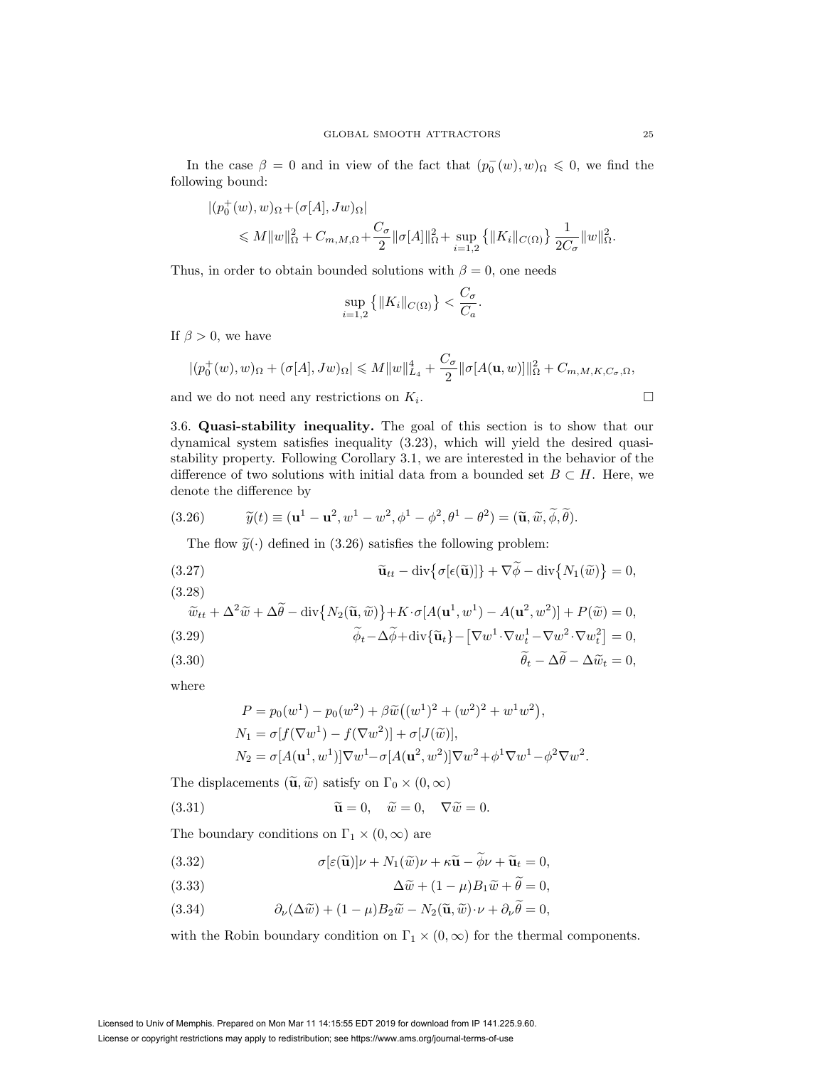In the case $\beta = 0$ and in view of the fact that $(p_0^-(w), w)_\Omega \leqslant 0$, we find the following bound:

$$
\begin{aligned}
|(p_0^+(w), w)_\Omega + &(\sigma[A], Jw)_\Omega| \\
&\leqslant M\|w\|_\Omega^2 + C_{m,M,\Omega} + \frac{C_\sigma}{2}\|\sigma[A]\|_\Omega^2 + \sup_{i=1,2}\left\{\|K_i\|_{C(\Omega)}\right\}\frac{1}{2C_\sigma}\|w\|_\Omega^2.
\end{aligned}
$$

Thus, in order to obtain bounded solutions with $\beta = 0$, one needs

$$
\sup_{i=1,2}\left\{\|K_i\|_{C(\Omega)}\right\} < \frac{C_\sigma}{C_a}.
$$

If $\beta > 0$, we have

$$
|(p_0^+(w), w)_\Omega + (\sigma[A], Jw)_\Omega| \leqslant M\|w\|_{L_4}^4 + \frac{C_\sigma}{2}\|\sigma[A(\mathbf{u}, w)]\|_\Omega^2 + C_{m,M,K,C_\sigma,\Omega},
$$

and we do not need any restrictions on $K_i$. $\square$

3.6. **Quasi-stability inequality.** The goal of this section is to show that our dynamical system satisfies inequality (3.23), which will yield the desired quasi-stability property. Following Corollary 3.1, we are interested in the behavior of the difference of two solutions with initial data from a bounded set $B \subset H$. Here, we denote the difference by

$$
\widetilde{y}(t) \equiv (\mathbf{u}^1 - \mathbf{u}^2, w^1 - w^2, \phi^1 - \phi^2, \theta^1 - \theta^2) = (\widetilde{\mathbf{u}}, \widetilde{w}, \widetilde{\phi}, \widetilde{\theta}). \tag{3.26}
$$

The flow $\widetilde{y}(\cdot)$ defined in (3.26) satisfies the following problem:

$$
\widetilde{\mathbf{u}}_{tt} - \operatorname{div}\{\sigma[\epsilon(\widetilde{\mathbf{u}})]\} + \nabla\widetilde{\phi} - \operatorname{div}\{N_1(\widetilde{w})\} = 0, \tag{3.27}
$$

$$
\widetilde{w}_{tt} + \Delta^2\widetilde{w} + \Delta\widetilde{\theta} - \operatorname{div}\{N_2(\widetilde{\mathbf{u}}, \widetilde{w})\} + K\cdot\sigma[A(\mathbf{u}^1, w^1) - A(\mathbf{u}^2, w^2)] + P(\widetilde{w}) = 0, \tag{3.28}
$$

$$
\widetilde{\phi}_t - \Delta\widetilde{\phi} + \operatorname{div}\{\widetilde{\mathbf{u}}_t\} - \left[\nabla w^1 \cdot \nabla w_t^1 - \nabla w^2 \cdot \nabla w_t^2\right] = 0, \tag{3.29}
$$

$$
\widetilde{\theta}_t - \Delta\widetilde{\theta} - \Delta\widetilde{w}_t = 0, \tag{3.30}
$$

where

$$
\begin{aligned}
P &= p_0(w^1) - p_0(w^2) + \beta\widetilde{w}\big((w^1)^2 + (w^2)^2 + w^1 w^2\big), \\
N_1 &= \sigma[f(\nabla w^1) - f(\nabla w^2)] + \sigma[J(\widetilde{w})], \\
N_2 &= \sigma[A(\mathbf{u}^1, w^1)]\nabla w^1 - \sigma[A(\mathbf{u}^2, w^2)]\nabla w^2 + \phi^1\nabla w^1 - \phi^2\nabla w^2.
\end{aligned}
$$

The displacements $(\widetilde{\mathbf{u}}, \widetilde{w})$ satisfy on $\Gamma_0 \times (0, \infty)$

$$
\widetilde{\mathbf{u}} = 0, \quad \widetilde{w} = 0, \quad \nabla\widetilde{w} = 0. \tag{3.31}
$$

The boundary conditions on $\Gamma_1 \times (0, \infty)$ are

$$
\sigma[\varepsilon(\widetilde{\mathbf{u}})]\nu + N_1(\widetilde{w})\nu + \kappa\widetilde{\mathbf{u}} - \widetilde{\phi}\nu + \widetilde{\mathbf{u}}_t = 0, \tag{3.32}
$$

$$
\Delta\widetilde{w} + (1 - \mu)B_1\widetilde{w} + \widetilde{\theta} = 0, \tag{3.33}
$$

$$
\partial_\nu(\Delta\widetilde{w}) + (1 - \mu)B_2\widetilde{w} - N_2(\widetilde{\mathbf{u}}, \widetilde{w})\cdot\nu + \partial_\nu\widetilde{\theta} = 0, \tag{3.34}
$$

with the Robin boundary condition on $\Gamma_1 \times (0, \infty)$ for the thermal components.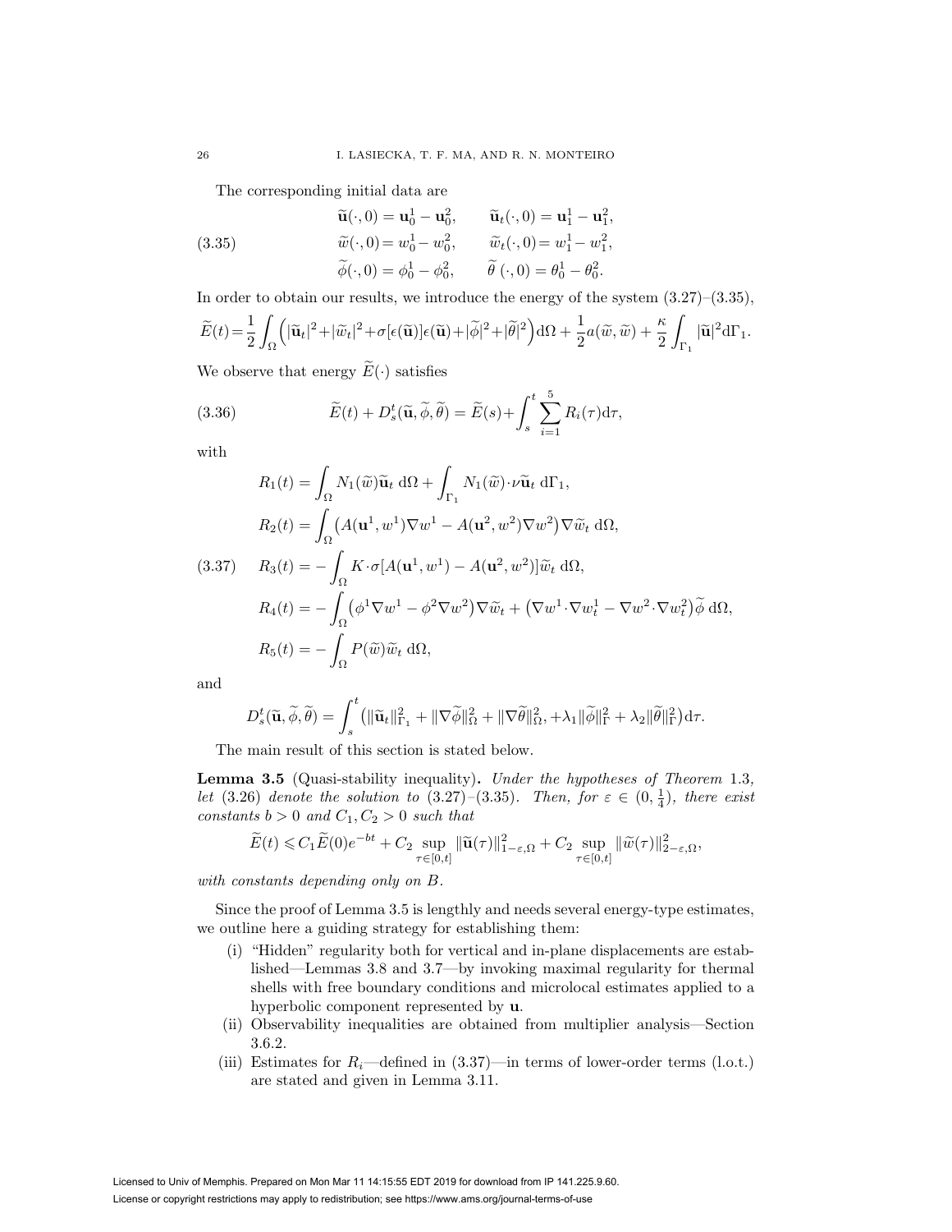The corresponding initial data are

$$
\begin{aligned}
&\widetilde{\mathbf{u}}(\cdot,0) = \mathbf{u}_0^1 - \mathbf{u}_0^2, \qquad \widetilde{\mathbf{u}}_t(\cdot,0) = \mathbf{u}_1^1 - \mathbf{u}_1^2, \\
&\widetilde{w}(\cdot,0) = w_0^1 - w_0^2, \qquad \widetilde{w}_t(\cdot,0) = w_1^1 - w_1^2, \qquad (3.35)\\
&\widetilde{\phi}(\cdot,0) = \phi_0^1 - \phi_0^2, \qquad \widetilde{\theta}\,(\cdot,0) = \theta_0^1 - \theta_0^2.
\end{aligned}
$$

In order to obtain our results, we introduce the energy of the system (3.27)–(3.35),

$$
\widetilde{E}(t) = \frac{1}{2}\int_\Omega \Big(|\widetilde{\mathbf{u}}_t|^2 + |\widetilde{w}_t|^2 + \sigma[\epsilon(\widetilde{\mathbf{u}})]\epsilon(\widetilde{\mathbf{u}}) + |\widetilde{\phi}|^2 + |\widetilde{\theta}|^2\Big)\mathrm{d}\Omega + \frac{1}{2}a(\widetilde{w},\widetilde{w}) + \frac{\kappa}{2}\int_{\Gamma_1} |\widetilde{\mathbf{u}}|^2 \mathrm{d}\Gamma_1.
$$

We observe that energy $\widetilde{E}(\cdot)$ satisfies

$$
\widetilde{E}(t) + D_s^t(\widetilde{\mathbf{u}},\widetilde{\phi},\widetilde{\theta}) = \widetilde{E}(s) + \int_s^t \sum_{i=1}^5 R_i(\tau)\mathrm{d}\tau, \qquad (3.36)
$$

with

$$
\begin{aligned}
R_1(t) &= \int_\Omega N_1(\widetilde{w})\widetilde{\mathbf{u}}_t \,\mathrm{d}\Omega + \int_{\Gamma_1} N_1(\widetilde{w})\cdot\nu\widetilde{\mathbf{u}}_t \,\mathrm{d}\Gamma_1, \\
R_2(t) &= \int_\Omega \big(A(\mathbf{u}^1,w^1)\nabla w^1 - A(\mathbf{u}^2,w^2)\nabla w^2\big)\nabla\widetilde{w}_t \,\mathrm{d}\Omega, \\
R_3(t) &= -\int_\Omega K\cdot\sigma[A(\mathbf{u}^1,w^1) - A(\mathbf{u}^2,w^2)]\widetilde{w}_t \,\mathrm{d}\Omega, \qquad (3.37)\\
R_4(t) &= -\int_\Omega \big(\phi^1\nabla w^1 - \phi^2\nabla w^2\big)\nabla\widetilde{w}_t + \big(\nabla w^1\cdot\nabla w_t^1 - \nabla w^2\cdot\nabla w_t^2\big)\widetilde{\phi}\,\mathrm{d}\Omega, \\
R_5(t) &= -\int_\Omega P(\widetilde{w})\widetilde{w}_t \,\mathrm{d}\Omega,
\end{aligned}
$$

and

$$
D_s^t(\widetilde{\mathbf{u}},\widetilde{\phi},\widetilde{\theta}) = \int_s^t \big(\|\widetilde{\mathbf{u}}_t\|_{\Gamma_1}^2 + \|\nabla\widetilde{\phi}\|_\Omega^2 + \|\nabla\widetilde{\theta}\|_\Omega^2, + \lambda_1\|\widetilde{\phi}\|_\Gamma^2 + \lambda_2\|\widetilde{\theta}\|_\Gamma^2\big)\mathrm{d}\tau.
$$

The main result of this section is stated below.

**Lemma 3.5** (Quasi-stability inequality)**.** *Under the hypotheses of Theorem* 1.3*, let* (3.26) *denote the solution to* (3.27)–(3.35)*. Then, for* $\varepsilon \in (0,\frac{1}{4})$*, there exist constants* $b > 0$ *and* $C_1, C_2 > 0$ *such that*

$$
\widetilde{E}(t) \leqslant C_1\widetilde{E}(0)e^{-bt} + C_2 \sup_{\tau\in[0,t]} \|\widetilde{\mathbf{u}}(\tau)\|_{1-\varepsilon,\Omega}^2 + C_2 \sup_{\tau\in[0,t]} \|\widetilde{w}(\tau)\|_{2-\varepsilon,\Omega}^2,
$$

*with constants depending only on* $B$.

Since the proof of Lemma 3.5 is lengthly and needs several energy-type estimates, we outline here a guiding strategy for establishing them:

(i) "Hidden" regularity both for vertical and in-plane displacements are established—Lemmas 3.8 and 3.7—by invoking maximal regularity for thermal shells with free boundary conditions and microlocal estimates applied to a hyperbolic component represented by $\mathbf{u}$.

(ii) Observability inequalities are obtained from multiplier analysis—Section 3.6.2.

(iii) Estimates for $R_i$—defined in (3.37)—in terms of lower-order terms (l.o.t.) are stated and given in Lemma 3.11.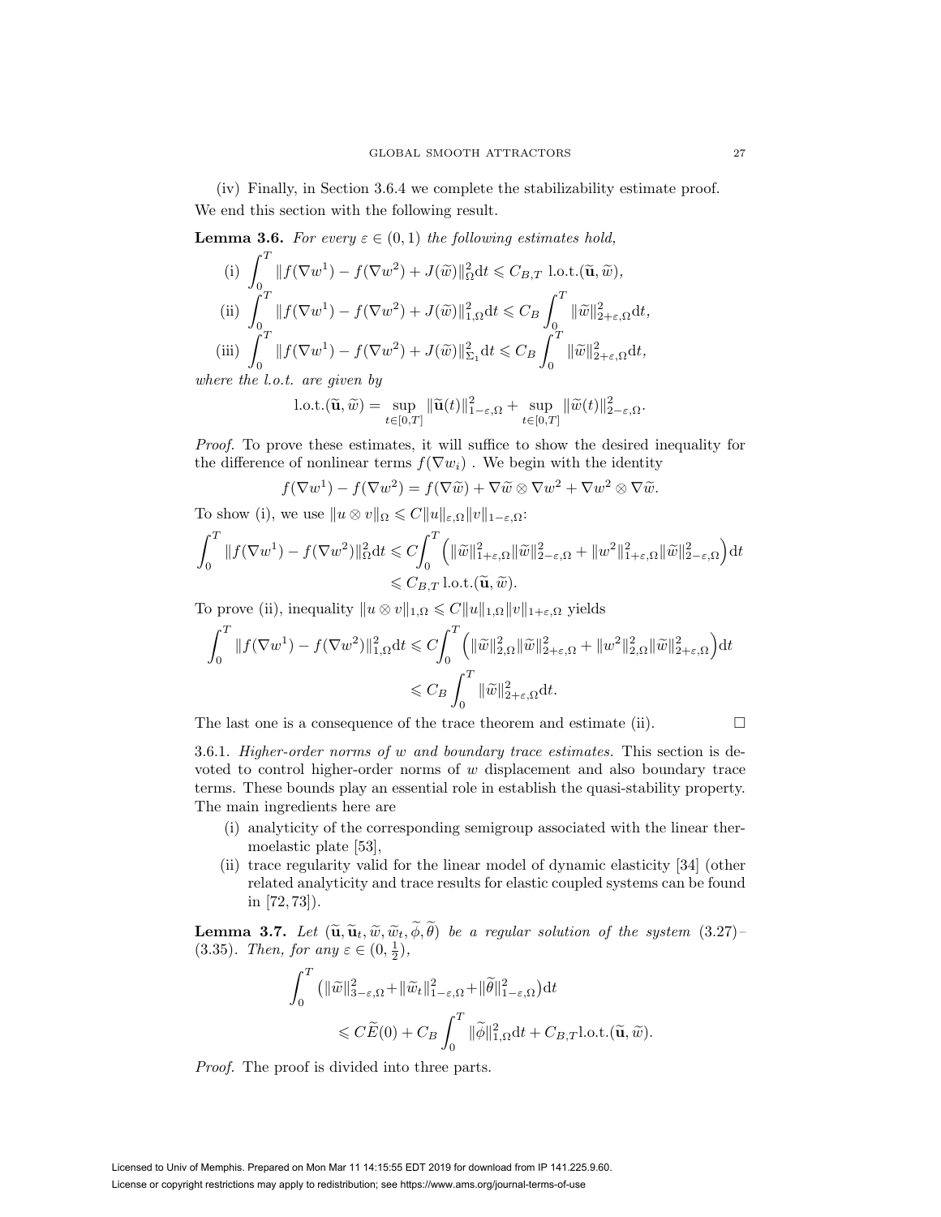(iv) Finally, in Section 3.6.4 we complete the stabilizability estimate proof.

We end this section with the following result.

**Lemma 3.6.** *For every $\varepsilon \in (0,1)$ the following estimates hold,*

$$
\begin{aligned}
&\text{(i)} \int_0^T \|f(\nabla w^1) - f(\nabla w^2) + J(\widetilde{w})\|_\Omega^2 \mathrm{d}t \leqslant C_{B,T} \text{ l.o.t.}(\widetilde{\mathbf{u}}, \widetilde{w}),\\
&\text{(ii)} \int_0^T \|f(\nabla w^1) - f(\nabla w^2) + J(\widetilde{w})\|_{1,\Omega}^2 \mathrm{d}t \leqslant C_B \int_0^T \|\widetilde{w}\|_{2+\varepsilon,\Omega}^2 \mathrm{d}t,\\
&\text{(iii)} \int_0^T \|f(\nabla w^1) - f(\nabla w^2) + J(\widetilde{w})\|_{\Sigma_1}^2 \mathrm{d}t \leqslant C_B \int_0^T \|\widetilde{w}\|_{2+\varepsilon,\Omega}^2 \mathrm{d}t,
\end{aligned}
$$

*where the l.o.t. are given by*

$$
\text{l.o.t.}(\widetilde{\mathbf{u}}, \widetilde{w}) = \sup_{t\in[0,T]} \|\widetilde{\mathbf{u}}(t)\|_{1-\varepsilon,\Omega}^2 + \sup_{t\in[0,T]} \|\widetilde{w}(t)\|_{2-\varepsilon,\Omega}^2.
$$

*Proof.* To prove these estimates, it will suffice to show the desired inequality for the difference of nonlinear terms $f(\nabla w_i)$ . We begin with the identity

$$
f(\nabla w^1) - f(\nabla w^2) = f(\nabla \widetilde{w}) + \nabla \widetilde{w} \otimes \nabla w^2 + \nabla w^2 \otimes \nabla \widetilde{w}.
$$

To show (i), we use $\|u \otimes v\|_\Omega \leqslant C\|u\|_{\varepsilon,\Omega}\|v\|_{1-\varepsilon,\Omega}$:

$$
\begin{aligned}
\int_0^T \|f(\nabla w^1) - f(\nabla w^2)\|_\Omega^2 \mathrm{d}t &\leqslant C\int_0^T \Big(\|\widetilde{w}\|_{1+\varepsilon,\Omega}^2 \|\widetilde{w}\|_{2-\varepsilon,\Omega}^2 + \|w^2\|_{1+\varepsilon,\Omega}^2 \|\widetilde{w}\|_{2-\varepsilon,\Omega}^2\Big) \mathrm{d}t\\
&\leqslant C_{B,T} \text{ l.o.t.}(\widetilde{\mathbf{u}}, \widetilde{w}).
\end{aligned}
$$

To prove (ii), inequality $\|u \otimes v\|_{1,\Omega} \leqslant C\|u\|_{1,\Omega}\|v\|_{1+\varepsilon,\Omega}$ yields

$$
\begin{aligned}
\int_0^T \|f(\nabla w^1) - f(\nabla w^2)\|_{1,\Omega}^2 \mathrm{d}t &\leqslant C\int_0^T \Big(\|\widetilde{w}\|_{2,\Omega}^2 \|\widetilde{w}\|_{2+\varepsilon,\Omega}^2 + \|w^2\|_{2,\Omega}^2 \|\widetilde{w}\|_{2+\varepsilon,\Omega}^2\Big) \mathrm{d}t\\
&\leqslant C_B \int_0^T \|\widetilde{w}\|_{2+\varepsilon,\Omega}^2 \mathrm{d}t.
\end{aligned}
$$

The last one is a consequence of the trace theorem and estimate (ii). $\square$

3.6.1. *Higher-order norms of $w$ and boundary trace estimates.* This section is devoted to control higher-order norms of $w$ displacement and also boundary trace terms. These bounds play an essential role in establish the quasi-stability property. The main ingredients here are

(i) analyticity of the corresponding semigroup associated with the linear thermoelastic plate [53],
(ii) trace regularity valid for the linear model of dynamic elasticity [34] (other related analyticity and trace results for elastic coupled systems can be found in [72, 73]).

**Lemma 3.7.** *Let $(\widetilde{\mathbf{u}}, \widetilde{\mathbf{u}}_t, \widetilde{w}, \widetilde{w}_t, \widetilde{\phi}, \widetilde{\theta})$ be a regular solution of the system (3.27)–(3.35). Then, for any $\varepsilon \in (0, \frac{1}{2})$,*

$$
\begin{aligned}
\int_0^T &\big(\|\widetilde{w}\|_{3-\varepsilon,\Omega}^2 + \|\widetilde{w}_t\|_{1-\varepsilon,\Omega}^2 + \|\widetilde{\theta}\|_{1-\varepsilon,\Omega}^2\big)\mathrm{d}t\\
&\leqslant C\widetilde{E}(0) + C_B \int_0^T \|\widetilde{\phi}\|_{1,\Omega}^2 \mathrm{d}t + C_{B,T}\text{l.o.t.}(\widetilde{\mathbf{u}}, \widetilde{w}).
\end{aligned}
$$

*Proof.* The proof is divided into three parts.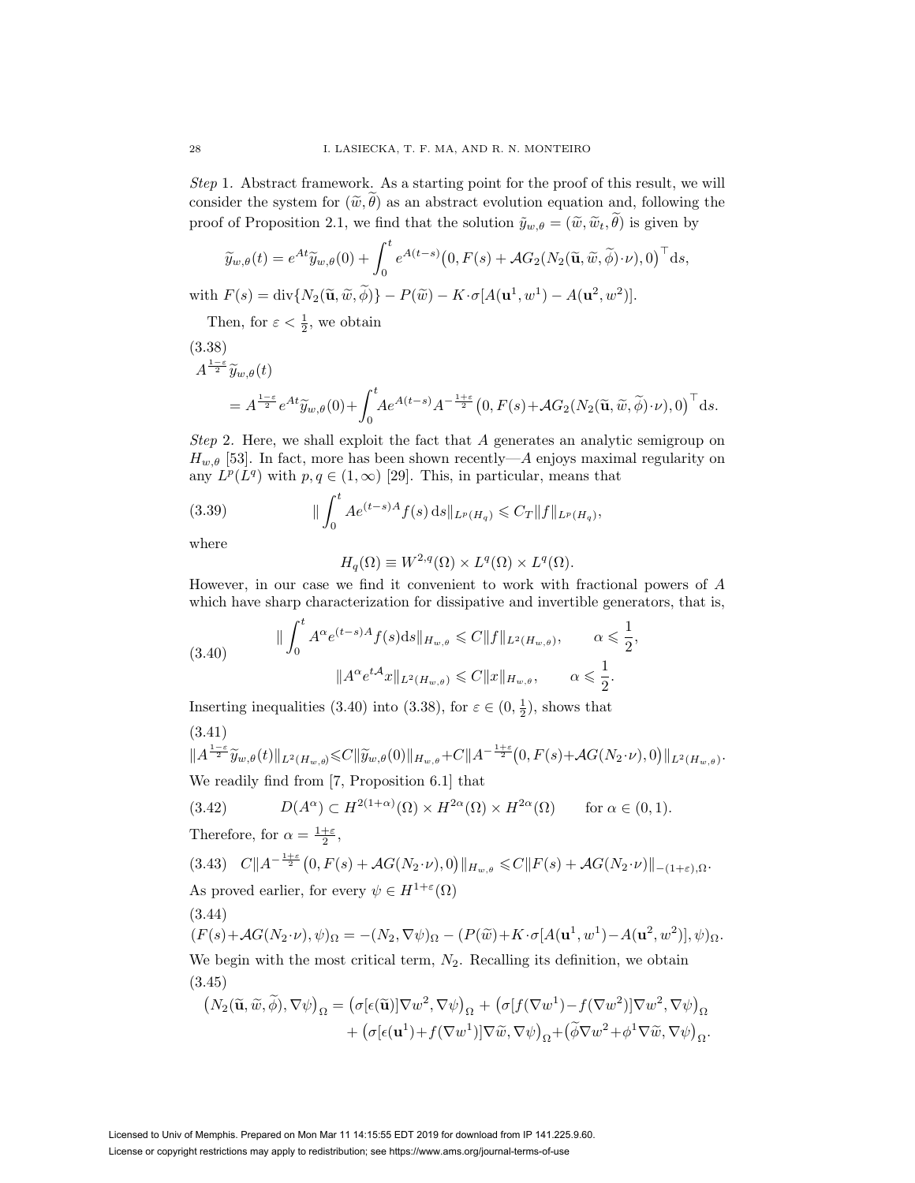*Step* 1. Abstract framework. As a starting point for the proof of this result, we will consider the system for $(\widetilde{w},\widetilde{\theta})$ as an abstract evolution equation and, following the proof of Proposition 2.1, we find that the solution $\tilde{y}_{w,\theta} = (\widetilde{w},\widetilde{w}_t,\widetilde{\theta})$ is given by

$$\widetilde{y}_{w,\theta}(t) = e^{At}\widetilde{y}_{w,\theta}(0) + \int_0^t e^{A(t-s)}\big(0, F(s) + \mathcal{A}G_2(N_2(\widetilde{\mathbf{u}},\widetilde{w},\widetilde{\phi})\cdot\nu), 0\big)^\top \mathrm{d}s,$$

with $F(s) = \operatorname{div}\{N_2(\widetilde{\mathbf{u}},\widetilde{w},\widetilde{\phi})\} - P(\widetilde{w}) - K\cdot\sigma[A(\mathbf{u}^1,w^1) - A(\mathbf{u}^2,w^2)]$.

Then, for $\varepsilon < \frac{1}{2}$, we obtain

$$\tag{3.38} \begin{aligned} &A^{\frac{1-\varepsilon}{2}}\widetilde{y}_{w,\theta}(t)\\ &\quad= A^{\frac{1-\varepsilon}{2}}e^{At}\widetilde{y}_{w,\theta}(0)+\int_0^t Ae^{A(t-s)}A^{-\frac{1+\varepsilon}{2}}\big(0, F(s)+\mathcal{A}G_2(N_2(\widetilde{\mathbf{u}},\widetilde{w},\widetilde{\phi})\cdot\nu), 0\big)^\top \mathrm{d}s. \end{aligned}$$

*Step* 2. Here, we shall exploit the fact that $A$ generates an analytic semigroup on $H_{w,\theta}$ [53]. In fact, more has been shown recently—$A$ enjoys maximal regularity on any $L^p(L^q)$ with $p,q \in (1,\infty)$ [29]. This, in particular, means that

$$\tag{3.39} \|\int_0^t Ae^{(t-s)A}f(s)\,\mathrm{d}s\|_{L^p(H_q)} \leqslant C_T\|f\|_{L^p(H_q)},$$

where

$$H_q(\Omega) \equiv W^{2,q}(\Omega)\times L^q(\Omega)\times L^q(\Omega).$$

However, in our case we find it convenient to work with fractional powers of $A$ which have sharp characterization for dissipative and invertible generators, that is,

$$\tag{3.40} \begin{aligned} \|\int_0^t A^\alpha e^{(t-s)A}f(s)\mathrm{d}s\|_{H_{w,\theta}} &\leqslant C\|f\|_{L^2(H_{w,\theta})}, \qquad \alpha \leqslant \frac{1}{2},\\ \|A^\alpha e^{t\mathcal{A}}x\|_{L^2(H_{w,\theta})} &\leqslant C\|x\|_{H_{w,\theta}}, \qquad \alpha \leqslant \frac{1}{2}. \end{aligned}$$

Inserting inequalities (3.40) into (3.38), for $\varepsilon \in (0,\frac{1}{2})$, shows that

$$\tag{3.41} \|A^{\frac{1-\varepsilon}{2}}\widetilde{y}_{w,\theta}(t)\|_{L^2(H_{w,\theta})} \leqslant C\|\widetilde{y}_{w,\theta}(0)\|_{H_{w,\theta}} + C\|A^{-\frac{1+\varepsilon}{2}}\big(0, F(s)+\mathcal{A}G(N_2\cdot\nu), 0\big)\|_{L^2(H_{w,\theta})}.$$

We readily find from [7, Proposition 6.1] that

$$\tag{3.42} D(A^\alpha) \subset H^{2(1+\alpha)}(\Omega)\times H^{2\alpha}(\Omega)\times H^{2\alpha}(\Omega) \qquad \text{for } \alpha \in (0,1).$$

Therefore, for $\alpha = \frac{1+\varepsilon}{2}$,

$$\tag{3.43} C\|A^{-\frac{1+\varepsilon}{2}}\big(0, F(s)+\mathcal{A}G(N_2\cdot\nu), 0\big)\|_{H_{w,\theta}} \leqslant C\|F(s)+\mathcal{A}G(N_2\cdot\nu)\|_{-(1+\varepsilon),\Omega}.$$

As proved earlier, for every $\psi \in H^{1+\varepsilon}(\Omega)$

$$\tag{3.44} (F(s)+\mathcal{A}G(N_2\cdot\nu), \psi)_\Omega = -(N_2, \nabla\psi)_\Omega - (P(\widetilde{w})+K\cdot\sigma[A(\mathbf{u}^1,w^1)-A(\mathbf{u}^2,w^2)], \psi)_\Omega.$$

We begin with the most critical term, $N_2$. Recalling its definition, we obtain

$$\tag{3.45} \begin{aligned} \big(N_2(\widetilde{\mathbf{u}},\widetilde{w},\widetilde{\phi}), \nabla\psi\big)_\Omega &= \big(\sigma[\epsilon(\widetilde{\mathbf{u}})]\nabla w^2, \nabla\psi\big)_\Omega + \big(\sigma[f(\nabla w^1)-f(\nabla w^2)]\nabla w^2, \nabla\psi\big)_\Omega\\ &\quad + \big(\sigma[\epsilon(\mathbf{u}^1)+f(\nabla w^1)]\nabla\widetilde{w}, \nabla\psi\big)_\Omega + \big(\widetilde{\phi}\nabla w^2+\phi^1\nabla\widetilde{w}, \nabla\psi\big)_\Omega. \end{aligned}$$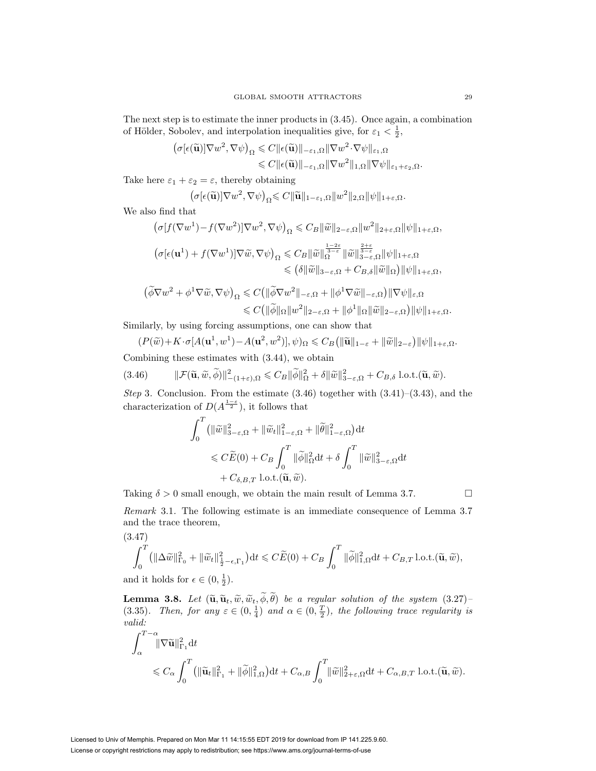The next step is to estimate the inner products in (3.45). Once again, a combination of Hölder, Sobolev, and interpolation inequalities give, for $\varepsilon_1 < \frac{1}{2}$,

$$\begin{aligned}\left(\sigma[\epsilon(\widetilde{\mathbf{u}})]\nabla w^2, \nabla\psi\right)_\Omega &\leqslant C\|\epsilon(\widetilde{\mathbf{u}})\|_{-\varepsilon_1,\Omega}\|\nabla w^2\cdot\nabla\psi\|_{\varepsilon_1,\Omega}\\ &\leqslant C\|\epsilon(\widetilde{\mathbf{u}})\|_{-\varepsilon_1,\Omega}\|\nabla w^2\|_{1,\Omega}\|\nabla\psi\|_{\varepsilon_1+\varepsilon_2,\Omega}.\end{aligned}$$

Take here $\varepsilon_1+\varepsilon_2=\varepsilon$, thereby obtaining

$$\left(\sigma[\epsilon(\widetilde{\mathbf{u}})]\nabla w^2, \nabla\psi\right)_\Omega \leqslant C\|\widetilde{\mathbf{u}}\|_{1-\varepsilon_1,\Omega}\|w^2\|_{2,\Omega}\|\psi\|_{1+\varepsilon,\Omega}.$$

We also find that

$$\left(\sigma[f(\nabla w^1)-f(\nabla w^2)]\nabla w^2, \nabla\psi\right)_\Omega \leqslant C_B\|\widetilde{w}\|_{2-\varepsilon,\Omega}\|w^2\|_{2+\varepsilon,\Omega}\|\psi\|_{1+\varepsilon,\Omega},$$

$$\begin{aligned}\left(\sigma[\epsilon(\mathbf{u}^1)+f(\nabla w^1)]\nabla \widetilde{w}, \nabla\psi\right)_\Omega &\leqslant C_B\|\widetilde{w}\|_\Omega^{\frac{1-2\varepsilon}{3-\varepsilon}}\|\widetilde{w}\|_{3-\varepsilon,\Omega}^{\frac{2+\varepsilon}{3-\varepsilon}}\|\psi\|_{1+\varepsilon,\Omega}\\ &\leqslant \left(\delta\|\widetilde{w}\|_{3-\varepsilon,\Omega}+C_{B,\delta}\|\widetilde{w}\|_\Omega\right)\|\psi\|_{1+\varepsilon,\Omega},\end{aligned}$$

$$\begin{aligned}\left(\widetilde{\phi}\nabla w^2+\phi^1\nabla\widetilde{w}, \nabla\psi\right)_\Omega &\leqslant C\left(\|\widetilde{\phi}\nabla w^2\|_{-\varepsilon,\Omega}+\|\phi^1\nabla\widetilde{w}\|_{-\varepsilon,\Omega}\right)\|\nabla\psi\|_{\varepsilon,\Omega}\\ &\leqslant C\left(\|\widetilde{\phi}\|_\Omega\|w^2\|_{2-\varepsilon,\Omega}+\|\phi^1\|_\Omega\|\widetilde{w}\|_{2-\varepsilon,\Omega}\right)\|\psi\|_{1+\varepsilon,\Omega}.\end{aligned}$$

Similarly, by using forcing assumptions, one can show that

$$(P(\widetilde{w})+K\cdot\sigma[A(\mathbf{u}^1,w^1)-A(\mathbf{u}^2,w^2)],\psi)_\Omega \leqslant C_B\left(\|\widetilde{\mathbf{u}}\|_{1-\varepsilon}+\|\widetilde{w}\|_{2-\varepsilon}\right)\|\psi\|_{1+\varepsilon,\Omega}.$$

Combining these estimates with (3.44), we obtain

$$\|\mathcal{F}(\widetilde{\mathbf{u}},\widetilde{w},\widetilde{\phi})\|^2_{-(1+\varepsilon),\Omega} \leqslant C_B\|\widetilde{\phi}\|^2_\Omega+\delta\|\widetilde{w}\|^2_{3-\varepsilon,\Omega}+C_{B,\delta}\,\text{l.o.t.}(\widetilde{\mathbf{u}},\widetilde{w}). \tag{3.46}$$

*Step* 3. Conclusion. From the estimate (3.46) together with (3.41)–(3.43), and the characterization of $D(A^{\frac{1-\varepsilon}{2}})$, it follows that

$$\begin{aligned}&\int_0^T\left(\|\widetilde{w}\|^2_{3-\varepsilon,\Omega}+\|\widetilde{w}_t\|^2_{1-\varepsilon,\Omega}+\|\widetilde{\theta}\|^2_{1-\varepsilon,\Omega}\right)\mathrm{d}t\\ &\quad\leqslant C\widetilde{E}(0)+C_B\int_0^T\|\widetilde{\phi}\|^2_\Omega\mathrm{d}t+\delta\int_0^T\|\widetilde{w}\|^2_{3-\varepsilon,\Omega}\mathrm{d}t\\ &\quad\quad+C_{\delta,B,T}\,\text{l.o.t.}(\widetilde{\mathbf{u}},\widetilde{w}).\end{aligned}$$

Taking $\delta>0$ small enough, we obtain the main result of Lemma 3.7. $\square$

*Remark* 3.1. The following estimate is an immediate consequence of Lemma 3.7 and the trace theorem,

$$\int_0^T\left(\|\Delta\widetilde{w}\|^2_{\Gamma_0}+\|\widetilde{w}_t\|^2_{\frac{1}{2}-\epsilon,\Gamma_1}\right)\mathrm{d}t \leqslant C\widetilde{E}(0)+C_B\int_0^T\|\widetilde{\phi}\|^2_{1,\Omega}\mathrm{d}t+C_{B,T}\,\text{l.o.t.}(\widetilde{\mathbf{u}},\widetilde{w}), \tag{3.47}$$

and it holds for $\epsilon\in(0,\frac{1}{2})$.

**Lemma 3.8.** *Let $(\widetilde{\mathbf{u}},\widetilde{\mathbf{u}}_t,\widetilde{w},\widetilde{w}_t,\widetilde{\phi},\widetilde{\theta})$ be a regular solution of the system (3.27)–(3.35). Then, for any $\varepsilon\in(0,\frac{1}{4})$ and $\alpha\in(0,\frac{T}{2})$, the following trace regularity is valid:*

$$\begin{aligned}&\int_\alpha^{T-\alpha}\|\nabla\widetilde{\mathbf{u}}\|^2_{\Gamma_1}\mathrm{d}t\\ &\quad\leqslant C_\alpha\int_0^T\left(\|\widetilde{\mathbf{u}}_t\|^2_{\Gamma_1}+\|\widetilde{\phi}\|^2_{1,\Omega}\right)\mathrm{d}t+C_{\alpha,B}\int_0^T\|\widetilde{w}\|^2_{2+\varepsilon,\Omega}\mathrm{d}t+C_{\alpha,B,T}\,\text{l.o.t.}(\widetilde{\mathbf{u}},\widetilde{w}).\end{aligned}$$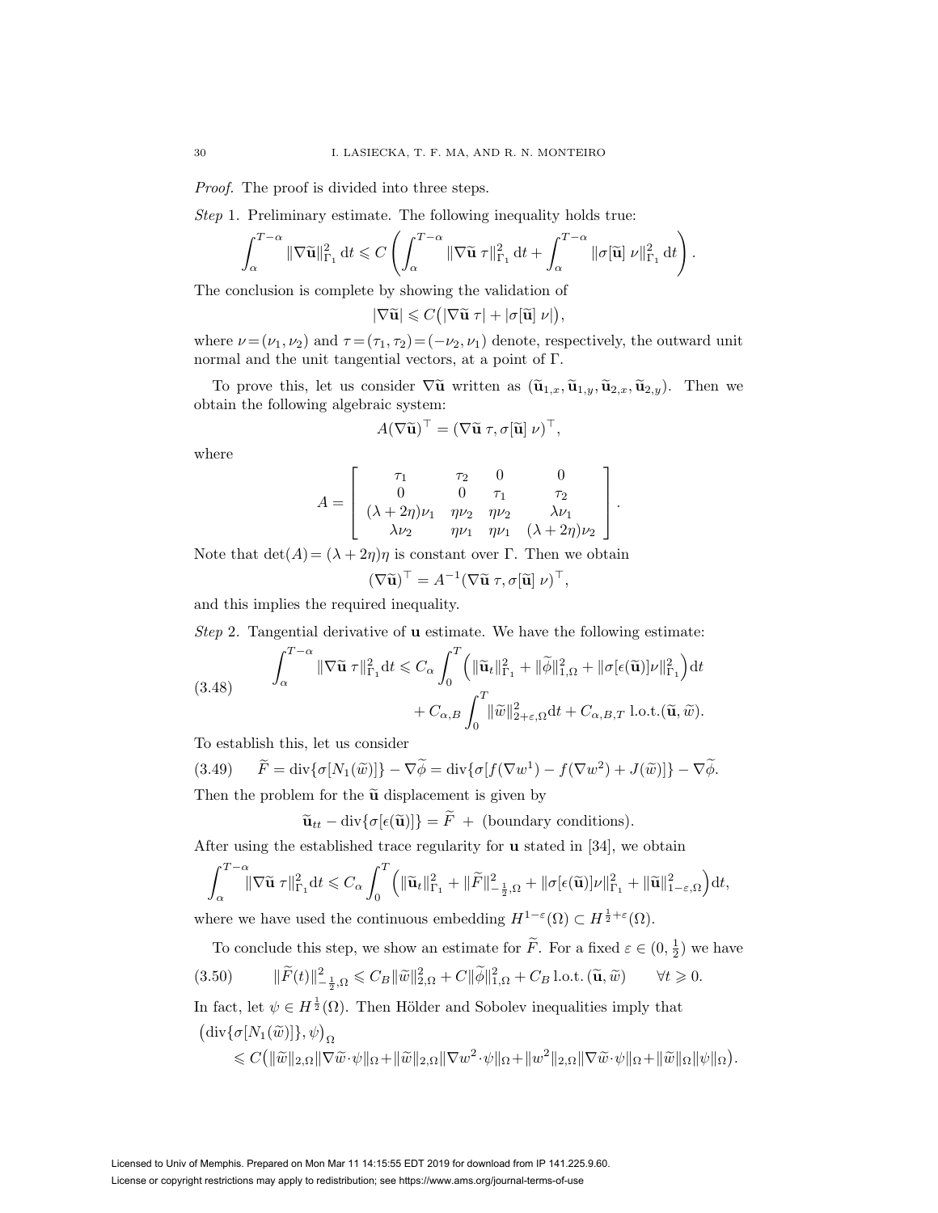*Proof.* The proof is divided into three steps.

*Step* 1. Preliminary estimate. The following inequality holds true:

$$\int_\alpha^{T-\alpha} \|\nabla\widetilde{\mathbf{u}}\|_{\Gamma_1}^2 \, \mathrm{d}t \leqslant C \left( \int_\alpha^{T-\alpha} \|\nabla\widetilde{\mathbf{u}}\ \tau\|_{\Gamma_1}^2 \, \mathrm{d}t + \int_\alpha^{T-\alpha} \|\sigma[\widetilde{\mathbf{u}}]\ \nu\|_{\Gamma_1}^2 \, \mathrm{d}t \right).$$

The conclusion is complete by showing the validation of

$$|\nabla\widetilde{\mathbf{u}}| \leqslant C\big(|\nabla\widetilde{\mathbf{u}}\ \tau| + |\sigma[\widetilde{\mathbf{u}}]\ \nu|\big),$$

where $\nu = (\nu_1, \nu_2)$ and $\tau = (\tau_1, \tau_2) = (-\nu_2, \nu_1)$ denote, respectively, the outward unit normal and the unit tangential vectors, at a point of $\Gamma$.

To prove this, let us consider $\nabla\widetilde{\mathbf{u}}$ written as $(\widetilde{\mathbf{u}}_{1,x}, \widetilde{\mathbf{u}}_{1,y}, \widetilde{\mathbf{u}}_{2,x}, \widetilde{\mathbf{u}}_{2,y})$. Then we obtain the following algebraic system:

$$A(\nabla\widetilde{\mathbf{u}})^\top = (\nabla\widetilde{\mathbf{u}}\ \tau, \sigma[\widetilde{\mathbf{u}}]\ \nu)^\top,$$

where

$$A = \begin{bmatrix} \tau_1 & \tau_2 & 0 & 0 \\ 0 & 0 & \tau_1 & \tau_2 \\ (\lambda+2\eta)\nu_1 & \eta\nu_2 & \eta\nu_2 & \lambda\nu_1 \\ \lambda\nu_2 & \eta\nu_1 & \eta\nu_1 & (\lambda+2\eta)\nu_2 \end{bmatrix}.$$

Note that $\det(A) = (\lambda+2\eta)\eta$ is constant over $\Gamma$. Then we obtain

$$(\nabla\widetilde{\mathbf{u}})^\top = A^{-1}(\nabla\widetilde{\mathbf{u}}\ \tau, \sigma[\widetilde{\mathbf{u}}]\ \nu)^\top,$$

and this implies the required inequality.

*Step* 2. Tangential derivative of $\mathbf{u}$ estimate. We have the following estimate:

$$\begin{aligned}\int_\alpha^{T-\alpha} \|\nabla\widetilde{\mathbf{u}}\ \tau\|_{\Gamma_1}^2 \mathrm{d}t \leqslant C_\alpha \int_0^T \Big( \|\widetilde{\mathbf{u}}_t\|_{\Gamma_1}^2 + \|\widetilde{\phi}\|_{1,\Omega}^2 + \|\sigma[\epsilon(\widetilde{\mathbf{u}})]\nu\|_{\Gamma_1}^2 \Big) \mathrm{d}t \\ + C_{\alpha,B} \int_0^T \|\widetilde{w}\|_{2+\varepsilon,\Omega}^2 \mathrm{d}t + C_{\alpha,B,T}\ \mathrm{l.o.t.}(\widetilde{\mathbf{u}}, \widetilde{w}).\end{aligned} \tag{3.48}$$

To establish this, let us consider

$$\widetilde{F} = \operatorname{div}\{\sigma[N_1(\widetilde{w})]\} - \nabla\widetilde{\phi} = \operatorname{div}\{\sigma[f(\nabla w^1) - f(\nabla w^2) + J(\widetilde{w})]\} - \nabla\widetilde{\phi}. \tag{3.49}$$

Then the problem for the $\widetilde{\mathbf{u}}$ displacement is given by

$$\widetilde{\mathbf{u}}_{tt} - \operatorname{div}\{\sigma[\epsilon(\widetilde{\mathbf{u}})]\} = \widetilde{F}\ +\ \text{(boundary conditions)}.$$

After using the established trace regularity for $\mathbf{u}$ stated in [34], we obtain

$$\int_\alpha^{T-\alpha} \|\nabla\widetilde{\mathbf{u}}\ \tau\|_{\Gamma_1}^2 \mathrm{d}t \leqslant C_\alpha \int_0^T \Big( \|\widetilde{\mathbf{u}}_t\|_{\Gamma_1}^2 + \|\widetilde{F}\|_{-\frac{1}{2},\Omega}^2 + \|\sigma[\epsilon(\widetilde{\mathbf{u}})]\nu\|_{\Gamma_1}^2 + \|\widetilde{\mathbf{u}}\|_{1-\varepsilon,\Omega}^2 \Big) \mathrm{d}t,$$

where we have used the continuous embedding $H^{1-\varepsilon}(\Omega) \subset H^{\frac{1}{2}+\varepsilon}(\Omega)$.

To conclude this step, we show an estimate for $\widetilde{F}$. For a fixed $\varepsilon \in (0, \frac{1}{2})$ we have

$$\|\widetilde{F}(t)\|_{-\frac{1}{2},\Omega}^2 \leqslant C_B \|\widetilde{w}\|_{2,\Omega}^2 + C\|\widetilde{\phi}\|_{1,\Omega}^2 + C_B\, \mathrm{l.o.t.}\,(\widetilde{\mathbf{u}}, \widetilde{w}) \qquad \forall t \geqslant 0. \tag{3.50}$$

In fact, let $\psi \in H^{\frac{1}{2}}(\Omega)$. Then Hölder and Sobolev inequalities imply that

$$\begin{aligned}&\big(\operatorname{div}\{\sigma[N_1(\widetilde{w})]\}, \psi\big)_\Omega \\ &\quad \leqslant C\big( \|\widetilde{w}\|_{2,\Omega} \|\nabla\widetilde{w}\cdot\psi\|_\Omega + \|\widetilde{w}\|_{2,\Omega} \|\nabla w^2\cdot\psi\|_\Omega + \|w^2\|_{2,\Omega} \|\nabla\widetilde{w}\cdot\psi\|_\Omega + \|\widetilde{w}\|_\Omega \|\psi\|_\Omega \big).\end{aligned}$$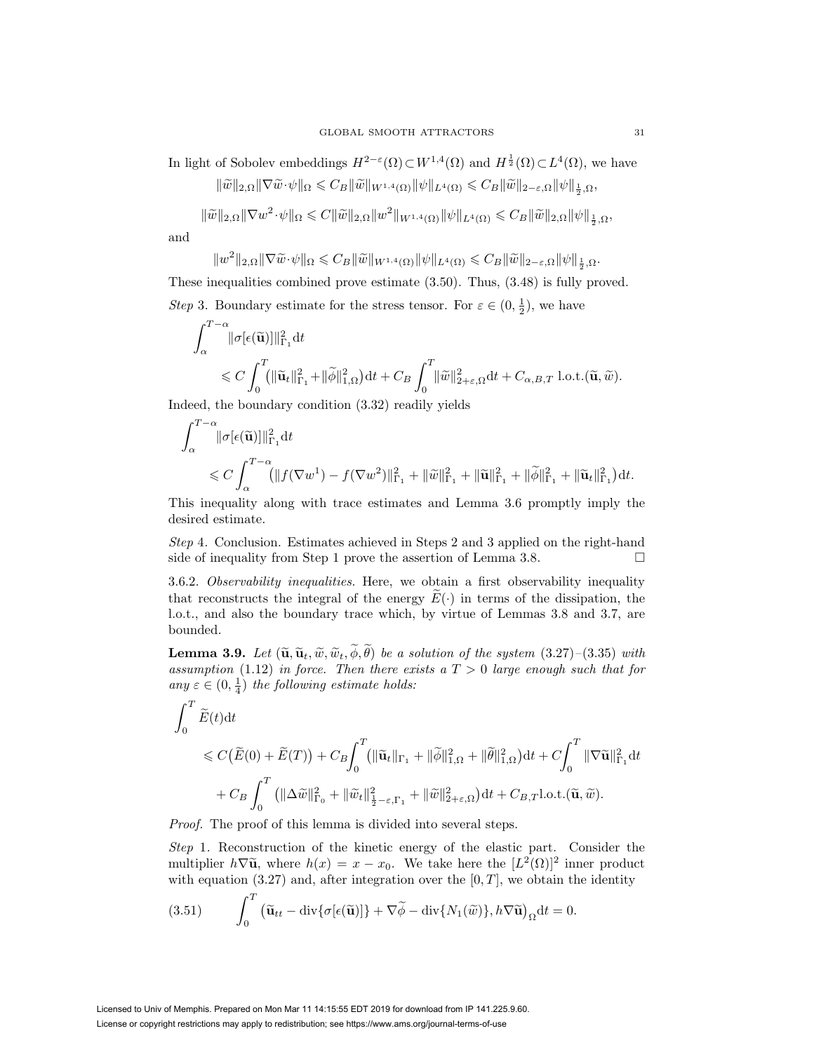In light of Sobolev embeddings $H^{2-\varepsilon}(\Omega)\subset W^{1,4}(\Omega)$ and $H^{\frac{1}{2}}(\Omega)\subset L^4(\Omega)$, we have

$$\|\widetilde{w}\|_{2,\Omega}\|\nabla\widetilde{w}\cdot\psi\|_{\Omega} \leqslant C_B\|\widetilde{w}\|_{W^{1,4}(\Omega)}\|\psi\|_{L^4(\Omega)} \leqslant C_B\|\widetilde{w}\|_{2-\varepsilon,\Omega}\|\psi\|_{\frac{1}{2},\Omega},$$

$$\|\widetilde{w}\|_{2,\Omega}\|\nabla w^2\cdot\psi\|_{\Omega} \leqslant C\|\widetilde{w}\|_{2,\Omega}\|w^2\|_{W^{1,4}(\Omega)}\|\psi\|_{L^4(\Omega)} \leqslant C_B\|\widetilde{w}\|_{2,\Omega}\|\psi\|_{\frac{1}{2},\Omega},$$

and

$$\|w^2\|_{2,\Omega}\|\nabla\widetilde{w}\cdot\psi\|_{\Omega} \leqslant C_B\|\widetilde{w}\|_{W^{1,4}(\Omega)}\|\psi\|_{L^4(\Omega)} \leqslant C_B\|\widetilde{w}\|_{2-\varepsilon,\Omega}\|\psi\|_{\frac{1}{2},\Omega}.$$

These inequalities combined prove estimate (3.50). Thus, (3.48) is fully proved.

*Step* 3. Boundary estimate for the stress tensor. For $\varepsilon \in (0,\frac{1}{2})$, we have

$$\begin{aligned}\int_\alpha^{T-\alpha}&\|\sigma[\epsilon(\widetilde{\mathbf{u}})]\|^2_{\Gamma_1}\mathrm{d}t\\ &\leqslant C\int_0^T\big(\|\widetilde{\mathbf{u}}_t\|^2_{\Gamma_1}+\|\widetilde{\phi}\|^2_{1,\Omega}\big)\mathrm{d}t + C_B\int_0^T\|\widetilde{w}\|^2_{2+\varepsilon,\Omega}\mathrm{d}t + C_{\alpha,B,T}\,\text{l.o.t.}(\widetilde{\mathbf{u}},\widetilde{w}).\end{aligned}$$

Indeed, the boundary condition (3.32) readily yields

$$\begin{aligned}\int_\alpha^{T-\alpha}&\|\sigma[\epsilon(\widetilde{\mathbf{u}})]\|^2_{\Gamma_1}\mathrm{d}t\\ &\leqslant C\int_\alpha^{T-\alpha}\big(\|f(\nabla w^1)-f(\nabla w^2)\|^2_{\Gamma_1}+\|\widetilde{w}\|^2_{\Gamma_1}+\|\widetilde{\mathbf{u}}\|^2_{\Gamma_1}+\|\widetilde{\phi}\|^2_{\Gamma_1}+\|\widetilde{\mathbf{u}}_t\|^2_{\Gamma_1}\big)\mathrm{d}t.\end{aligned}$$

This inequality along with trace estimates and Lemma 3.6 promptly imply the desired estimate.

*Step* 4. Conclusion. Estimates achieved in Steps 2 and 3 applied on the right-hand side of inequality from Step 1 prove the assertion of Lemma 3.8. $\square$

3.6.2. *Observability inequalities.* Here, we obtain a first observability inequality that reconstructs the integral of the energy $\widetilde{E}(\cdot)$ in terms of the dissipation, the l.o.t., and also the boundary trace which, by virtue of Lemmas 3.8 and 3.7, are bounded.

**Lemma 3.9.** *Let $(\widetilde{\mathbf{u}},\widetilde{\mathbf{u}}_t,\widetilde{w},\widetilde{w}_t,\widetilde{\phi},\widetilde{\theta})$ be a solution of the system (3.27)–(3.35) with assumption (1.12) in force. Then there exists a $T>0$ large enough such that for any $\varepsilon\in(0,\frac{1}{4})$ the following estimate holds:*

$$\begin{aligned}\int_0^T&\widetilde{E}(t)\mathrm{d}t\\ &\leqslant C\big(\widetilde{E}(0)+\widetilde{E}(T)\big)+C_B\int_0^T\big(\|\widetilde{\mathbf{u}}_t\|_{\Gamma_1}+\|\widetilde{\phi}\|^2_{1,\Omega}+\|\widetilde{\theta}\|^2_{1,\Omega}\big)\mathrm{d}t + C\int_0^T\|\nabla\widetilde{\mathbf{u}}\|^2_{\Gamma_1}\mathrm{d}t\\ &\quad + C_B\int_0^T\big(\|\Delta\widetilde{w}\|^2_{\Gamma_0}+\|\widetilde{w}_t\|^2_{\frac{1}{2}-\varepsilon,\Gamma_1}+\|\widetilde{w}\|^2_{2+\varepsilon,\Omega}\big)\mathrm{d}t + C_{B,T}\text{l.o.t.}(\widetilde{\mathbf{u}},\widetilde{w}).\end{aligned}$$

*Proof.* The proof of this lemma is divided into several steps.

*Step* 1. Reconstruction of the kinetic energy of the elastic part. Consider the multiplier $h\nabla\widetilde{\mathbf{u}}$, where $h(x)=x-x_0$. We take here the $[L^2(\Omega)]^2$ inner product with equation (3.27) and, after integration over the $[0,T]$, we obtain the identity

$$\int_0^T\big(\widetilde{\mathbf{u}}_{tt}-\operatorname{div}\{\sigma[\epsilon(\widetilde{\mathbf{u}})]\}+\nabla\widetilde{\phi}-\operatorname{div}\{N_1(\widetilde{w})\},h\nabla\widetilde{\mathbf{u}}\big)_\Omega\mathrm{d}t=0. \tag{3.51}$$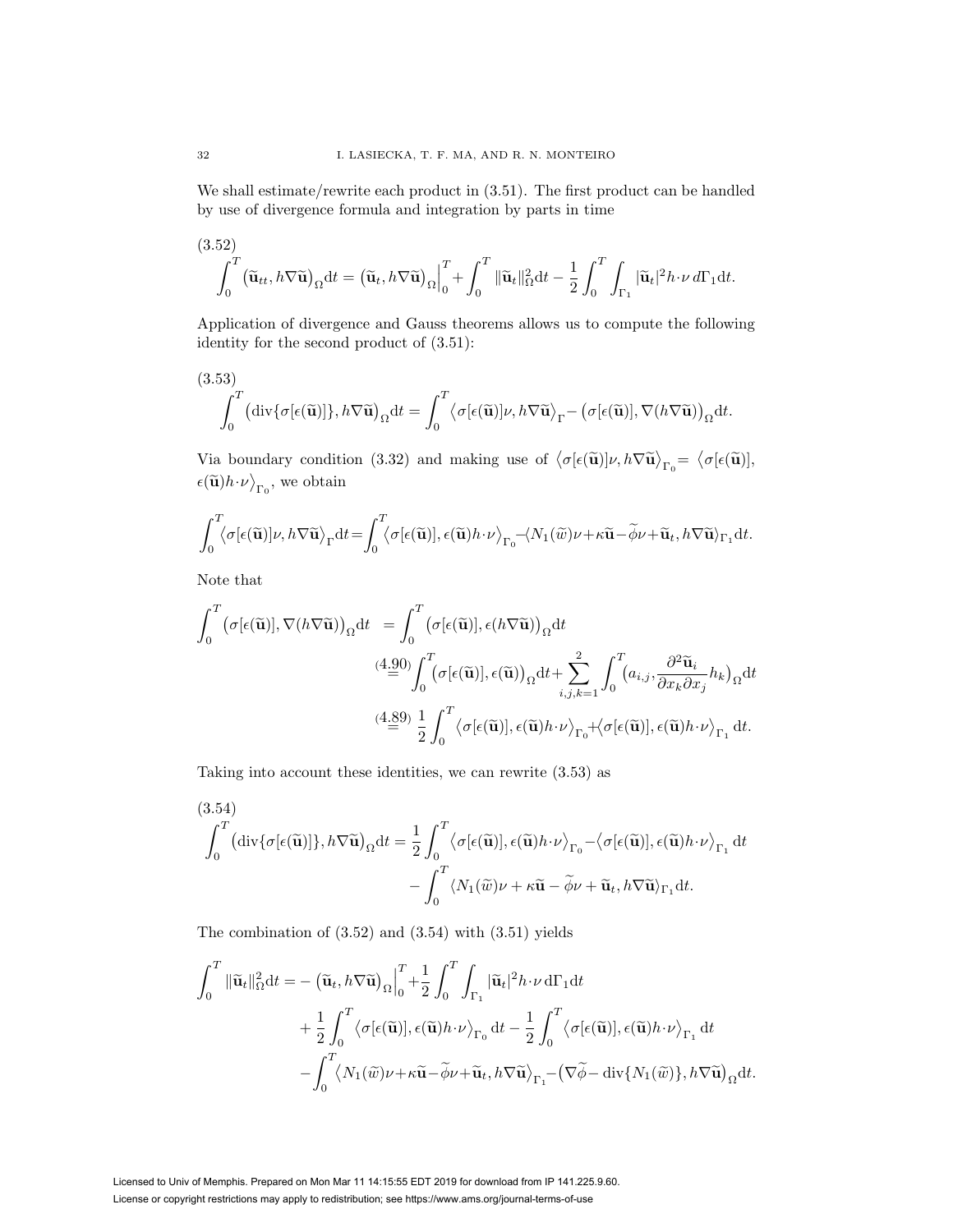We shall estimate/rewrite each product in (3.51). The first product can be handled by use of divergence formula and integration by parts in time

(3.52)

$$\int_0^T \big(\widetilde{\mathbf{u}}_{tt}, h\nabla\widetilde{\mathbf{u}}\big)_\Omega \mathrm{d}t = \big(\widetilde{\mathbf{u}}_t, h\nabla\widetilde{\mathbf{u}}\big)_\Omega\Big|_0^T + \int_0^T \|\widetilde{\mathbf{u}}_t\|_\Omega^2 \mathrm{d}t - \frac{1}{2}\int_0^T\int_{\Gamma_1} |\widetilde{\mathbf{u}}_t|^2 h\cdot\nu \, d\Gamma_1 \mathrm{d}t.$$

Application of divergence and Gauss theorems allows us to compute the following identity for the second product of (3.51):

(3.53)

$$\int_0^T \big(\mathrm{div}\{\sigma[\epsilon(\widetilde{\mathbf{u}})]\}, h\nabla\widetilde{\mathbf{u}}\big)_\Omega \mathrm{d}t = \int_0^T \big\langle \sigma[\epsilon(\widetilde{\mathbf{u}})]\nu, h\nabla\widetilde{\mathbf{u}}\big\rangle_\Gamma - \big(\sigma[\epsilon(\widetilde{\mathbf{u}})], \nabla(h\nabla\widetilde{\mathbf{u}})\big)_\Omega \mathrm{d}t.$$

Via boundary condition (3.32) and making use of $\big\langle \sigma[\epsilon(\widetilde{\mathbf{u}})]\nu, h\nabla\widetilde{\mathbf{u}}\big\rangle_{\Gamma_0} = \big\langle \sigma[\epsilon(\widetilde{\mathbf{u}})], \epsilon(\widetilde{\mathbf{u}}) h\cdot\nu\big\rangle_{\Gamma_0}$, we obtain

$$\int_0^T \big\langle \sigma[\epsilon(\widetilde{\mathbf{u}})]\nu, h\nabla\widetilde{\mathbf{u}}\big\rangle_\Gamma \mathrm{d}t = \int_0^T \big\langle \sigma[\epsilon(\widetilde{\mathbf{u}})], \epsilon(\widetilde{\mathbf{u}}) h\cdot\nu\big\rangle_{\Gamma_0} - \langle N_1(\widetilde{w})\nu + \kappa\widetilde{\mathbf{u}} - \widetilde{\phi}\nu + \widetilde{\mathbf{u}}_t, h\nabla\widetilde{\mathbf{u}}\rangle_{\Gamma_1} \mathrm{d}t.$$

Note that

$$\begin{aligned}
\int_0^T \big(\sigma[\epsilon(\widetilde{\mathbf{u}})], \nabla(h\nabla\widetilde{\mathbf{u}})\big)_\Omega \mathrm{d}t &= \int_0^T \big(\sigma[\epsilon(\widetilde{\mathbf{u}})], \epsilon(h\nabla\widetilde{\mathbf{u}})\big)_\Omega \mathrm{d}t \\
&\overset{(4.90)}{=} \int_0^T \big(\sigma[\epsilon(\widetilde{\mathbf{u}})], \epsilon(\widetilde{\mathbf{u}})\big)_\Omega \mathrm{d}t + \sum_{i,j,k=1}^2 \int_0^T \Big(a_{i,j}, \frac{\partial^2 \widetilde{\mathbf{u}}_i}{\partial x_k \partial x_j} h_k\Big)_\Omega \mathrm{d}t \\
&\overset{(4.89)}{=} \frac{1}{2}\int_0^T \big\langle \sigma[\epsilon(\widetilde{\mathbf{u}})], \epsilon(\widetilde{\mathbf{u}}) h\cdot\nu\big\rangle_{\Gamma_0} + \big\langle \sigma[\epsilon(\widetilde{\mathbf{u}})], \epsilon(\widetilde{\mathbf{u}}) h\cdot\nu\big\rangle_{\Gamma_1} \mathrm{d}t.
\end{aligned}$$

Taking into account these identities, we can rewrite (3.53) as

(3.54)

$$\begin{aligned}
\int_0^T \big(\mathrm{div}\{\sigma[\epsilon(\widetilde{\mathbf{u}})]\}, h\nabla\widetilde{\mathbf{u}}\big)_\Omega \mathrm{d}t &= \frac{1}{2}\int_0^T \big\langle \sigma[\epsilon(\widetilde{\mathbf{u}})], \epsilon(\widetilde{\mathbf{u}}) h\cdot\nu\big\rangle_{\Gamma_0} - \big\langle \sigma[\epsilon(\widetilde{\mathbf{u}})], \epsilon(\widetilde{\mathbf{u}}) h\cdot\nu\big\rangle_{\Gamma_1} \mathrm{d}t \\
&\quad - \int_0^T \langle N_1(\widetilde{w})\nu + \kappa\widetilde{\mathbf{u}} - \widetilde{\phi}\nu + \widetilde{\mathbf{u}}_t, h\nabla\widetilde{\mathbf{u}}\rangle_{\Gamma_1} \mathrm{d}t.
\end{aligned}$$

The combination of (3.52) and (3.54) with (3.51) yields

$$\begin{aligned}
\int_0^T \|\widetilde{\mathbf{u}}_t\|_\Omega^2 \mathrm{d}t &= -\big(\widetilde{\mathbf{u}}_t, h\nabla\widetilde{\mathbf{u}}\big)_\Omega\Big|_0^T + \frac{1}{2}\int_0^T\int_{\Gamma_1} |\widetilde{\mathbf{u}}_t|^2 h\cdot\nu \, \mathrm{d}\Gamma_1 \mathrm{d}t \\
&\quad + \frac{1}{2}\int_0^T \big\langle \sigma[\epsilon(\widetilde{\mathbf{u}})], \epsilon(\widetilde{\mathbf{u}}) h\cdot\nu\big\rangle_{\Gamma_0} \mathrm{d}t - \frac{1}{2}\int_0^T \big\langle \sigma[\epsilon(\widetilde{\mathbf{u}})], \epsilon(\widetilde{\mathbf{u}}) h\cdot\nu\big\rangle_{\Gamma_1} \mathrm{d}t \\
&\quad - \int_0^T \big\langle N_1(\widetilde{w})\nu + \kappa\widetilde{\mathbf{u}} - \widetilde{\phi}\nu + \widetilde{\mathbf{u}}_t, h\nabla\widetilde{\mathbf{u}}\big\rangle_{\Gamma_1} - \big(\nabla\widetilde{\phi} - \mathrm{div}\{N_1(\widetilde{w})\}, h\nabla\widetilde{\mathbf{u}}\big)_\Omega \mathrm{d}t.
\end{aligned}$$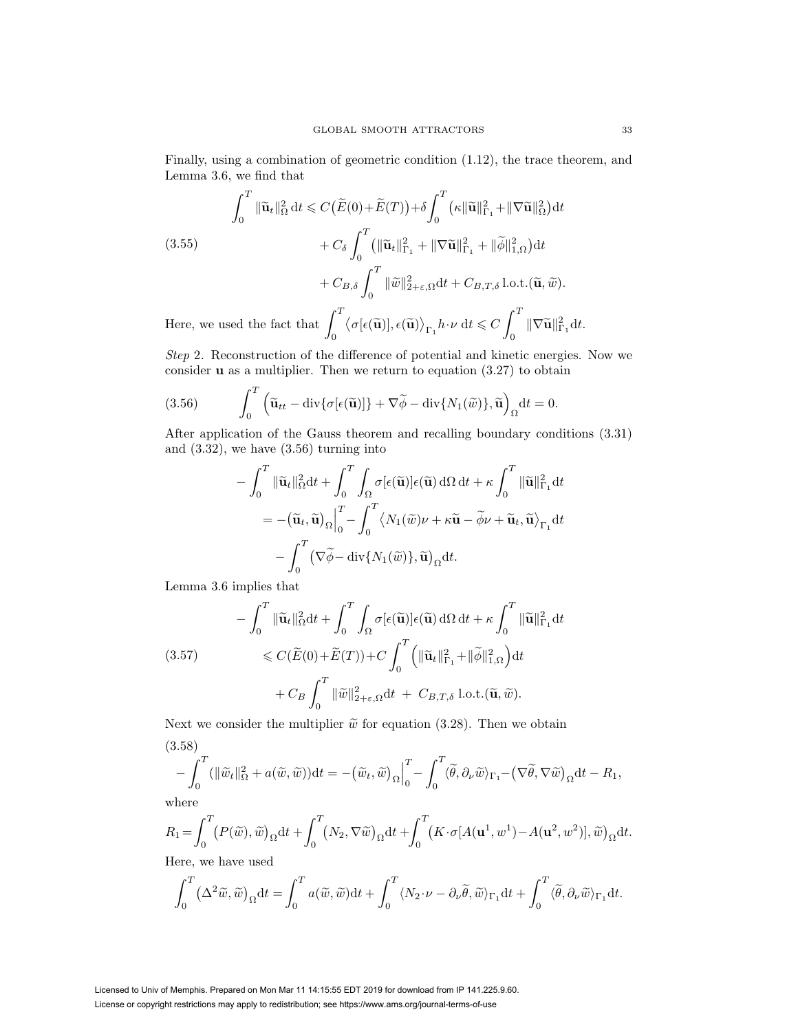Finally, using a combination of geometric condition (1.12), the trace theorem, and Lemma 3.6, we find that

$$
\begin{aligned}
\int_0^T \|\widetilde{\mathbf{u}}_t\|_\Omega^2 \,\mathrm{d}t \leqslant{}& C\big(\widetilde{E}(0)+\widetilde{E}(T)\big)+\delta\int_0^T \big(\kappa\|\widetilde{\mathbf{u}}\|_{\Gamma_1}^2+\|\nabla\widetilde{\mathbf{u}}\|_{\Omega}^2\big)\mathrm{d}t \\
&+ C_\delta \int_0^T \big(\|\widetilde{\mathbf{u}}_t\|_{\Gamma_1}^2 + \|\nabla\widetilde{\mathbf{u}}\|_{\Gamma_1}^2 + \|\widetilde{\phi}\|_{1,\Omega}^2\big)\mathrm{d}t \\
&+ C_{B,\delta}\int_0^T \|\widetilde{w}\|_{2+\varepsilon,\Omega}^2 \mathrm{d}t + C_{B,T,\delta}\,\mathrm{l.o.t.}(\widetilde{\mathbf{u}},\widetilde{w}).
\end{aligned}
\tag{3.55}
$$

Here, we used the fact that $\displaystyle\int_0^T \big\langle \sigma[\epsilon(\widetilde{\mathbf{u}})],\epsilon(\widetilde{\mathbf{u}})\big\rangle_{\Gamma_1} h\cdot\nu \;\mathrm{d}t \leqslant C\int_0^T \|\nabla\widetilde{\mathbf{u}}\|_{\Gamma_1}^2 \mathrm{d}t.$

*Step* 2. Reconstruction of the difference of potential and kinetic energies. Now we consider $\mathbf{u}$ as a multiplier. Then we return to equation (3.27) to obtain

$$
\int_0^T \Big(\widetilde{\mathbf{u}}_{tt} - \mathrm{div}\{\sigma[\epsilon(\widetilde{\mathbf{u}})]\} + \nabla\widetilde{\phi} - \mathrm{div}\{N_1(\widetilde{w})\}, \widetilde{\mathbf{u}}\Big)_\Omega \mathrm{d}t = 0.
\tag{3.56}
$$

After application of the Gauss theorem and recalling boundary conditions (3.31) and (3.32), we have (3.56) turning into

$$
\begin{aligned}
-\int_0^T \|\widetilde{\mathbf{u}}_t\|_\Omega^2 \mathrm{d}t &+ \int_0^T\int_\Omega \sigma[\epsilon(\widetilde{\mathbf{u}})]\epsilon(\widetilde{\mathbf{u}})\,\mathrm{d}\Omega\,\mathrm{d}t + \kappa\int_0^T \|\widetilde{\mathbf{u}}\|_{\Gamma_1}^2 \mathrm{d}t \\
&= -\big(\widetilde{\mathbf{u}}_t,\widetilde{\mathbf{u}}\big)_\Omega\Big|_0^T - \int_0^T \big\langle N_1(\widetilde{w})\nu + \kappa\widetilde{\mathbf{u}} - \widetilde{\phi}\nu + \widetilde{\mathbf{u}}_t, \widetilde{\mathbf{u}}\big\rangle_{\Gamma_1}\mathrm{d}t \\
&\quad - \int_0^T \big(\nabla\widetilde{\phi} - \mathrm{div}\{N_1(\widetilde{w})\},\widetilde{\mathbf{u}}\big)_\Omega \mathrm{d}t.
\end{aligned}
$$

Lemma 3.6 implies that

$$
\begin{aligned}
-\int_0^T \|\widetilde{\mathbf{u}}_t\|_\Omega^2 \mathrm{d}t &+ \int_0^T\int_\Omega \sigma[\epsilon(\widetilde{\mathbf{u}})]\epsilon(\widetilde{\mathbf{u}})\,\mathrm{d}\Omega\,\mathrm{d}t + \kappa\int_0^T \|\widetilde{\mathbf{u}}\|_{\Gamma_1}^2 \mathrm{d}t \\
&\leqslant C(\widetilde{E}(0)+\widetilde{E}(T)) + C\int_0^T \Big(\|\widetilde{\mathbf{u}}_t\|_{\Gamma_1}^2 + \|\widetilde{\phi}\|_{1,\Omega}^2\Big)\mathrm{d}t \\
&\quad + C_B\int_0^T \|\widetilde{w}\|_{2+\varepsilon,\Omega}^2 \mathrm{d}t \; + \; C_{B,T,\delta}\,\mathrm{l.o.t.}(\widetilde{\mathbf{u}},\widetilde{w}).
\end{aligned}
\tag{3.57}
$$

Next we consider the multiplier $\widetilde{w}$ for equation (3.28). Then we obtain

$$
-\int_0^T (\|\widetilde{w}_t\|_\Omega^2 + a(\widetilde{w},\widetilde{w}))\mathrm{d}t = -\big(\widetilde{w}_t,\widetilde{w}\big)_\Omega\Big|_0^T - \int_0^T \langle\widetilde{\theta},\partial_\nu\widetilde{w}\rangle_{\Gamma_1} - \big(\nabla\widetilde{\theta},\nabla\widetilde{w}\big)_\Omega \mathrm{d}t - R_1,
\tag{3.58}
$$

where

$$
R_1 = \int_0^T \big(P(\widetilde{w}),\widetilde{w}\big)_\Omega \mathrm{d}t + \int_0^T \big(N_2,\nabla\widetilde{w}\big)_\Omega \mathrm{d}t + \int_0^T \big(K\cdot\sigma[A(\mathbf{u}^1,w^1) - A(\mathbf{u}^2,w^2)],\widetilde{w}\big)_\Omega \mathrm{d}t.
$$

Here, we have used

$$
\int_0^T \big(\Delta^2\widetilde{w},\widetilde{w}\big)_\Omega \mathrm{d}t = \int_0^T a(\widetilde{w},\widetilde{w})\mathrm{d}t + \int_0^T \langle N_2\cdot\nu - \partial_\nu\widetilde{\theta},\widetilde{w}\rangle_{\Gamma_1}\mathrm{d}t + \int_0^T \langle\widetilde{\theta},\partial_\nu\widetilde{w}\rangle_{\Gamma_1}\mathrm{d}t.
$$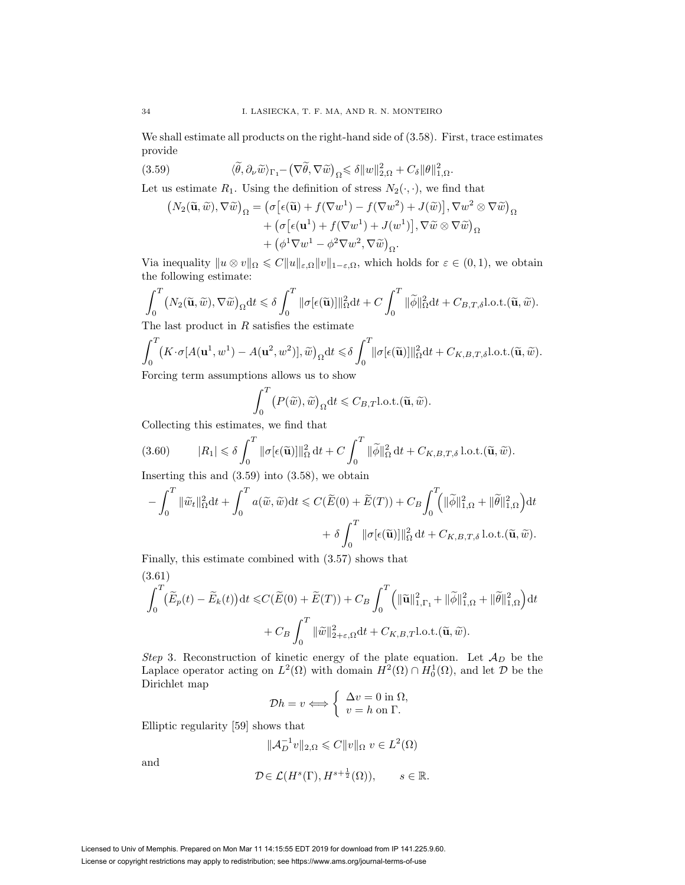We shall estimate all products on the right-hand side of (3.58). First, trace estimates provide

$$\langle \widetilde{\theta}, \partial_\nu \widetilde{w}\rangle_{\Gamma_1} - \big(\nabla\widetilde{\theta}, \nabla \widetilde{w}\big)_\Omega \leqslant \delta \|w\|_{2,\Omega}^2 + C_\delta \|\theta\|_{1,\Omega}^2. \tag{3.59}$$

Let us estimate $R_1$. Using the definition of stress $N_2(\cdot,\cdot)$, we find that

$$\begin{aligned}\big(N_2(\widetilde{\mathbf{u}}, \widetilde{w}), \nabla \widetilde{w}\big)_\Omega &= \big(\sigma\big[\epsilon(\widetilde{\mathbf{u}}) + f(\nabla w^1) - f(\nabla w^2) + J(\widetilde{w})\big], \nabla w^2 \otimes \nabla \widetilde{w}\big)_\Omega \\ &\quad + \big(\sigma\big[\epsilon(\mathbf{u}^1) + f(\nabla w^1) + J(w^1)\big], \nabla\widetilde{w}\otimes\nabla\widetilde{w}\big)_\Omega \\ &\quad + \big(\phi^1 \nabla w^1 - \phi^2 \nabla w^2, \nabla \widetilde{w}\big)_\Omega.\end{aligned}$$

Via inequality $\|u \otimes v\|_\Omega \leqslant C\|u\|_{\varepsilon,\Omega}\|v\|_{1-\varepsilon,\Omega}$, which holds for $\varepsilon \in (0,1)$, we obtain the following estimate:

$$\int_0^T \big(N_2(\widetilde{\mathbf{u}},\widetilde{w}), \nabla\widetilde{w}\big)_\Omega \mathrm{d}t \leqslant \delta \int_0^T \|\sigma[\epsilon(\widetilde{\mathbf{u}})]\|_\Omega^2 \mathrm{d}t + C\int_0^T \|\widetilde{\phi}\|_\Omega^2 \mathrm{d}t + C_{B,T,\delta}\,\mathrm{l.o.t.}(\widetilde{\mathbf{u}},\widetilde{w}).$$

The last product in $R$ satisfies the estimate

$$\int_0^T \big(K\cdot\sigma[A(\mathbf{u}^1,w^1) - A(\mathbf{u}^2,w^2)], \widetilde{w}\big)_\Omega \mathrm{d}t \leqslant \delta \int_0^T \|\sigma[\epsilon(\widetilde{\mathbf{u}})]\|_\Omega^2 \mathrm{d}t + C_{K,B,T,\delta}\,\mathrm{l.o.t.}(\widetilde{\mathbf{u}},\widetilde{w}).$$

Forcing term assumptions allows us to show

$$\int_0^T \big(P(\widetilde{w}), \widetilde{w}\big)_\Omega \mathrm{d}t \leqslant C_{B,T}\,\mathrm{l.o.t.}(\widetilde{\mathbf{u}},\widetilde{w}).$$

Collecting this estimates, we find that

$$|R_1| \leqslant \delta \int_0^T \|\sigma[\epsilon(\widetilde{\mathbf{u}})]\|_\Omega^2\,\mathrm{d}t + C\int_0^T \|\widetilde{\phi}\|_\Omega^2\,\mathrm{d}t + C_{K,B,T,\delta}\,\mathrm{l.o.t.}(\widetilde{\mathbf{u}},\widetilde{w}). \tag{3.60}$$

Inserting this and (3.59) into (3.58), we obtain

$$\begin{aligned}-\int_0^T \|\widetilde{w}_t\|_\Omega^2 \mathrm{d}t + \int_0^T a(\widetilde{w},\widetilde{w})\mathrm{d}t &\leqslant C(\widetilde{E}(0) + \widetilde{E}(T)) + C_B \int_0^T \Big(\|\widetilde{\phi}\|_{1,\Omega}^2 + \|\widetilde{\theta}\|_{1,\Omega}^2\Big)\mathrm{d}t \\ &\quad + \delta\int_0^T \|\sigma[\epsilon(\widetilde{\mathbf{u}})]\|_\Omega^2\,\mathrm{d}t + C_{K,B,T,\delta}\,\mathrm{l.o.t.}(\widetilde{\mathbf{u}},\widetilde{w}).\end{aligned}$$

Finally, this estimate combined with (3.57) shows that

$$\begin{aligned}\int_0^T \big(\widetilde{E}_p(t) - \widetilde{E}_k(t)\big)\mathrm{d}t &\leqslant C(\widetilde{E}(0) + \widetilde{E}(T)) + C_B \int_0^T \Big(\|\widetilde{\mathbf{u}}\|_{1,\Gamma_1}^2 + \|\widetilde{\phi}\|_{1,\Omega}^2 + \|\widetilde{\theta}\|_{1,\Omega}^2\Big)\mathrm{d}t \\ &\quad + C_B \int_0^T \|\widetilde{w}\|_{2+\varepsilon,\Omega}^2 \mathrm{d}t + C_{K,B,T}\,\mathrm{l.o.t.}(\widetilde{\mathbf{u}},\widetilde{w}).\end{aligned} \tag{3.61}$$

*Step* 3. Reconstruction of kinetic energy of the plate equation. Let $\mathcal{A}_D$ be the Laplace operator acting on $L^2(\Omega)$ with domain $H^2(\Omega) \cap H_0^1(\Omega)$, and let $\mathcal{D}$ be the Dirichlet map

$$\mathcal{D}h = v \Longleftrightarrow \begin{cases} \Delta v = 0 \text{ in } \Omega, \\ v = h \text{ on } \Gamma. \end{cases}$$

Elliptic regularity [59] shows that

$$\|\mathcal{A}_D^{-1} v\|_{2,\Omega} \leqslant C\|v\|_\Omega \; v \in L^2(\Omega)$$

and

$$\mathcal{D} \in \mathcal{L}(H^s(\Gamma), H^{s+\frac{1}{2}}(\Omega)), \qquad s \in \mathbb{R}.$$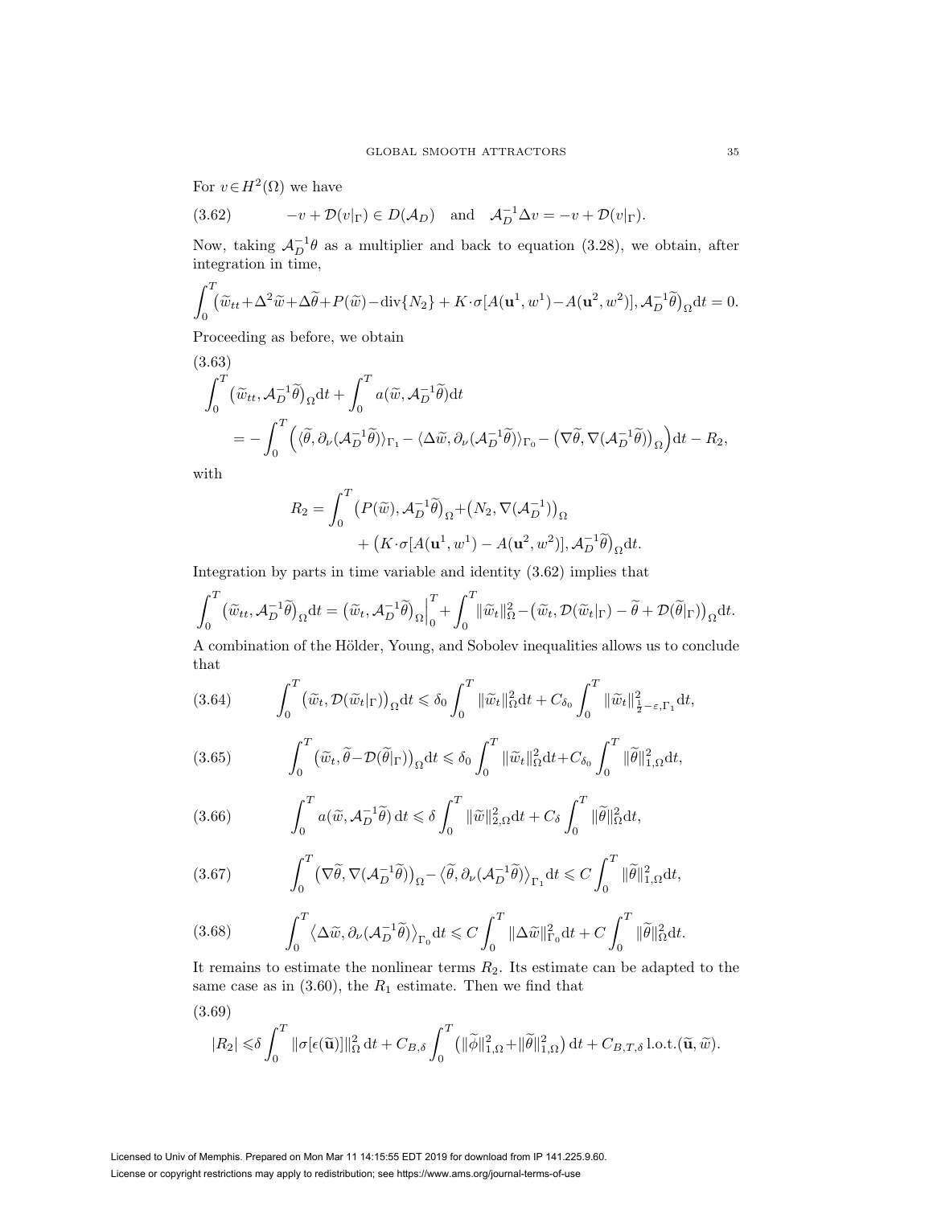For $v \in H^2(\Omega)$ we have

$$
-v + \mathcal{D}(v|_\Gamma) \in D(\mathcal{A}_D) \quad \text{and} \quad \mathcal{A}_D^{-1}\Delta v = -v + \mathcal{D}(v|_\Gamma). \tag{3.62}
$$

Now, taking $\mathcal{A}_D^{-1}\theta$ as a multiplier and back to equation (3.28), we obtain, after integration in time,

$$
\int_0^T \big(\widetilde{w}_{tt} + \Delta^2\widetilde{w} + \Delta\widetilde{\theta} + P(\widetilde{w}) - \operatorname{div}\{N_2\} + K\cdot\sigma[A(\mathbf{u}^1, w^1) - A(\mathbf{u}^2, w^2)], \mathcal{A}_D^{-1}\widetilde{\theta}\big)_\Omega \mathrm{d}t = 0.
$$

Proceeding as before, we obtain

$$
\begin{aligned}
&\int_0^T \big(\widetilde{w}_{tt}, \mathcal{A}_D^{-1}\widetilde{\theta}\big)_\Omega \mathrm{d}t + \int_0^T a(\widetilde{w}, \mathcal{A}_D^{-1}\widetilde{\theta})\mathrm{d}t \\
&\quad = -\int_0^T \Big(\langle \widetilde{\theta}, \partial_\nu(\mathcal{A}_D^{-1}\widetilde{\theta})\rangle_{\Gamma_1} - \langle \Delta\widetilde{w}, \partial_\nu(\mathcal{A}_D^{-1}\widetilde{\theta})\rangle_{\Gamma_0} - \big(\nabla\widetilde{\theta}, \nabla(\mathcal{A}_D^{-1}\widetilde{\theta})\big)_\Omega\Big)\mathrm{d}t - R_2,
\end{aligned} \tag{3.63}
$$

with

$$
\begin{aligned}
R_2 = \int_0^T &\big(P(\widetilde{w}), \mathcal{A}_D^{-1}\widetilde{\theta}\big)_\Omega + \big(N_2, \nabla(\mathcal{A}_D^{-1})\big)_\Omega \\
&+ \big(K\cdot\sigma[A(\mathbf{u}^1, w^1) - A(\mathbf{u}^2, w^2)], \mathcal{A}_D^{-1}\widetilde{\theta}\big)_\Omega \mathrm{d}t.
\end{aligned}
$$

Integration by parts in time variable and identity (3.62) implies that

$$
\int_0^T \big(\widetilde{w}_{tt}, \mathcal{A}_D^{-1}\widetilde{\theta}\big)_\Omega \mathrm{d}t = \big(\widetilde{w}_t, \mathcal{A}_D^{-1}\widetilde{\theta}\big)_\Omega\Big|_0^T + \int_0^T \|\widetilde{w}_t\|_\Omega^2 - \big(\widetilde{w}_t, \mathcal{D}(\widetilde{w}_t|_\Gamma) - \widetilde{\theta} + \mathcal{D}(\widetilde{\theta}|_\Gamma)\big)_\Omega \mathrm{d}t.
$$

A combination of the Hölder, Young, and Sobolev inequalities allows us to conclude that

$$
\int_0^T \big(\widetilde{w}_t, \mathcal{D}(\widetilde{w}_t|_\Gamma)\big)_\Omega \mathrm{d}t \leqslant \delta_0 \int_0^T \|\widetilde{w}_t\|_\Omega^2 \mathrm{d}t + C_{\delta_0}\int_0^T \|\widetilde{w}_t\|^2_{\frac{1}{2}-\varepsilon,\Gamma_1}\mathrm{d}t, \tag{3.64}
$$

$$
\int_0^T \big(\widetilde{w}_t, \widetilde{\theta} - \mathcal{D}(\widetilde{\theta}|_\Gamma)\big)_\Omega \mathrm{d}t \leqslant \delta_0 \int_0^T \|\widetilde{w}_t\|_\Omega^2 \mathrm{d}t + C_{\delta_0}\int_0^T \|\widetilde{\theta}\|^2_{1,\Omega}\mathrm{d}t, \tag{3.65}
$$

$$
\int_0^T a(\widetilde{w}, \mathcal{A}_D^{-1}\widetilde{\theta})\,\mathrm{d}t \leqslant \delta \int_0^T \|\widetilde{w}\|^2_{2,\Omega}\mathrm{d}t + C_\delta \int_0^T \|\widetilde{\theta}\|_\Omega^2 \mathrm{d}t, \tag{3.66}
$$

$$
\int_0^T \big(\nabla\widetilde{\theta}, \nabla(\mathcal{A}_D^{-1}\widetilde{\theta})\big)_\Omega - \big\langle \widetilde{\theta}, \partial_\nu(\mathcal{A}_D^{-1}\widetilde{\theta})\big\rangle_{\Gamma_1}\mathrm{d}t \leqslant C\int_0^T \|\widetilde{\theta}\|^2_{1,\Omega}\mathrm{d}t, \tag{3.67}
$$

$$
\int_0^T \big\langle \Delta\widetilde{w}, \partial_\nu(\mathcal{A}_D^{-1}\widetilde{\theta})\big\rangle_{\Gamma_0}\mathrm{d}t \leqslant C\int_0^T \|\Delta\widetilde{w}\|^2_{\Gamma_0}\mathrm{d}t + C\int_0^T \|\widetilde{\theta}\|^2_\Omega \mathrm{d}t. \tag{3.68}
$$

It remains to estimate the nonlinear terms $R_2$. Its estimate can be adapted to the same case as in (3.60), the $R_1$ estimate. Then we find that

$$
|R_2| \leqslant \delta \int_0^T \|\sigma[\epsilon(\widetilde{\mathbf{u}})]\|^2_\Omega \,\mathrm{d}t + C_{B,\delta}\int_0^T \big(\|\widetilde{\phi}\|^2_{1,\Omega} + \|\widetilde{\theta}\|^2_{1,\Omega}\big)\,\mathrm{d}t + C_{B,T,\delta}\,\mathrm{l.o.t.}(\widetilde{\mathbf{u}}, \widetilde{w}). \tag{3.69}
$$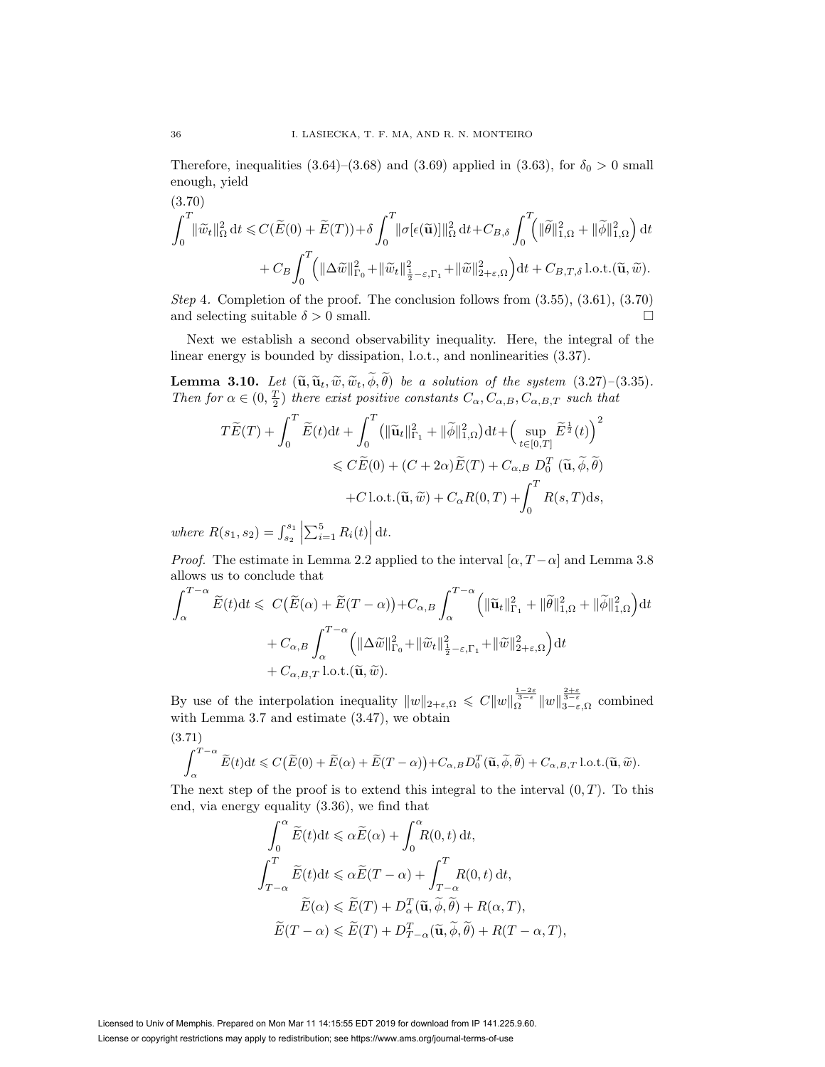Therefore, inequalities (3.64)–(3.68) and (3.69) applied in (3.63), for $\delta_0 > 0$ small enough, yield

(3.70)
$$\int_0^T \|\widetilde{w}_t\|_\Omega^2 \,\mathrm{d}t \leqslant C(\widetilde{E}(0) + \widetilde{E}(T)) + \delta \int_0^T \|\sigma[\epsilon(\widetilde{\mathbf{u}})]\|_\Omega^2 \,\mathrm{d}t + C_{B,\delta} \int_0^T \Big( \|\widetilde{\theta}\|_{1,\Omega}^2 + \|\widetilde{\phi}\|_{1,\Omega}^2 \Big) \,\mathrm{d}t$$
$$+ C_B \int_0^T \Big( \|\Delta \widetilde{w}\|_{\Gamma_0}^2 + \|\widetilde{w}_t\|_{\frac{1}{2}-\varepsilon,\Gamma_1}^2 + \|\widetilde{w}\|_{2+\varepsilon,\Omega}^2 \Big) \mathrm{d}t + C_{B,T,\delta}\, \mathrm{l.o.t.}(\widetilde{\mathbf{u}}, \widetilde{w}).$$

*Step* 4. Completion of the proof. The conclusion follows from (3.55), (3.61), (3.70) and selecting suitable $\delta > 0$ small. $\square$

Next we establish a second observability inequality. Here, the integral of the linear energy is bounded by dissipation, l.o.t., and nonlinearities (3.37).

**Lemma 3.10.** *Let $(\widetilde{\mathbf{u}}, \widetilde{\mathbf{u}}_t, \widetilde{w}, \widetilde{w}_t, \widetilde{\phi}, \widetilde{\theta})$ be a solution of the system (3.27)–(3.35). Then for $\alpha \in (0, \frac{T}{2})$ there exist positive constants $C_\alpha, C_{\alpha,B}, C_{\alpha,B,T}$ such that*

$$T\widetilde{E}(T) + \int_0^T \widetilde{E}(t)\mathrm{d}t + \int_0^T \big( \|\widetilde{\mathbf{u}}_t\|_{\Gamma_1}^2 + \|\widetilde{\phi}\|_{1,\Omega}^2 \big)\mathrm{d}t + \Big( \sup_{t\in[0,T]} \widetilde{E}^{\frac{1}{2}}(t) \Big)^2$$
$$\leqslant C\widetilde{E}(0) + (C + 2\alpha)\widetilde{E}(T) + C_{\alpha,B}\; D_0^T\,(\widetilde{\mathbf{u}}, \widetilde{\phi}, \widetilde{\theta})$$
$$+ C\, \mathrm{l.o.t.}(\widetilde{\mathbf{u}}, \widetilde{w}) + C_\alpha R(0,T) + \int_0^T R(s,T)\mathrm{d}s,$$

*where* $R(s_1, s_2) = \int_{s_2}^{s_1} \Big| \sum_{i=1}^5 R_i(t) \Big| \,\mathrm{d}t$.

*Proof.* The estimate in Lemma 2.2 applied to the interval $[\alpha, T-\alpha]$ and Lemma 3.8 allows us to conclude that

$$\int_\alpha^{T-\alpha} \widetilde{E}(t)\mathrm{d}t \leqslant\; C\big(\widetilde{E}(\alpha) + \widetilde{E}(T-\alpha)\big) + C_{\alpha,B} \int_\alpha^{T-\alpha} \Big( \|\widetilde{\mathbf{u}}_t\|_{\Gamma_1}^2 + \|\widetilde{\theta}\|_{1,\Omega}^2 + \|\widetilde{\phi}\|_{1,\Omega}^2 \Big)\mathrm{d}t$$
$$+ C_{\alpha,B} \int_\alpha^{T-\alpha} \Big( \|\Delta \widetilde{w}\|_{\Gamma_0}^2 + \|\widetilde{w}_t\|_{\frac{1}{2}-\varepsilon,\Gamma_1}^2 + \|\widetilde{w}\|_{2+\varepsilon,\Omega}^2 \Big)\mathrm{d}t$$
$$+ C_{\alpha,B,T}\, \mathrm{l.o.t.}(\widetilde{\mathbf{u}}, \widetilde{w}).$$

By use of the interpolation inequality $\|w\|_{2+\varepsilon,\Omega} \leqslant C\|w\|_\Omega^{\frac{1-2\varepsilon}{3-\epsilon}} \|w\|_{3-\varepsilon,\Omega}^{\frac{2+\varepsilon}{3-\varepsilon}}$ combined with Lemma 3.7 and estimate (3.47), we obtain

(3.71)
$$\int_\alpha^{T-\alpha} \widetilde{E}(t)\mathrm{d}t \leqslant C\big(\widetilde{E}(0) + \widetilde{E}(\alpha) + \widetilde{E}(T-\alpha)\big) + C_{\alpha,B} D_0^T(\widetilde{\mathbf{u}}, \widetilde{\phi}, \widetilde{\theta}) + C_{\alpha,B,T}\, \mathrm{l.o.t.}(\widetilde{\mathbf{u}}, \widetilde{w}).$$

The next step of the proof is to extend this integral to the interval $(0,T)$. To this end, via energy equality (3.36), we find that

$$\int_0^\alpha \widetilde{E}(t)\mathrm{d}t \leqslant \alpha\widetilde{E}(\alpha) + \int_0^\alpha R(0,t)\,\mathrm{d}t,$$
$$\int_{T-\alpha}^T \widetilde{E}(t)\mathrm{d}t \leqslant \alpha\widetilde{E}(T-\alpha) + \int_{T-\alpha}^T R(0,t)\,\mathrm{d}t,$$
$$\widetilde{E}(\alpha) \leqslant \widetilde{E}(T) + D_\alpha^T(\widetilde{\mathbf{u}}, \widetilde{\phi}, \widetilde{\theta}) + R(\alpha, T),$$
$$\widetilde{E}(T-\alpha) \leqslant \widetilde{E}(T) + D_{T-\alpha}^T(\widetilde{\mathbf{u}}, \widetilde{\phi}, \widetilde{\theta}) + R(T-\alpha, T),$$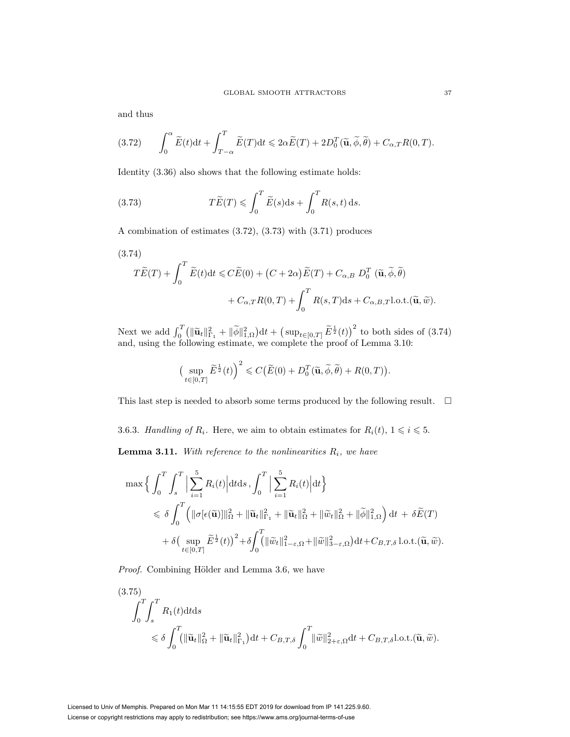and thus

$$\int_0^\alpha \widetilde{E}(t)\mathrm{d}t + \int_{T-\alpha}^T \widetilde{E}(T)\mathrm{d}t \leqslant 2\alpha\widetilde{E}(T) + 2D_0^T(\widetilde{\mathbf{u}},\widetilde{\phi},\widetilde{\theta}) + C_{\alpha,T}R(0,T). \tag{3.72}$$

Identity (3.36) also shows that the following estimate holds:

$$T\widetilde{E}(T) \leqslant \int_0^T \widetilde{E}(s)\mathrm{d}s + \int_0^T R(s,t)\,\mathrm{d}s. \tag{3.73}$$

A combination of estimates (3.72), (3.73) with (3.71) produces

$$\begin{aligned} T\widetilde{E}(T) + \int_0^T \widetilde{E}(t)\mathrm{d}t \leqslant{}& C\widetilde{E}(0) + \big(C+2\alpha\big)\widetilde{E}(T) + C_{\alpha,B}\ D_0^T\ (\widetilde{\mathbf{u}},\widetilde{\phi},\widetilde{\theta}) \\ &+ C_{\alpha,T}R(0,T) + \int_0^T R(s,T)\mathrm{d}s + C_{\alpha,B,T}\mathrm{l.o.t.}(\widetilde{\mathbf{u}},\widetilde{w}). \end{aligned} \tag{3.74}$$

Next we add $\int_0^T \big(\|\widetilde{\mathbf{u}}_t\|^2_{\Gamma_1} + \|\widetilde{\phi}\|^2_{1,\Omega}\big)\mathrm{d}t + \big(\sup_{t\in[0,T]}\widetilde{E}^{\frac12}(t)\big)^2$ to both sides of (3.74) and, using the following estimate, we complete the proof of Lemma 3.10:

$$\big(\sup_{t\in[0,T]}\widetilde{E}^{\frac12}(t)\big)^2 \leqslant C\big(\widetilde{E}(0) + D_0^T(\widetilde{\mathbf{u}},\widetilde{\phi},\widetilde{\theta}) + R(0,T)\big).$$

This last step is needed to absorb some terms produced by the following result. $\square$

3.6.3. *Handling of $R_i$.* Here, we aim to obtain estimates for $R_i(t)$, $1\leqslant i\leqslant 5$.

**Lemma 3.11.** *With reference to the nonlinearities $R_i$, we have*

$$\begin{aligned} \max\Big\{\int_0^T\int_s^T\Big|\sum_{i=1}^5 R_i(t)\Big|\mathrm{d}t\mathrm{d}s\,,\int_0^T\Big|\sum_{i=1}^5 R_i(t)\Big|\mathrm{d}t\Big\} \\ \leqslant \delta\int_0^T\Big(\|\sigma[\epsilon(\widetilde{\mathbf{u}})]\|^2_\Omega + \|\widetilde{\mathbf{u}}_t\|^2_{\Gamma_1} + \|\widetilde{\mathbf{u}}_t\|^2_\Omega + \|\widetilde{w}_t\|^2_\Omega + \|\widetilde{\phi}\|^2_{1,\Omega}\Big)\mathrm{d}t \ +\ \delta\widetilde{E}(T) \\ + \delta\big(\sup_{t\in[0,T]}\widetilde{E}^{\frac12}(t)\big)^2 + \delta\int_0^T\big(\|\widetilde{w}_t\|^2_{1-\varepsilon,\Omega} + \|\widetilde{w}\|^2_{3-\varepsilon,\Omega}\big)\mathrm{d}t + C_{B,T,\delta}\,\mathrm{l.o.t.}(\widetilde{\mathbf{u}},\widetilde{w}). \end{aligned}$$

*Proof.* Combining Hölder and Lemma 3.6, we have

$$\begin{aligned} &\int_0^T\int_s^T R_1(t)\mathrm{d}t\mathrm{d}s \\ &\quad\leqslant \delta\int_0^T\big(\|\widetilde{\mathbf{u}}_t\|^2_\Omega + \|\widetilde{\mathbf{u}}_t\|^2_{\Gamma_1}\big)\mathrm{d}t + C_{B,T,\delta}\int_0^T\|\widetilde{w}\|^2_{2+\varepsilon,\Omega}\mathrm{d}t + C_{B,T,\delta}\mathrm{l.o.t.}(\widetilde{\mathbf{u}},\widetilde{w}). \end{aligned} \tag{3.75}$$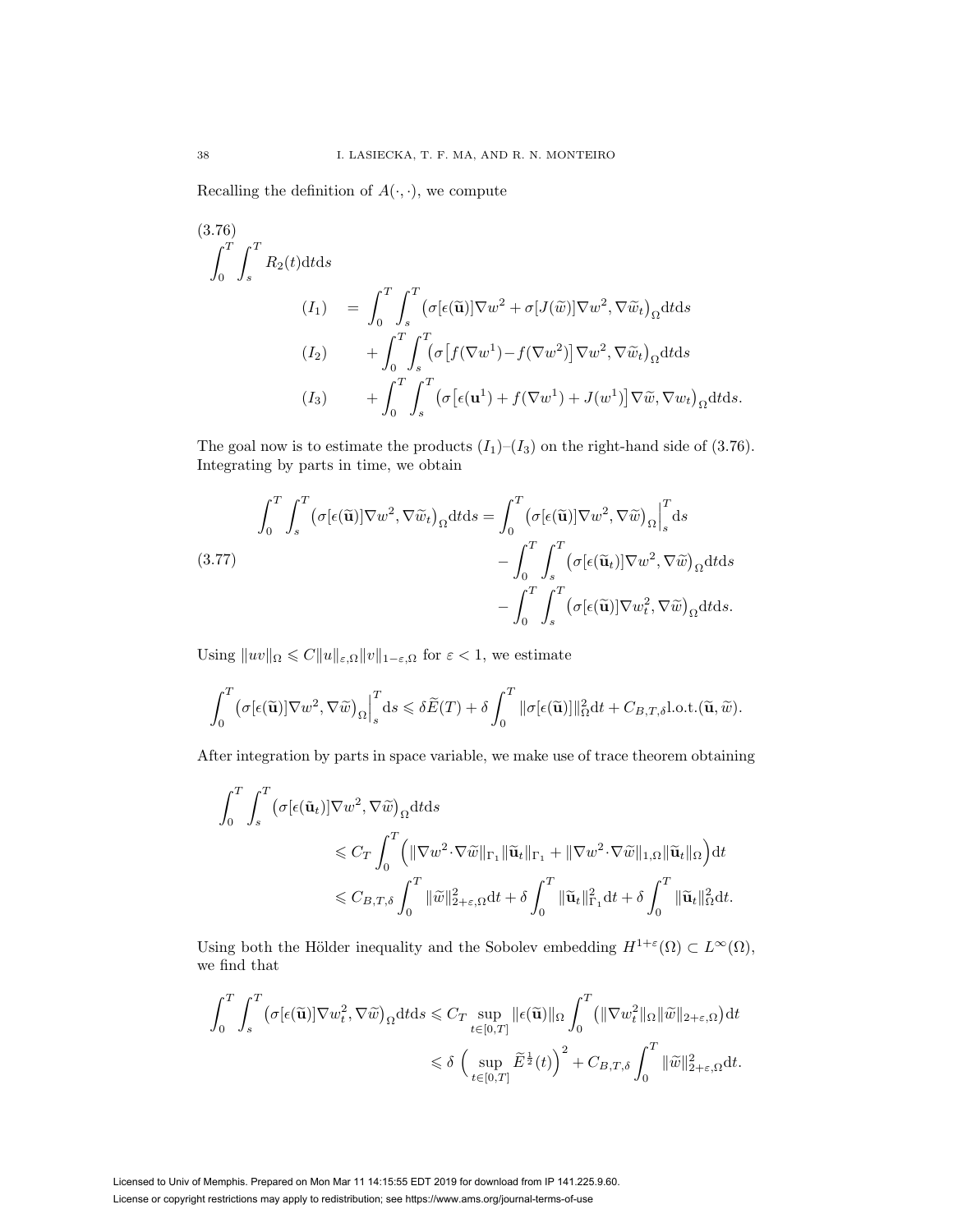Recalling the definition of $A(\cdot,\cdot)$, we compute

$$
\begin{aligned}
&\int_0^T\int_s^T R_2(t)\mathrm{d}t\mathrm{d}s \\
(I_1)\quad &= \int_0^T\int_s^T \big(\sigma[\epsilon(\widetilde{\mathbf{u}})]\nabla w^2 + \sigma[J(\widetilde{w})]\nabla w^2, \nabla \widetilde{w}_t\big)_\Omega \mathrm{d}t\mathrm{d}s \\
(I_2)\quad &\quad + \int_0^T\int_s^T \big(\sigma\big[f(\nabla w^1) - f(\nabla w^2)\big]\nabla w^2, \nabla\widetilde{w}_t\big)_\Omega \mathrm{d}t\mathrm{d}s \\
(I_3)\quad &\quad + \int_0^T\int_s^T \big(\sigma\big[\epsilon(\mathbf{u}^1) + f(\nabla w^1) + J(w^1)\big]\nabla\widetilde{w}, \nabla w_t\big)_\Omega \mathrm{d}t\mathrm{d}s.
\end{aligned}
\tag{3.76}
$$

The goal now is to estimate the products $(I_1)$–$(I_3)$ on the right-hand side of (3.76). Integrating by parts in time, we obtain

$$
\begin{aligned}
\int_0^T\int_s^T \big(\sigma[\epsilon(\widetilde{\mathbf{u}})]\nabla w^2, \nabla\widetilde{w}_t\big)_\Omega \mathrm{d}t\mathrm{d}s &= \int_0^T \big(\sigma[\epsilon(\widetilde{\mathbf{u}})]\nabla w^2, \nabla\widetilde{w}\big)_\Omega\Big|_s^T \mathrm{d}s \\
&\quad - \int_0^T\int_s^T \big(\sigma[\epsilon(\widetilde{\mathbf{u}}_t)]\nabla w^2, \nabla\widetilde{w}\big)_\Omega \mathrm{d}t\mathrm{d}s \\
&\quad - \int_0^T\int_s^T \big(\sigma[\epsilon(\widetilde{\mathbf{u}})]\nabla w^2_t, \nabla\widetilde{w}\big)_\Omega \mathrm{d}t\mathrm{d}s.
\end{aligned}
\tag{3.77}
$$

Using $\|uv\|_\Omega \leqslant C\|u\|_{\varepsilon,\Omega}\|v\|_{1-\varepsilon,\Omega}$ for $\varepsilon < 1$, we estimate

$$
\int_0^T \big(\sigma[\epsilon(\widetilde{\mathbf{u}})]\nabla w^2, \nabla\widetilde{w}\big)_\Omega\Big|_s^T \mathrm{d}s \leqslant \delta\widetilde{E}(T) + \delta\int_0^T \|\sigma[\epsilon(\widetilde{\mathbf{u}})]\|^2_\Omega \mathrm{d}t + C_{B,T,\delta}\mathrm{l.o.t.}(\widetilde{\mathbf{u}},\widetilde{w}).
$$

After integration by parts in space variable, we make use of trace theorem obtaining

$$
\begin{aligned}
&\int_0^T\int_s^T \big(\sigma[\epsilon(\tilde{\mathbf{u}}_t)]\nabla w^2, \nabla\widetilde{w}\big)_\Omega \mathrm{d}t\mathrm{d}s \\
&\qquad \leqslant C_T\int_0^T \Big(\|\nabla w^2\cdot\nabla\widetilde{w}\|_{\Gamma_1}\|\widetilde{\mathbf{u}}_t\|_{\Gamma_1} + \|\nabla w^2\cdot\nabla\widetilde{w}\|_{1,\Omega}\|\widetilde{\mathbf{u}}_t\|_\Omega\Big)\mathrm{d}t \\
&\qquad \leqslant C_{B,T,\delta}\int_0^T \|\widetilde{w}\|^2_{2+\varepsilon,\Omega}\mathrm{d}t + \delta\int_0^T \|\widetilde{\mathbf{u}}_t\|^2_{\Gamma_1}\mathrm{d}t + \delta\int_0^T \|\widetilde{\mathbf{u}}_t\|^2_\Omega \mathrm{d}t.
\end{aligned}
$$

Using both the Hölder inequality and the Sobolev embedding $H^{1+\varepsilon}(\Omega) \subset L^\infty(\Omega)$, we find that

$$
\begin{aligned}
\int_0^T\int_s^T \big(\sigma[\epsilon(\widetilde{\mathbf{u}})]\nabla w^2_t, \nabla\widetilde{w}\big)_\Omega \mathrm{d}t\mathrm{d}s &\leqslant C_T \sup_{t\in[0,T]}\|\epsilon(\widetilde{\mathbf{u}})\|_\Omega \int_0^T \big(\|\nabla w^2_t\|_\Omega\|\widetilde{w}\|_{2+\varepsilon,\Omega}\big)\mathrm{d}t \\
&\leqslant \delta\,\Big(\sup_{t\in[0,T]}\widetilde{E}^{\frac{1}{2}}(t)\Big)^2 + C_{B,T,\delta}\int_0^T \|\widetilde{w}\|^2_{2+\varepsilon,\Omega}\mathrm{d}t.
\end{aligned}
$$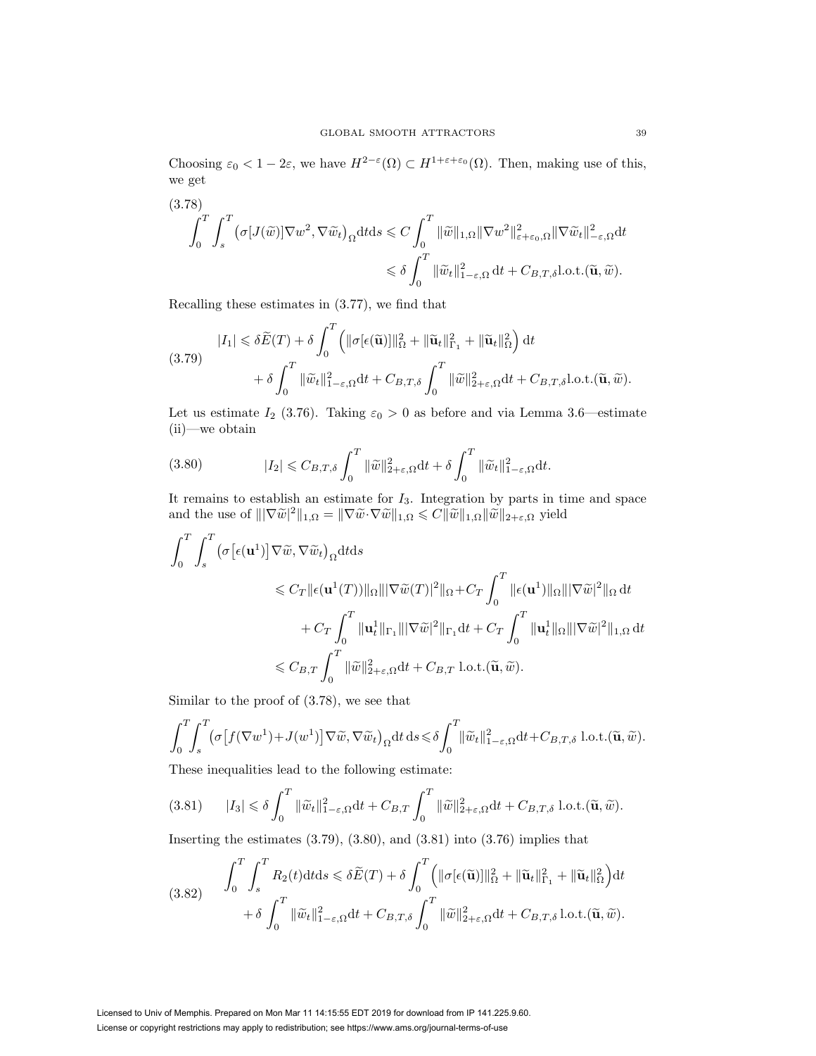Choosing $\varepsilon_0 < 1 - 2\varepsilon$, we have $H^{2-\varepsilon}(\Omega) \subset H^{1+\varepsilon+\varepsilon_0}(\Omega)$. Then, making use of this, we get

$$
\begin{aligned}
\int_0^T \int_s^T \left(\sigma[J(\widetilde{w})]\nabla w^2, \nabla \widetilde{w}_t\right)_\Omega \mathrm{d}t\mathrm{d}s &\leqslant C \int_0^T \|\widetilde{w}\|_{1,\Omega} \|\nabla w^2\|^2_{\varepsilon+\varepsilon_0,\Omega} \|\nabla \widetilde{w}_t\|^2_{-\varepsilon,\Omega} \mathrm{d}t \\
&\leqslant \delta \int_0^T \|\widetilde{w}_t\|^2_{1-\varepsilon,\Omega}\, \mathrm{d}t + C_{B,T,\delta} \mathrm{l.o.t.}(\widetilde{\mathbf{u}}, \widetilde{w}).
\end{aligned}
\tag{3.78}
$$

Recalling these estimates in (3.77), we find that

$$
\begin{aligned}
|I_1| \leqslant \delta \widetilde{E}(T) &+ \delta \int_0^T \left( \|\sigma[\epsilon(\widetilde{\mathbf{u}})]\|^2_\Omega + \|\widetilde{\mathbf{u}}_t\|^2_{\Gamma_1} + \|\widetilde{\mathbf{u}}_t\|^2_\Omega \right) \mathrm{d}t \\
&+ \delta \int_0^T \|\widetilde{w}_t\|^2_{1-\varepsilon,\Omega} \mathrm{d}t + C_{B,T,\delta} \int_0^T \|\widetilde{w}\|^2_{2+\varepsilon,\Omega} \mathrm{d}t + C_{B,T,\delta} \mathrm{l.o.t.}(\widetilde{\mathbf{u}}, \widetilde{w}).
\end{aligned}
\tag{3.79}
$$

Let us estimate $I_2$ (3.76). Taking $\varepsilon_0 > 0$ as before and via Lemma 3.6—estimate (ii)—we obtain

$$
|I_2| \leqslant C_{B,T,\delta} \int_0^T \|\widetilde{w}\|^2_{2+\varepsilon,\Omega} \mathrm{d}t + \delta \int_0^T \|\widetilde{w}_t\|^2_{1-\varepsilon,\Omega} \mathrm{d}t.
\tag{3.80}
$$

It remains to establish an estimate for $I_3$. Integration by parts in time and space and the use of $\||\nabla \widetilde{w}|^2\|_{1,\Omega} = \|\nabla \widetilde{w} \cdot \nabla \widetilde{w}\|_{1,\Omega} \leqslant C\|\widetilde{w}\|_{1,\Omega} \|\widetilde{w}\|_{2+\varepsilon,\Omega}$ yield

$$
\begin{aligned}
\int_0^T \int_s^T &\left(\sigma\left[\epsilon(\mathbf{u}^1)\right] \nabla \widetilde{w}, \nabla \widetilde{w}_t\right)_\Omega \mathrm{d}t\mathrm{d}s \\
&\leqslant C_T \|\epsilon(\mathbf{u}^1(T))\|_\Omega \||\nabla \widetilde{w}(T)|^2\|_\Omega + C_T \int_0^T \|\epsilon(\mathbf{u}^1)\|_\Omega \||\nabla \widetilde{w}|^2\|_\Omega \,\mathrm{d}t \\
&\quad + C_T \int_0^T \|\mathbf{u}^1_t\|_{\Gamma_1} \||\nabla \widetilde{w}|^2\|_{\Gamma_1} \mathrm{d}t + C_T \int_0^T \|\mathbf{u}^1_t\|_\Omega \||\nabla \widetilde{w}|^2\|_{1,\Omega} \,\mathrm{d}t \\
&\leqslant C_{B,T} \int_0^T \|\widetilde{w}\|^2_{2+\varepsilon,\Omega} \mathrm{d}t + C_{B,T}\ \mathrm{l.o.t.}(\widetilde{\mathbf{u}}, \widetilde{w}).
\end{aligned}
$$

Similar to the proof of (3.78), we see that

$$
\int_0^T \int_s^T \left(\sigma\left[f(\nabla w^1) + J(w^1)\right] \nabla \widetilde{w}, \nabla \widetilde{w}_t\right)_\Omega \mathrm{d}t\, \mathrm{d}s \leqslant \delta \int_0^T \|\widetilde{w}_t\|^2_{1-\varepsilon,\Omega} \mathrm{d}t + C_{B,T,\delta}\ \mathrm{l.o.t.}(\widetilde{\mathbf{u}}, \widetilde{w}).
$$

These inequalities lead to the following estimate:

$$
|I_3| \leqslant \delta \int_0^T \|\widetilde{w}_t\|^2_{1-\varepsilon,\Omega} \mathrm{d}t + C_{B,T} \int_0^T \|\widetilde{w}\|^2_{2+\varepsilon,\Omega} \mathrm{d}t + C_{B,T,\delta}\ \mathrm{l.o.t.}(\widetilde{\mathbf{u}}, \widetilde{w}).
\tag{3.81}
$$

Inserting the estimates (3.79), (3.80), and (3.81) into (3.76) implies that

$$
\begin{aligned}
\int_0^T \int_s^T R_2(t) \mathrm{d}t\mathrm{d}s \leqslant \delta \widetilde{E}(T) &+ \delta \int_0^T \left( \|\sigma[\epsilon(\widetilde{\mathbf{u}})]\|^2_\Omega + \|\widetilde{\mathbf{u}}_t\|^2_{\Gamma_1} + \|\widetilde{\mathbf{u}}_t\|^2_\Omega \right) \mathrm{d}t \\
&+ \delta \int_0^T \|\widetilde{w}_t\|^2_{1-\varepsilon,\Omega} \mathrm{d}t + C_{B,T,\delta} \int_0^T \|\widetilde{w}\|^2_{2+\varepsilon,\Omega} \mathrm{d}t + C_{B,T,\delta}\ \mathrm{l.o.t.}(\widetilde{\mathbf{u}}, \widetilde{w}).
\end{aligned}
\tag{3.82}
$$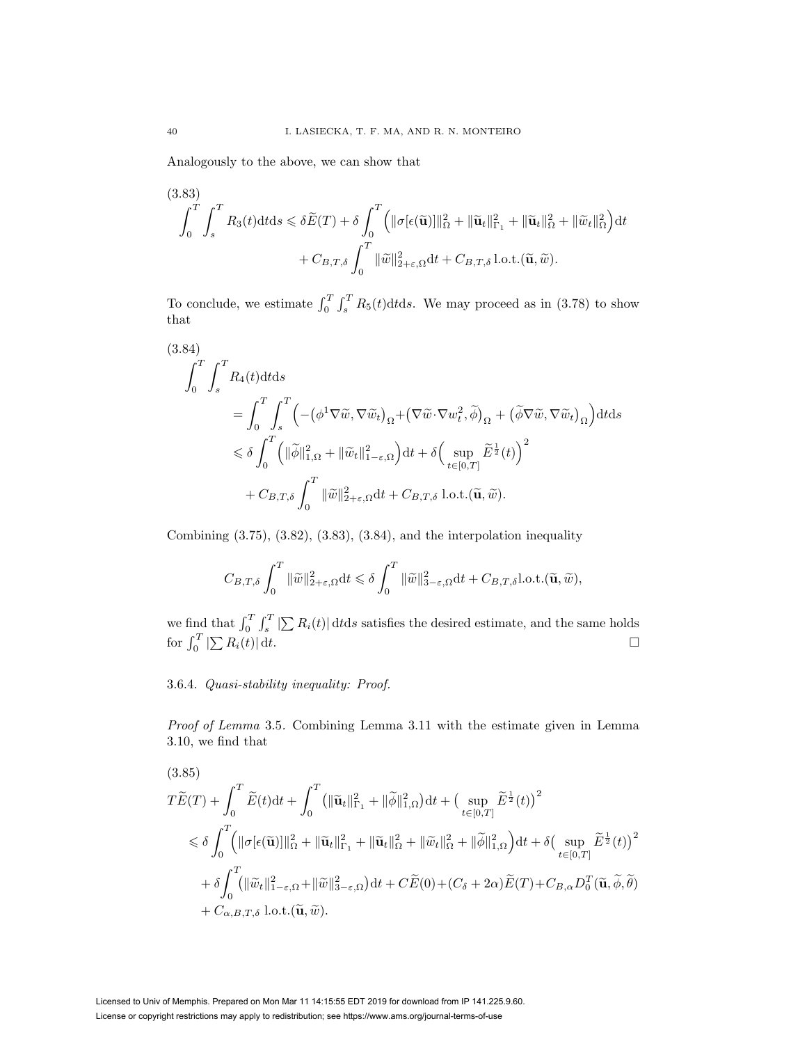Analogously to the above, we can show that

$$
\begin{aligned}
\int_0^T \int_s^T R_3(t)\mathrm{d}t\mathrm{d}s \leqslant \delta \widetilde{E}(T) + \delta \int_0^T \Big( \|\sigma[\epsilon(\widetilde{\mathbf{u}})]\|_\Omega^2 + \|\widetilde{\mathbf{u}}_t\|_{\Gamma_1}^2 + \|\widetilde{\mathbf{u}}_t\|_\Omega^2 + \|\widetilde{w}_t\|_\Omega^2 \Big)\mathrm{d}t \\
+ C_{B,T,\delta} \int_0^T \|\widetilde{w}\|_{2+\varepsilon,\Omega}^2 \mathrm{d}t + C_{B,T,\delta}\,\mathrm{l.o.t.}(\widetilde{\mathbf{u}}, \widetilde{w}).
\end{aligned} \tag{3.83}
$$

To conclude, we estimate $\int_0^T \int_s^T R_5(t)\mathrm{d}t\mathrm{d}s$. We may proceed as in (3.78) to show that

$$
\begin{aligned}
&\int_0^T \int_s^T R_4(t)\mathrm{d}t\mathrm{d}s \\
&\quad = \int_0^T \int_s^T \Big( -\big(\phi^1 \nabla \widetilde{w}, \nabla \widetilde{w}_t\big)_\Omega + \big(\nabla \widetilde{w} \cdot \nabla w_t^2, \widetilde{\phi}\big)_\Omega + \big(\widetilde{\phi} \nabla \widetilde{w}, \nabla \widetilde{w}_t\big)_\Omega \Big)\mathrm{d}t\mathrm{d}s \\
&\quad \leqslant \delta \int_0^T \Big( \|\widetilde{\phi}\|_{1,\Omega}^2 + \|\widetilde{w}_t\|_{1-\varepsilon,\Omega}^2 \Big)\mathrm{d}t + \delta \Big( \sup_{t\in[0,T]} \widetilde{E}^{\frac{1}{2}}(t) \Big)^2 \\
&\qquad + C_{B,T,\delta} \int_0^T \|\widetilde{w}\|_{2+\varepsilon,\Omega}^2 \mathrm{d}t + C_{B,T,\delta}\,\mathrm{l.o.t.}(\widetilde{\mathbf{u}}, \widetilde{w}).
\end{aligned} \tag{3.84}
$$

Combining (3.75), (3.82), (3.83), (3.84), and the interpolation inequality

$$
C_{B,T,\delta} \int_0^T \|\widetilde{w}\|_{2+\varepsilon,\Omega}^2 \mathrm{d}t \leqslant \delta \int_0^T \|\widetilde{w}\|_{3-\varepsilon,\Omega}^2 \mathrm{d}t + C_{B,T,\delta}\mathrm{l.o.t.}(\widetilde{\mathbf{u}}, \widetilde{w}),
$$

we find that $\int_0^T \int_s^T |\sum R_i(t)|\,\mathrm{d}t\mathrm{d}s$ satisfies the desired estimate, and the same holds for $\int_0^T |\sum R_i(t)|\,\mathrm{d}t$. $\square$

3.6.4. *Quasi-stability inequality: Proof.*

*Proof of Lemma* 3.5. Combining Lemma 3.11 with the estimate given in Lemma 3.10, we find that

$$
\begin{aligned}
&T\widetilde{E}(T) + \int_0^T \widetilde{E}(t)\mathrm{d}t + \int_0^T \big(\|\widetilde{\mathbf{u}}_t\|_{\Gamma_1}^2 + \|\widetilde{\phi}\|_{1,\Omega}^2\big)\mathrm{d}t + \big(\sup_{t\in[0,T]} \widetilde{E}^{\frac{1}{2}}(t)\big)^2 \\
&\quad \leqslant \delta \int_0^T \Big( \|\sigma[\epsilon(\widetilde{\mathbf{u}})]\|_\Omega^2 + \|\widetilde{\mathbf{u}}_t\|_{\Gamma_1}^2 + \|\widetilde{\mathbf{u}}_t\|_\Omega^2 + \|\widetilde{w}_t\|_\Omega^2 + \|\widetilde{\phi}\|_{1,\Omega}^2 \Big)\mathrm{d}t + \delta\big(\sup_{t\in[0,T]} \widetilde{E}^{\frac{1}{2}}(t)\big)^2 \\
&\qquad + \delta \int_0^T \big(\|\widetilde{w}_t\|_{1-\varepsilon,\Omega}^2 + \|\widetilde{w}\|_{3-\varepsilon,\Omega}^2\big)\mathrm{d}t + C\widetilde{E}(0) + (C_\delta + 2\alpha)\widetilde{E}(T) + C_{B,\alpha} D_0^T(\widetilde{\mathbf{u}}, \widetilde{\phi}, \widetilde{\theta}) \\
&\qquad + C_{\alpha,B,T,\delta}\ \mathrm{l.o.t.}(\widetilde{\mathbf{u}}, \widetilde{w}).
\end{aligned} \tag{3.85}
$$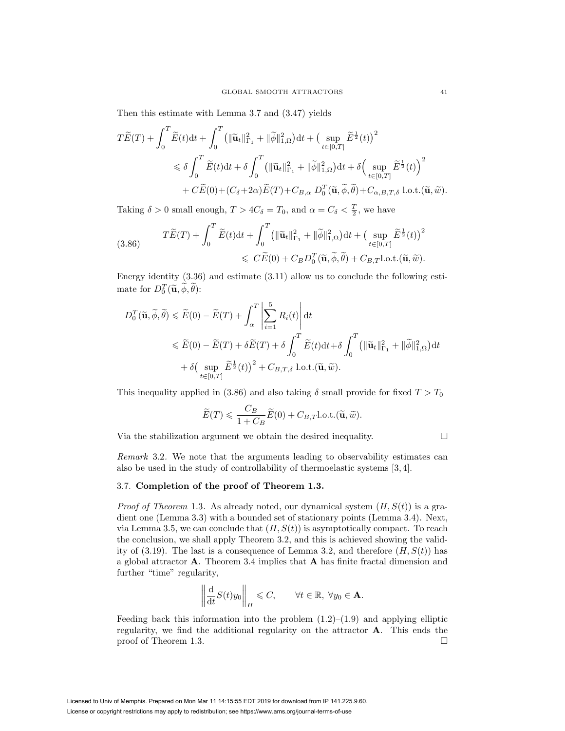Then this estimate with Lemma 3.7 and (3.47) yields

$$
\begin{aligned}
T\widetilde{E}(T) + \int_0^T \widetilde{E}(t)\mathrm{d}t + \int_0^T \big(\|\widetilde{\mathbf{u}}_t\|^2_{\Gamma_1} + \|\widetilde{\phi}\|^2_{1,\Omega}\big)\mathrm{d}t + \big(\sup_{t\in[0,T]} \widetilde{E}^{\frac{1}{2}}(t)\big)^2 \\
\leqslant \delta \int_0^T \widetilde{E}(t)\mathrm{d}t + \delta \int_0^T \big(\|\widetilde{\mathbf{u}}_t\|^2_{\Gamma_1} + \|\widetilde{\phi}\|^2_{1,\Omega}\big)\mathrm{d}t + \delta\Big(\sup_{t\in[0,T]} \widetilde{E}^{\frac{1}{2}}(t)\Big)^2 \\
+ C\widetilde{E}(0) + (C_\delta + 2\alpha)\widetilde{E}(T) + C_{B,\alpha}\, D_0^T(\widetilde{\mathbf{u}}, \widetilde{\phi}, \widetilde{\theta}) + C_{\alpha,B,T,\delta}\ \mathrm{l.o.t.}(\widetilde{\mathbf{u}}, \widetilde{w}).
\end{aligned}
$$

Taking $\delta > 0$ small enough, $T > 4C_\delta = T_0$, and $\alpha = C_\delta < \frac{T}{2}$, we have

$$
\begin{aligned}
T\widetilde{E}(T) + \int_0^T \widetilde{E}(t)\mathrm{d}t + \int_0^T \big(\|\widetilde{\mathbf{u}}_t\|^2_{\Gamma_1} + \|\widetilde{\phi}\|^2_{1,\Omega}\big)\mathrm{d}t + \big(\sup_{t\in[0,T]} \widetilde{E}^{\frac{1}{2}}(t)\big)^2 \\
\leqslant C\widetilde{E}(0) + C_B D_0^T(\widetilde{\mathbf{u}}, \widetilde{\phi}, \widetilde{\theta}) + C_{B,T}\mathrm{l.o.t.}(\widetilde{\mathbf{u}}, \widetilde{w}).
\end{aligned} \tag{3.86}
$$

Energy identity (3.36) and estimate (3.11) allow us to conclude the following estimate for $D_0^T(\widetilde{\mathbf{u}}, \widetilde{\phi}, \widetilde{\theta})$:

$$
\begin{aligned}
D_0^T(\widetilde{\mathbf{u}}, \widetilde{\phi}, \widetilde{\theta}) &\leqslant \widetilde{E}(0) - \widetilde{E}(T) + \int_\alpha^T \left|\sum_{i=1}^5 R_i(t)\right| \mathrm{d}t \\
&\leqslant \widetilde{E}(0) - \widetilde{E}(T) + \delta\widetilde{E}(T) + \delta \int_0^T \widetilde{E}(t)\mathrm{d}t + \delta \int_0^T \big(\|\widetilde{\mathbf{u}}_t\|^2_{\Gamma_1} + \|\widetilde{\phi}\|^2_{1,\Omega}\big)\mathrm{d}t \\
&\quad + \delta\big(\sup_{t\in[0,T]} \widetilde{E}^{\frac{1}{2}}(t)\big)^2 + C_{B,T,\delta}\ \mathrm{l.o.t.}(\widetilde{\mathbf{u}}, \widetilde{w}).
\end{aligned}
$$

This inequality applied in (3.86) and also taking $\delta$ small provide for fixed $T > T_0$

$$
\widetilde{E}(T) \leqslant \frac{C_B}{1 + C_B}\widetilde{E}(0) + C_{B,T}\mathrm{l.o.t.}(\widetilde{\mathbf{u}}, \widetilde{w}).
$$

Via the stabilization argument we obtain the desired inequality. $\square$

*Remark* 3.2. We note that the arguments leading to observability estimates can also be used in the study of controllability of thermoelastic systems [3, 4].

### 3.7. **Completion of the proof of Theorem 1.3.**

*Proof of Theorem* 1.3. As already noted, our dynamical system $(H, S(t))$ is a gradient one (Lemma 3.3) with a bounded set of stationary points (Lemma 3.4). Next, via Lemma 3.5, we can conclude that $(H, S(t))$ is asymptotically compact. To reach the conclusion, we shall apply Theorem 3.2, and this is achieved showing the validity of (3.19). The last is a consequence of Lemma 3.2, and therefore $(H, S(t))$ has a global attractor $\mathbf{A}$. Theorem 3.4 implies that $\mathbf{A}$ has finite fractal dimension and further "time" regularity,

$$
\left\|\frac{\mathrm{d}}{\mathrm{d}t} S(t)y_0\right\|_H \leqslant C, \qquad \forall t \in \mathbb{R},\ \forall y_0 \in \mathbf{A}.
$$

Feeding back this information into the problem (1.2)–(1.9) and applying elliptic regularity, we find the additional regularity on the attractor $\mathbf{A}$. This ends the proof of Theorem 1.3. $\square$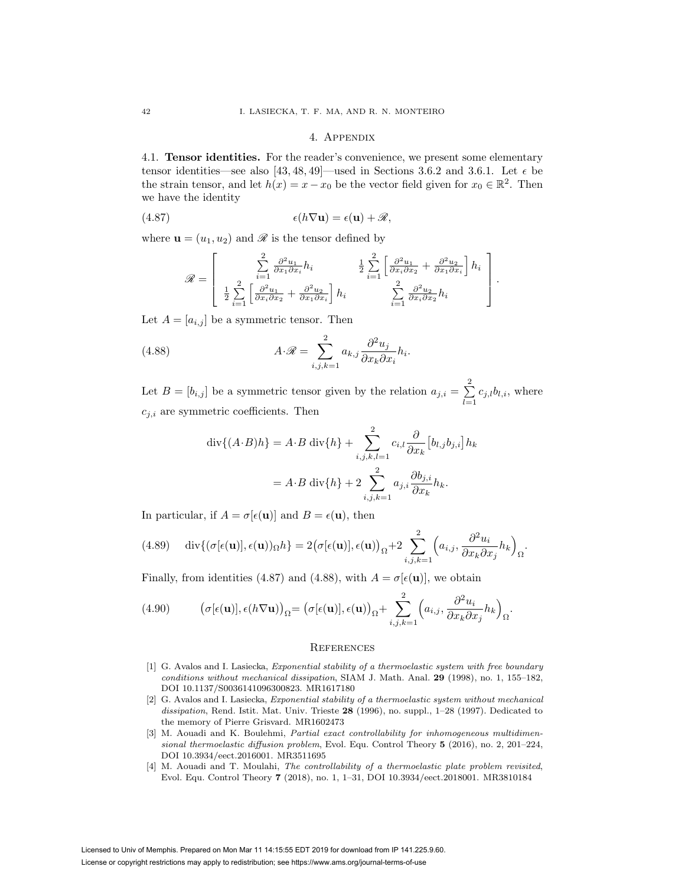## 4. Appendix

4.1. **Tensor identities.** For the reader's convenience, we present some elementary tensor identities—see also [43, 48, 49]—used in Sections 3.6.2 and 3.6.1. Let $\epsilon$ be the strain tensor, and let $h(x) = x - x_0$ be the vector field given for $x_0 \in \mathbb{R}^2$. Then we have the identity

$$\epsilon(h\nabla \mathbf{u}) = \epsilon(\mathbf{u}) + \mathscr{R}, \tag{4.87}$$

where $\mathbf{u} = (u_1, u_2)$ and $\mathscr{R}$ is the tensor defined by

$$\mathscr{R} = \begin{bmatrix} \sum_{i=1}^{2} \frac{\partial^2 u_1}{\partial x_1 \partial x_i} h_i & \frac{1}{2} \sum_{i=1}^{2} \left[ \frac{\partial^2 u_1}{\partial x_i \partial x_2} + \frac{\partial^2 u_2}{\partial x_1 \partial x_i} \right] h_i \\ \frac{1}{2} \sum_{i=1}^{2} \left[ \frac{\partial^2 u_1}{\partial x_i \partial x_2} + \frac{\partial^2 u_2}{\partial x_1 \partial x_i} \right] h_i & \sum_{i=1}^{2} \frac{\partial^2 u_2}{\partial x_i \partial x_2} h_i \end{bmatrix}.$$

Let $A = [a_{i,j}]$ be a symmetric tensor. Then

$$A \cdot \mathscr{R} = \sum_{i,j,k=1}^{2} a_{k,j} \frac{\partial^2 u_j}{\partial x_k \partial x_i} h_i. \tag{4.88}$$

Let $B = [b_{i,j}]$ be a symmetric tensor given by the relation $a_{j,i} = \sum_{l=1}^{2} c_{j,l} b_{l,i}$, where $c_{j,i}$ are symmetric coefficients. Then

$$\begin{aligned} \operatorname{div}\{(A \cdot B)h\} &= A \cdot B \operatorname{div}\{h\} + \sum_{i,j,k,l=1}^{2} c_{i,l} \frac{\partial}{\partial x_k} \left[ b_{l,j} b_{j,i} \right] h_k \\ &= A \cdot B \operatorname{div}\{h\} + 2 \sum_{i,j,k=1}^{2} a_{j,i} \frac{\partial b_{j,i}}{\partial x_k} h_k. \end{aligned}$$

In particular, if $A = \sigma[\epsilon(\mathbf{u})]$ and $B = \epsilon(\mathbf{u})$, then

$$\operatorname{div}\{(\sigma[\epsilon(\mathbf{u})], \epsilon(\mathbf{u}))_\Omega h\} = 2\big(\sigma[\epsilon(\mathbf{u})], \epsilon(\mathbf{u})\big)_\Omega + 2 \sum_{i,j,k=1}^{2} \Big( a_{i,j}, \frac{\partial^2 u_i}{\partial x_k \partial x_j} h_k \Big)_\Omega. \tag{4.89}$$

Finally, from identities (4.87) and (4.88), with $A = \sigma[\epsilon(\mathbf{u})]$, we obtain

$$\big(\sigma[\epsilon(\mathbf{u})], \epsilon(h\nabla \mathbf{u})\big)_\Omega = \big(\sigma[\epsilon(\mathbf{u})], \epsilon(\mathbf{u})\big)_\Omega + \sum_{i,j,k=1}^{2} \Big( a_{i,j}, \frac{\partial^2 u_i}{\partial x_k \partial x_j} h_k \Big)_\Omega. \tag{4.90}$$

## References

[1] G. Avalos and I. Lasiecka, *Exponential stability of a thermoelastic system with free boundary conditions without mechanical dissipation*, SIAM J. Math. Anal. **29** (1998), no. 1, 155–182, DOI 10.1137/S0036141096300823. MR1617180

[2] G. Avalos and I. Lasiecka, *Exponential stability of a thermoelastic system without mechanical dissipation*, Rend. Istit. Mat. Univ. Trieste **28** (1996), no. suppl., 1–28 (1997). Dedicated to the memory of Pierre Grisvard. MR1602473

[3] M. Aouadi and K. Boulehmi, *Partial exact controllability for inhomogeneous multidimensional thermoelastic diffusion problem*, Evol. Equ. Control Theory **5** (2016), no. 2, 201–224, DOI 10.3934/eect.2016001. MR3511695

[4] M. Aouadi and T. Moulahi, *The controllability of a thermoelastic plate problem revisited*, Evol. Equ. Control Theory **7** (2018), no. 1, 1–31, DOI 10.3934/eect.2018001. MR3810184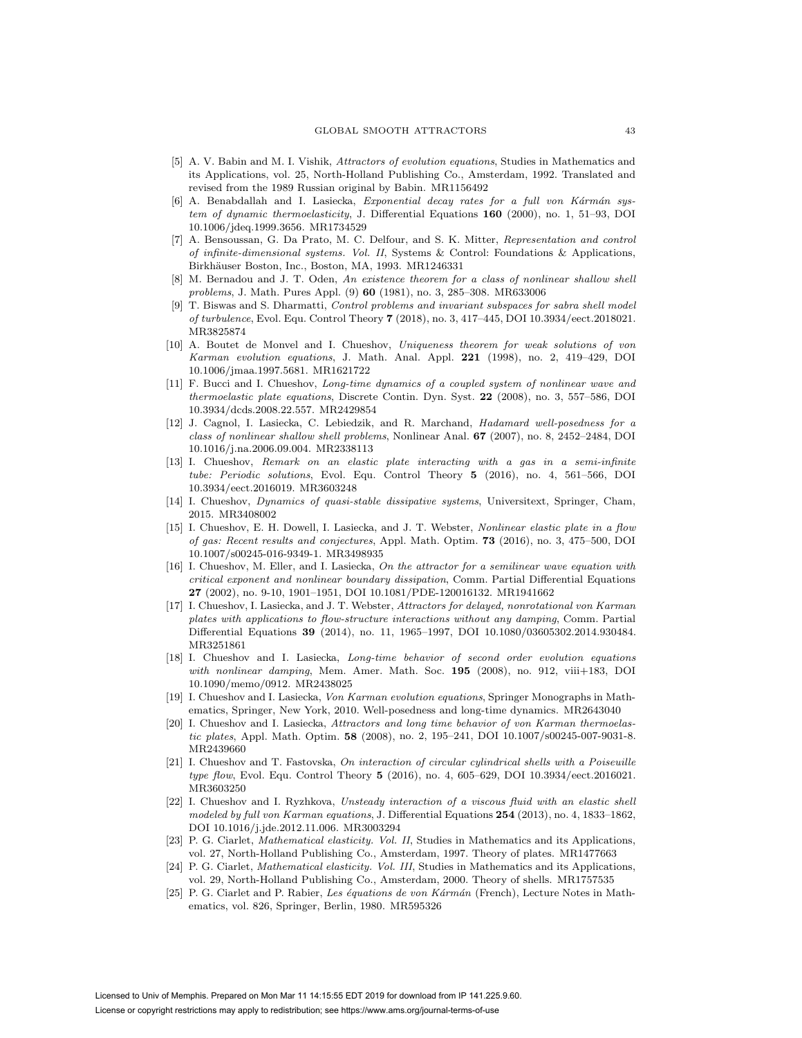[5] A. V. Babin and M. I. Vishik, *Attractors of evolution equations*, Studies in Mathematics and its Applications, vol. 25, North-Holland Publishing Co., Amsterdam, 1992. Translated and revised from the 1989 Russian original by Babin. MR1156492

[6] A. Benabdallah and I. Lasiecka, *Exponential decay rates for a full von Kármán system of dynamic thermoelasticity*, J. Differential Equations **160** (2000), no. 1, 51–93, DOI 10.1006/jdeq.1999.3656. MR1734529

[7] A. Bensoussan, G. Da Prato, M. C. Delfour, and S. K. Mitter, *Representation and control of infinite-dimensional systems. Vol. II*, Systems & Control: Foundations & Applications, Birkhäuser Boston, Inc., Boston, MA, 1993. MR1246331

[8] M. Bernadou and J. T. Oden, *An existence theorem for a class of nonlinear shallow shell problems*, J. Math. Pures Appl. (9) **60** (1981), no. 3, 285–308. MR633006

[9] T. Biswas and S. Dharmatti, *Control problems and invariant subspaces for sabra shell model of turbulence*, Evol. Equ. Control Theory **7** (2018), no. 3, 417–445, DOI 10.3934/eect.2018021. MR3825874

[10] A. Boutet de Monvel and I. Chueshov, *Uniqueness theorem for weak solutions of von Karman evolution equations*, J. Math. Anal. Appl. **221** (1998), no. 2, 419–429, DOI 10.1006/jmaa.1997.5681. MR1621722

[11] F. Bucci and I. Chueshov, *Long-time dynamics of a coupled system of nonlinear wave and thermoelastic plate equations*, Discrete Contin. Dyn. Syst. **22** (2008), no. 3, 557–586, DOI 10.3934/dcds.2008.22.557. MR2429854

[12] J. Cagnol, I. Lasiecka, C. Lebiedzik, and R. Marchand, *Hadamard well-posedness for a class of nonlinear shallow shell problems*, Nonlinear Anal. **67** (2007), no. 8, 2452–2484, DOI 10.1016/j.na.2006.09.004. MR2338113

[13] I. Chueshov, *Remark on an elastic plate interacting with a gas in a semi-infinite tube: Periodic solutions*, Evol. Equ. Control Theory **5** (2016), no. 4, 561–566, DOI 10.3934/eect.2016019. MR3603248

[14] I. Chueshov, *Dynamics of quasi-stable dissipative systems*, Universitext, Springer, Cham, 2015. MR3408002

[15] I. Chueshov, E. H. Dowell, I. Lasiecka, and J. T. Webster, *Nonlinear elastic plate in a flow of gas: Recent results and conjectures*, Appl. Math. Optim. **73** (2016), no. 3, 475–500, DOI 10.1007/s00245-016-9349-1. MR3498935

[16] I. Chueshov, M. Eller, and I. Lasiecka, *On the attractor for a semilinear wave equation with critical exponent and nonlinear boundary dissipation*, Comm. Partial Differential Equations **27** (2002), no. 9-10, 1901–1951, DOI 10.1081/PDE-120016132. MR1941662

[17] I. Chueshov, I. Lasiecka, and J. T. Webster, *Attractors for delayed, nonrotational von Karman plates with applications to flow-structure interactions without any damping*, Comm. Partial Differential Equations **39** (2014), no. 11, 1965–1997, DOI 10.1080/03605302.2014.930484. MR3251861

[18] I. Chueshov and I. Lasiecka, *Long-time behavior of second order evolution equations with nonlinear damping*, Mem. Amer. Math. Soc. **195** (2008), no. 912, viii+183, DOI 10.1090/memo/0912. MR2438025

[19] I. Chueshov and I. Lasiecka, *Von Karman evolution equations*, Springer Monographs in Mathematics, Springer, New York, 2010. Well-posedness and long-time dynamics. MR2643040

[20] I. Chueshov and I. Lasiecka, *Attractors and long time behavior of von Karman thermoelastic plates*, Appl. Math. Optim. **58** (2008), no. 2, 195–241, DOI 10.1007/s00245-007-9031-8. MR2439660

[21] I. Chueshov and T. Fastovska, *On interaction of circular cylindrical shells with a Poiseuille type flow*, Evol. Equ. Control Theory **5** (2016), no. 4, 605–629, DOI 10.3934/eect.2016021. MR3603250

[22] I. Chueshov and I. Ryzhkova, *Unsteady interaction of a viscous fluid with an elastic shell modeled by full von Karman equations*, J. Differential Equations **254** (2013), no. 4, 1833–1862, DOI 10.1016/j.jde.2012.11.006. MR3003294

[23] P. G. Ciarlet, *Mathematical elasticity. Vol. II*, Studies in Mathematics and its Applications, vol. 27, North-Holland Publishing Co., Amsterdam, 1997. Theory of plates. MR1477663

[24] P. G. Ciarlet, *Mathematical elasticity. Vol. III*, Studies in Mathematics and its Applications, vol. 29, North-Holland Publishing Co., Amsterdam, 2000. Theory of shells. MR1757535

[25] P. G. Ciarlet and P. Rabier, *Les équations de von Kármán* (French), Lecture Notes in Mathematics, vol. 826, Springer, Berlin, 1980. MR595326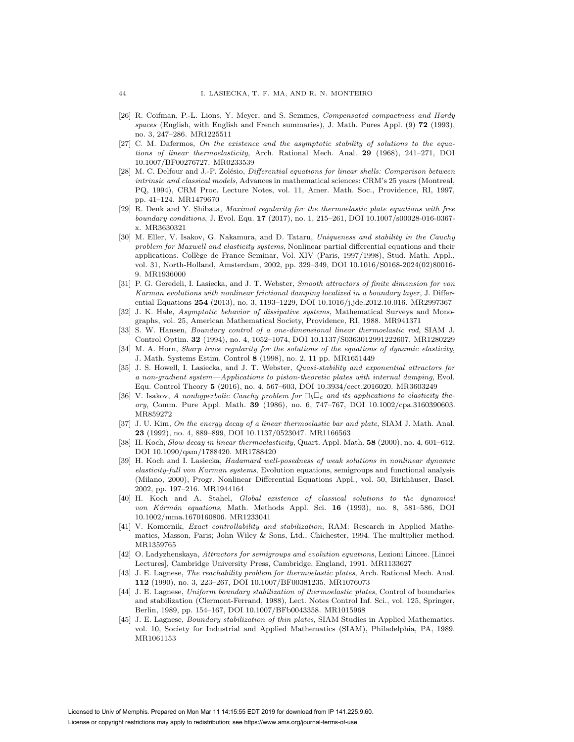[26] R. Coifman, P.-L. Lions, Y. Meyer, and S. Semmes, *Compensated compactness and Hardy spaces* (English, with English and French summaries), J. Math. Pures Appl. (9) **72** (1993), no. 3, 247–286. MR1225511

[27] C. M. Dafermos, *On the existence and the asymptotic stability of solutions to the equations of linear thermoelasticity*, Arch. Rational Mech. Anal. **29** (1968), 241–271, DOI 10.1007/BF00276727. MR0233539

[28] M. C. Delfour and J.-P. Zolésio, *Differential equations for linear shells: Comparison between intrinsic and classical models*, Advances in mathematical sciences: CRM's 25 years (Montreal, PQ, 1994), CRM Proc. Lecture Notes, vol. 11, Amer. Math. Soc., Providence, RI, 1997, pp. 41–124. MR1479670

[29] R. Denk and Y. Shibata, *Maximal regularity for the thermoelastic plate equations with free boundary conditions*, J. Evol. Equ. **17** (2017), no. 1, 215–261, DOI 10.1007/s00028-016-0367-x. MR3630321

[30] M. Eller, V. Isakov, G. Nakamura, and D. Tataru, *Uniqueness and stability in the Cauchy problem for Maxwell and elasticity systems*, Nonlinear partial differential equations and their applications. Collège de France Seminar, Vol. XIV (Paris, 1997/1998), Stud. Math. Appl., vol. 31, North-Holland, Amsterdam, 2002, pp. 329–349, DOI 10.1016/S0168-2024(02)80016-9. MR1936000

[31] P. G. Geredeli, I. Lasiecka, and J. T. Webster, *Smooth attractors of finite dimension for von Karman evolutions with nonlinear frictional damping localized in a boundary layer*, J. Differential Equations **254** (2013), no. 3, 1193–1229, DOI 10.1016/j.jde.2012.10.016. MR2997367

[32] J. K. Hale, *Asymptotic behavior of dissipative systems*, Mathematical Surveys and Monographs, vol. 25, American Mathematical Society, Providence, RI, 1988. MR941371

[33] S. W. Hansen, *Boundary control of a one-dimensional linear thermoelastic rod*, SIAM J. Control Optim. **32** (1994), no. 4, 1052–1074, DOI 10.1137/S0363012991222607. MR1280229

[34] M. A. Horn, *Sharp trace regularity for the solutions of the equations of dynamic elasticity*, J. Math. Systems Estim. Control **8** (1998), no. 2, 11 pp. MR1651449

[35] J. S. Howell, I. Lasiecka, and J. T. Webster, *Quasi-stability and exponential attractors for a non-gradient system—Applications to piston-theoretic plates with internal damping*, Evol. Equ. Control Theory **5** (2016), no. 4, 567–603, DOI 10.3934/eect.2016020. MR3603249

[36] V. Isakov, *A nonhyperbolic Cauchy problem for $\square_b\square_c$ and its applications to elasticity theory*, Comm. Pure Appl. Math. **39** (1986), no. 6, 747–767, DOI 10.1002/cpa.3160390603. MR859272

[37] J. U. Kim, *On the energy decay of a linear thermoelastic bar and plate*, SIAM J. Math. Anal. **23** (1992), no. 4, 889–899, DOI 10.1137/0523047. MR1166563

[38] H. Koch, *Slow decay in linear thermoelasticity*, Quart. Appl. Math. **58** (2000), no. 4, 601–612, DOI 10.1090/qam/1788420. MR1788420

[39] H. Koch and I. Lasiecka, *Hadamard well-posedness of weak solutions in nonlinear dynamic elasticity-full von Karman systems*, Evolution equations, semigroups and functional analysis (Milano, 2000), Progr. Nonlinear Differential Equations Appl., vol. 50, Birkhäuser, Basel, 2002, pp. 197–216. MR1944164

[40] H. Koch and A. Stahel, *Global existence of classical solutions to the dynamical von Kármán equations*, Math. Methods Appl. Sci. **16** (1993), no. 8, 581–586, DOI 10.1002/mma.1670160806. MR1233041

[41] V. Komornik, *Exact controllability and stabilization*, RAM: Research in Applied Mathematics, Masson, Paris; John Wiley & Sons, Ltd., Chichester, 1994. The multiplier method. MR1359765

[42] O. Ladyzhenskaya, *Attractors for semigroups and evolution equations*, Lezioni Lincee. [Lincei Lectures], Cambridge University Press, Cambridge, England, 1991. MR1133627

[43] J. E. Lagnese, *The reachability problem for thermoelastic plates*, Arch. Rational Mech. Anal. **112** (1990), no. 3, 223–267, DOI 10.1007/BF00381235. MR1076073

[44] J. E. Lagnese, *Uniform boundary stabilization of thermoelastic plates*, Control of boundaries and stabilization (Clermont-Ferrand, 1988), Lect. Notes Control Inf. Sci., vol. 125, Springer, Berlin, 1989, pp. 154–167, DOI 10.1007/BFb0043358. MR1015968

[45] J. E. Lagnese, *Boundary stabilization of thin plates*, SIAM Studies in Applied Mathematics, vol. 10, Society for Industrial and Applied Mathematics (SIAM), Philadelphia, PA, 1989. MR1061153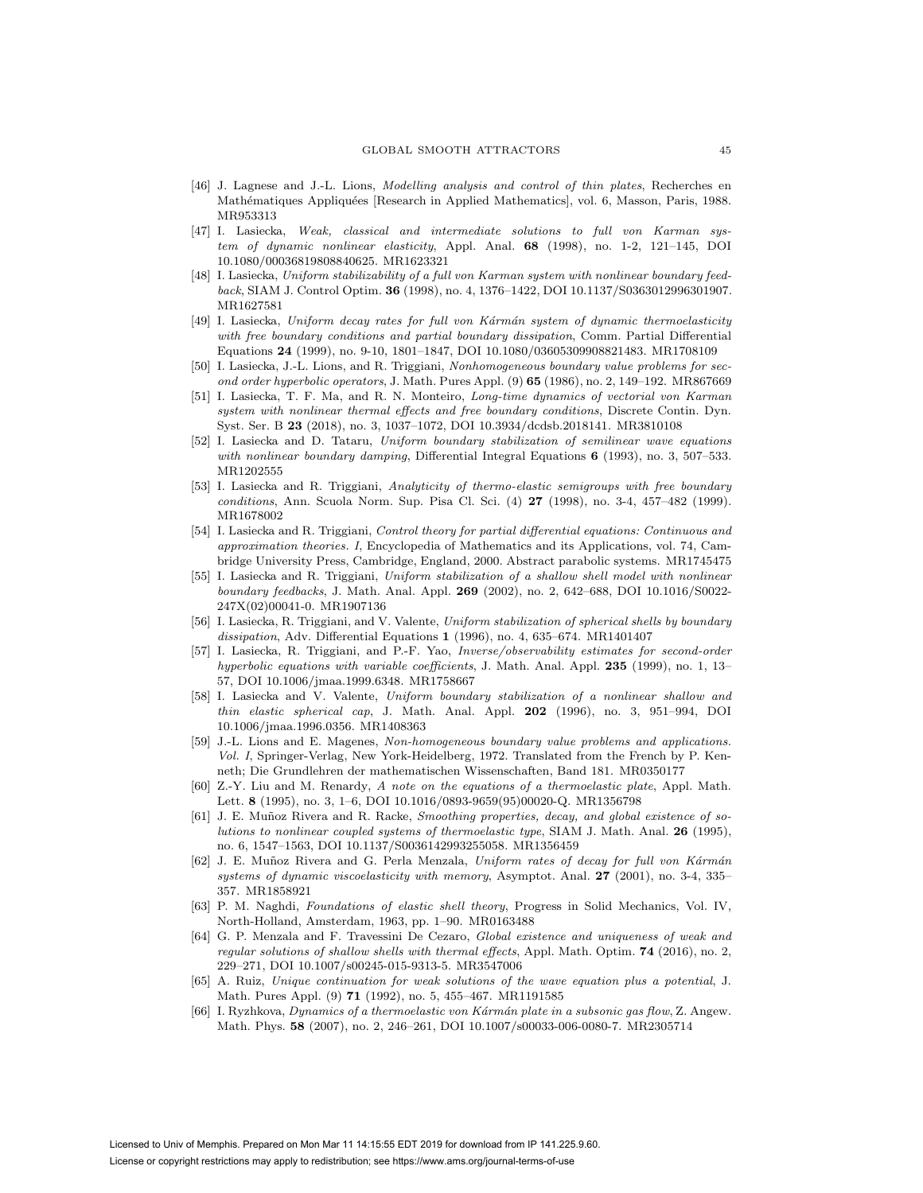[46] J. Lagnese and J.-L. Lions, *Modelling analysis and control of thin plates*, Recherches en Mathématiques Appliquées [Research in Applied Mathematics], vol. 6, Masson, Paris, 1988. MR953313

[47] I. Lasiecka, *Weak, classical and intermediate solutions to full von Karman system of dynamic nonlinear elasticity*, Appl. Anal. **68** (1998), no. 1-2, 121–145, DOI 10.1080/00036819808840625. MR1623321

[48] I. Lasiecka, *Uniform stabilizability of a full von Karman system with nonlinear boundary feedback*, SIAM J. Control Optim. **36** (1998), no. 4, 1376–1422, DOI 10.1137/S0363012996301907. MR1627581

[49] I. Lasiecka, *Uniform decay rates for full von Kármán system of dynamic thermoelasticity with free boundary conditions and partial boundary dissipation*, Comm. Partial Differential Equations **24** (1999), no. 9-10, 1801–1847, DOI 10.1080/03605309908821483. MR1708109

[50] I. Lasiecka, J.-L. Lions, and R. Triggiani, *Nonhomogeneous boundary value problems for second order hyperbolic operators*, J. Math. Pures Appl. (9) **65** (1986), no. 2, 149–192. MR867669

[51] I. Lasiecka, T. F. Ma, and R. N. Monteiro, *Long-time dynamics of vectorial von Karman system with nonlinear thermal effects and free boundary conditions*, Discrete Contin. Dyn. Syst. Ser. B **23** (2018), no. 3, 1037–1072, DOI 10.3934/dcdsb.2018141. MR3810108

[52] I. Lasiecka and D. Tataru, *Uniform boundary stabilization of semilinear wave equations with nonlinear boundary damping*, Differential Integral Equations **6** (1993), no. 3, 507–533. MR1202555

[53] I. Lasiecka and R. Triggiani, *Analyticity of thermo-elastic semigroups with free boundary conditions*, Ann. Scuola Norm. Sup. Pisa Cl. Sci. (4) **27** (1998), no. 3-4, 457–482 (1999). MR1678002

[54] I. Lasiecka and R. Triggiani, *Control theory for partial differential equations: Continuous and approximation theories. I*, Encyclopedia of Mathematics and its Applications, vol. 74, Cambridge University Press, Cambridge, England, 2000. Abstract parabolic systems. MR1745475

[55] I. Lasiecka and R. Triggiani, *Uniform stabilization of a shallow shell model with nonlinear boundary feedbacks*, J. Math. Anal. Appl. **269** (2002), no. 2, 642–688, DOI 10.1016/S0022-247X(02)00041-0. MR1907136

[56] I. Lasiecka, R. Triggiani, and V. Valente, *Uniform stabilization of spherical shells by boundary dissipation*, Adv. Differential Equations **1** (1996), no. 4, 635–674. MR1401407

[57] I. Lasiecka, R. Triggiani, and P.-F. Yao, *Inverse/observability estimates for second-order hyperbolic equations with variable coefficients*, J. Math. Anal. Appl. **235** (1999), no. 1, 13–57, DOI 10.1006/jmaa.1999.6348. MR1758667

[58] I. Lasiecka and V. Valente, *Uniform boundary stabilization of a nonlinear shallow and thin elastic spherical cap*, J. Math. Anal. Appl. **202** (1996), no. 3, 951–994, DOI 10.1006/jmaa.1996.0356. MR1408363

[59] J.-L. Lions and E. Magenes, *Non-homogeneous boundary value problems and applications. Vol. I*, Springer-Verlag, New York-Heidelberg, 1972. Translated from the French by P. Kenneth; Die Grundlehren der mathematischen Wissenschaften, Band 181. MR0350177

[60] Z.-Y. Liu and M. Renardy, *A note on the equations of a thermoelastic plate*, Appl. Math. Lett. **8** (1995), no. 3, 1–6, DOI 10.1016/0893-9659(95)00020-Q. MR1356798

[61] J. E. Muñoz Rivera and R. Racke, *Smoothing properties, decay, and global existence of solutions to nonlinear coupled systems of thermoelastic type*, SIAM J. Math. Anal. **26** (1995), no. 6, 1547–1563, DOI 10.1137/S0036142993255058. MR1356459

[62] J. E. Muñoz Rivera and G. Perla Menzala, *Uniform rates of decay for full von Kármán systems of dynamic viscoelasticity with memory*, Asymptot. Anal. **27** (2001), no. 3-4, 335–357. MR1858921

[63] P. M. Naghdi, *Foundations of elastic shell theory*, Progress in Solid Mechanics, Vol. IV, North-Holland, Amsterdam, 1963, pp. 1–90. MR0163488

[64] G. P. Menzala and F. Travessini De Cezaro, *Global existence and uniqueness of weak and regular solutions of shallow shells with thermal effects*, Appl. Math. Optim. **74** (2016), no. 2, 229–271, DOI 10.1007/s00245-015-9313-5. MR3547006

[65] A. Ruiz, *Unique continuation for weak solutions of the wave equation plus a potential*, J. Math. Pures Appl. (9) **71** (1992), no. 5, 455–467. MR1191585

[66] I. Ryzhkova, *Dynamics of a thermoelastic von Kármán plate in a subsonic gas flow*, Z. Angew. Math. Phys. **58** (2007), no. 2, 246–261, DOI 10.1007/s00033-006-0080-7. MR2305714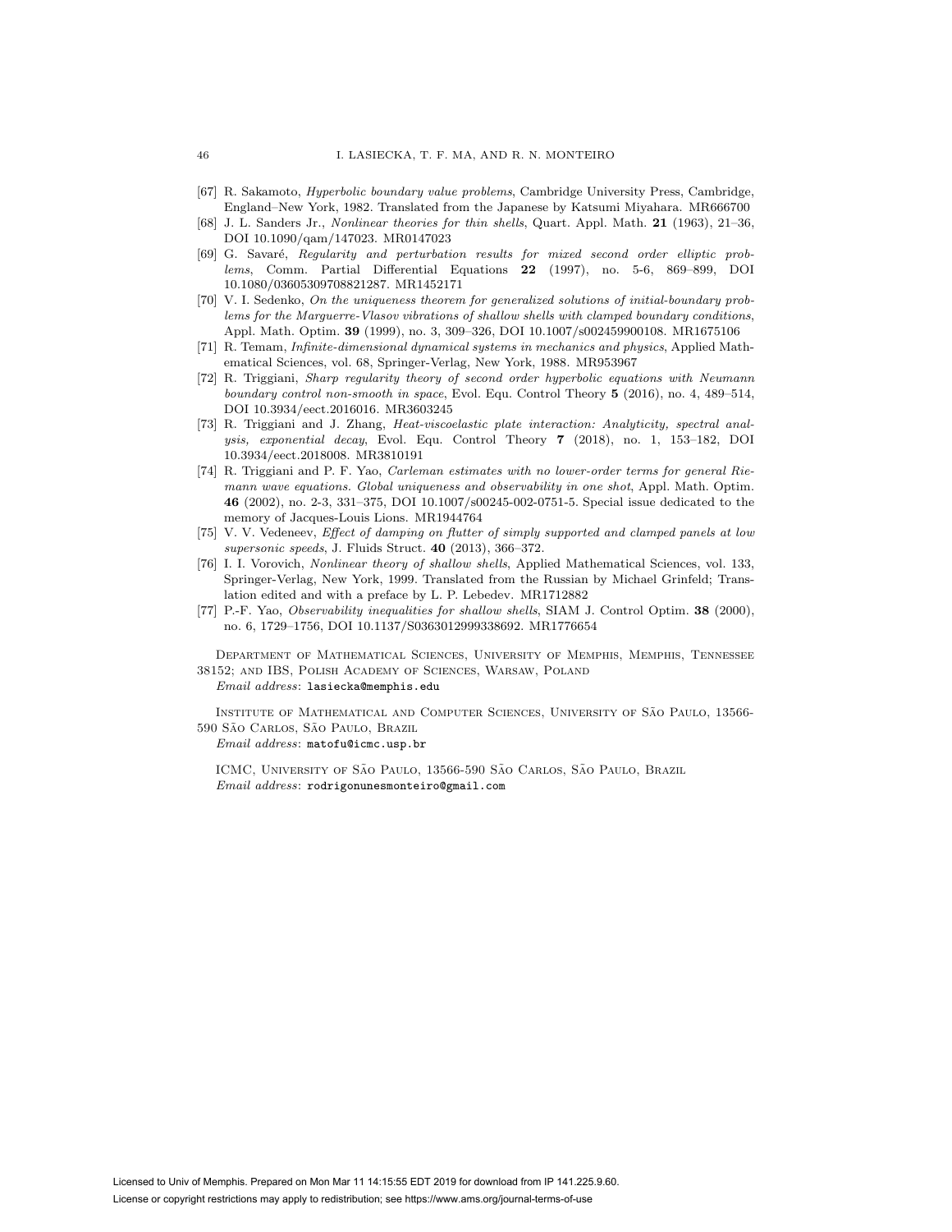[67] R. Sakamoto, *Hyperbolic boundary value problems*, Cambridge University Press, Cambridge, England–New York, 1982. Translated from the Japanese by Katsumi Miyahara. MR666700

[68] J. L. Sanders Jr., *Nonlinear theories for thin shells*, Quart. Appl. Math. **21** (1963), 21–36, DOI 10.1090/qam/147023. MR0147023

[69] G. Savaré, *Regularity and perturbation results for mixed second order elliptic problems*, Comm. Partial Differential Equations **22** (1997), no. 5-6, 869–899, DOI 10.1080/03605309708821287. MR1452171

[70] V. I. Sedenko, *On the uniqueness theorem for generalized solutions of initial-boundary problems for the Marguerre-Vlasov vibrations of shallow shells with clamped boundary conditions*, Appl. Math. Optim. **39** (1999), no. 3, 309–326, DOI 10.1007/s002459900108. MR1675106

[71] R. Temam, *Infinite-dimensional dynamical systems in mechanics and physics*, Applied Mathematical Sciences, vol. 68, Springer-Verlag, New York, 1988. MR953967

[72] R. Triggiani, *Sharp regularity theory of second order hyperbolic equations with Neumann boundary control non-smooth in space*, Evol. Equ. Control Theory **5** (2016), no. 4, 489–514, DOI 10.3934/eect.2016016. MR3603245

[73] R. Triggiani and J. Zhang, *Heat-viscoelastic plate interaction: Analyticity, spectral analysis, exponential decay*, Evol. Equ. Control Theory **7** (2018), no. 1, 153–182, DOI 10.3934/eect.2018008. MR3810191

[74] R. Triggiani and P. F. Yao, *Carleman estimates with no lower-order terms for general Riemann wave equations. Global uniqueness and observability in one shot*, Appl. Math. Optim. **46** (2002), no. 2-3, 331–375, DOI 10.1007/s00245-002-0751-5. Special issue dedicated to the memory of Jacques-Louis Lions. MR1944764

[75] V. V. Vedeneev, *Effect of damping on flutter of simply supported and clamped panels at low supersonic speeds*, J. Fluids Struct. **40** (2013), 366–372.

[76] I. I. Vorovich, *Nonlinear theory of shallow shells*, Applied Mathematical Sciences, vol. 133, Springer-Verlag, New York, 1999. Translated from the Russian by Michael Grinfeld; Translation edited and with a preface by L. P. Lebedev. MR1712882

[77] P.-F. Yao, *Observability inequalities for shallow shells*, SIAM J. Control Optim. **38** (2000), no. 6, 1729–1756, DOI 10.1137/S0363012999338692. MR1776654

Department of Mathematical Sciences, University of Memphis, Memphis, Tennessee 38152; and IBS, Polish Academy of Sciences, Warsaw, Poland

*Email address*: lasiecka@memphis.edu

Institute of Mathematical and Computer Sciences, University of São Paulo, 13566-590 São Carlos, São Paulo, Brazil

*Email address*: matofu@icmc.usp.br

ICMC, University of São Paulo, 13566-590 São Carlos, São Paulo, Brazil

*Email address*: rodrigonunesmonteiro@gmail.com